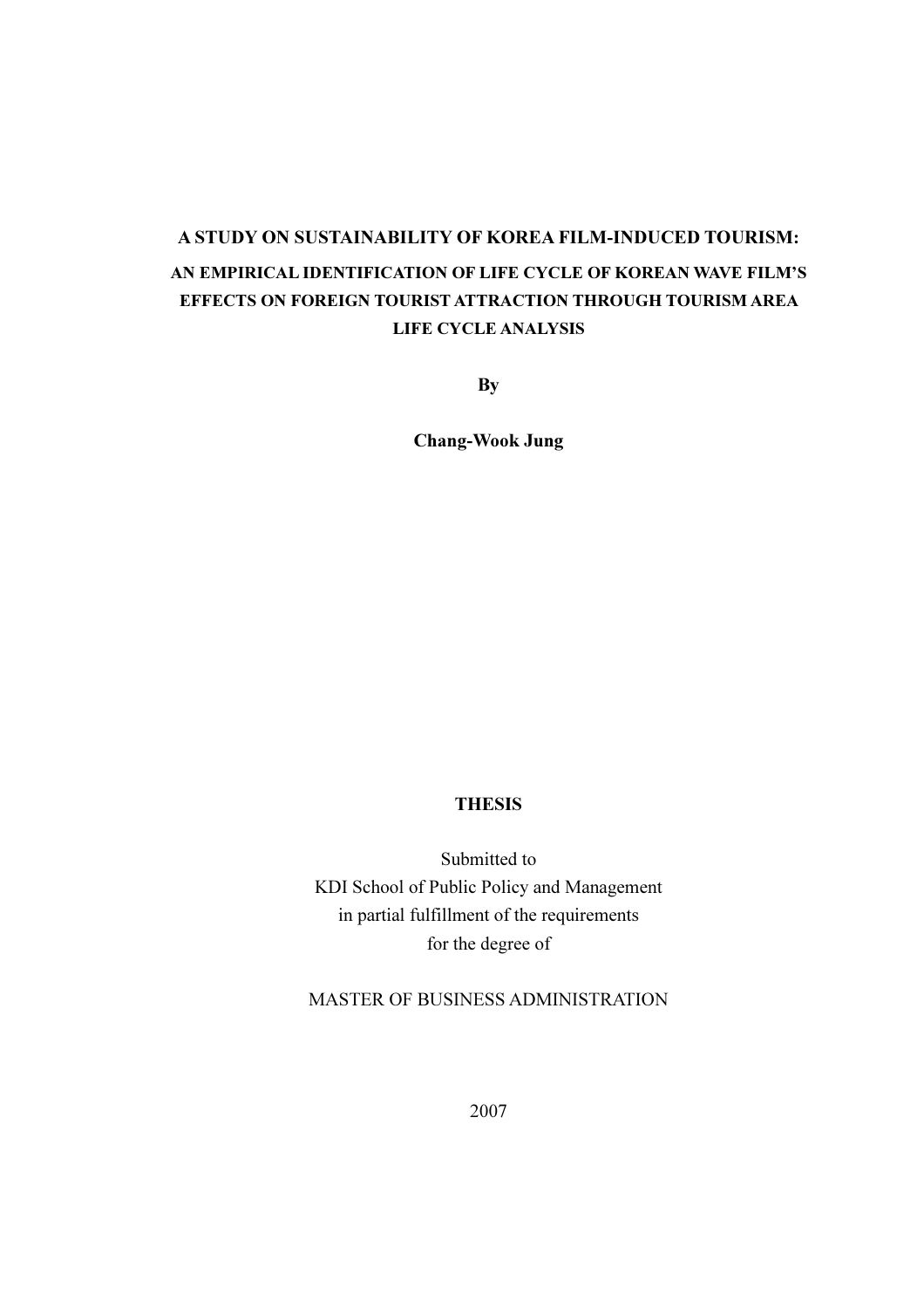# A STUDY ON SUSTAINABILITY OF KOREA FILM-INDUCED TOURISM:

## AN EMPIRICAL IDENTIFICATION OF LIFE CYCLE OF KOREAN WAVE FILM'S EFFECTS ON FOREIGN TOURIST ATTRACTION THROUGH TOURISM AREA LIFE CYCLE ANALYSIS

**By**

**Chang-Wook Jung**

**THESIS**

Submitted to
KDI School of Public Policy and Management
in partial fulfillment of the requirements
for the degree of

MASTER OF BUSINESS ADMINISTRATION

2007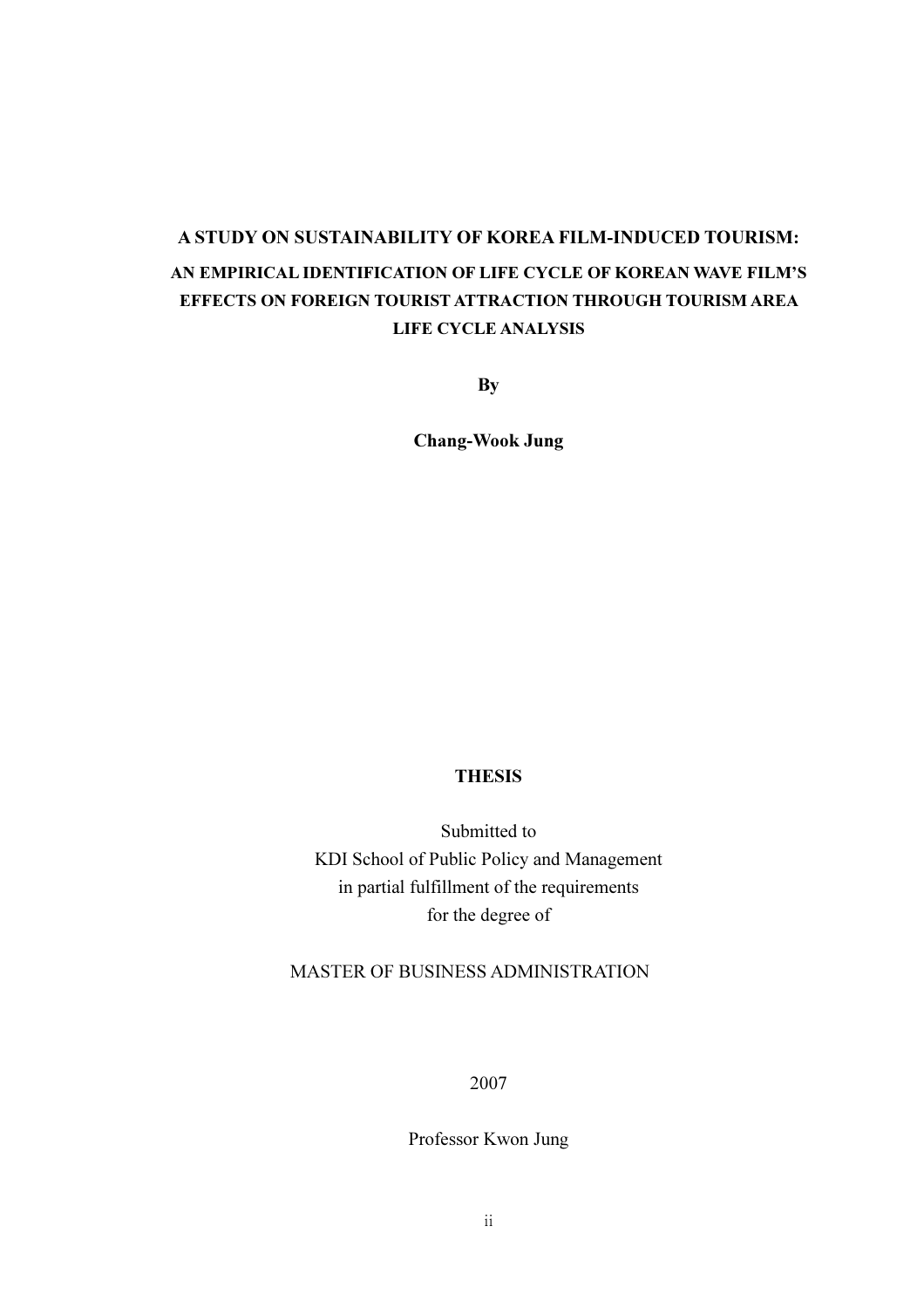# A STUDY ON SUSTAINABILITY OF KOREA FILM-INDUCED TOURISM:

## AN EMPIRICAL IDENTIFICATION OF LIFE CYCLE OF KOREAN WAVE FILM'S EFFECTS ON FOREIGN TOURIST ATTRACTION THROUGH TOURISM AREA LIFE CYCLE ANALYSIS

**By**

**Chang-Wook Jung**

**THESIS**

Submitted to
KDI School of Public Policy and Management
in partial fulfillment of the requirements
for the degree of

MASTER OF BUSINESS ADMINISTRATION

2007

Professor Kwon Jung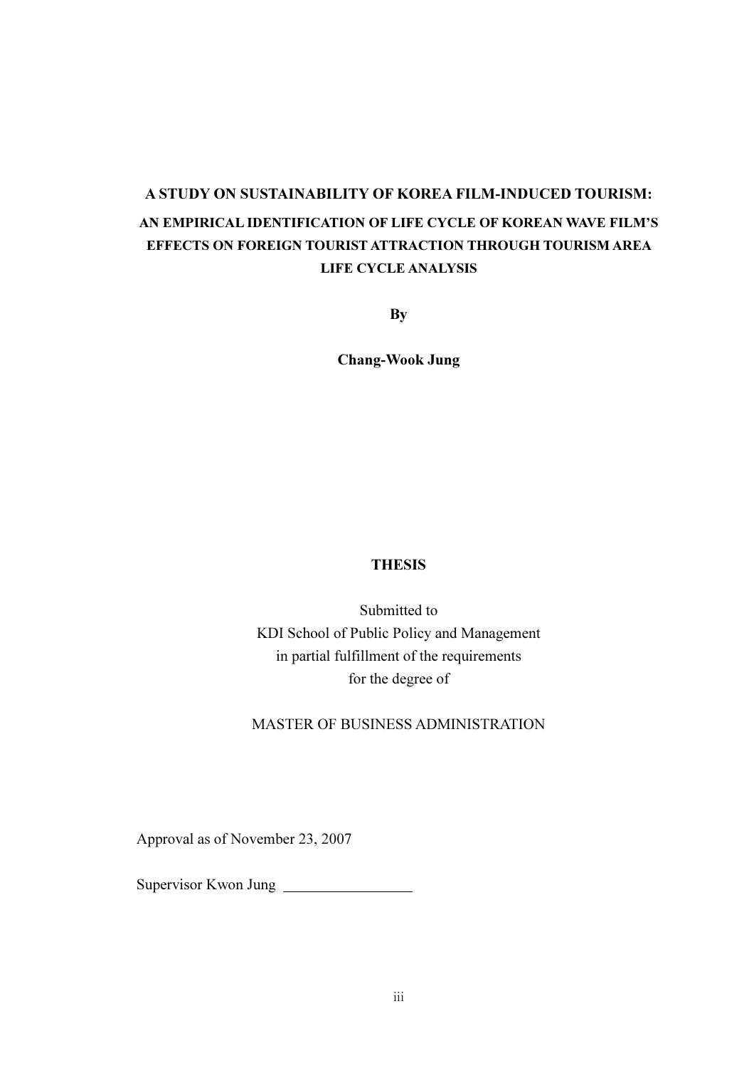# A STUDY ON SUSTAINABILITY OF KOREA FILM-INDUCED TOURISM:

## AN EMPIRICAL IDENTIFICATION OF LIFE CYCLE OF KOREAN WAVE FILM'S EFFECTS ON FOREIGN TOURIST ATTRACTION THROUGH TOURISM AREA LIFE CYCLE ANALYSIS

**By**

**Chang-Wook Jung**

**THESIS**

Submitted to
KDI School of Public Policy and Management
in partial fulfillment of the requirements
for the degree of

MASTER OF BUSINESS ADMINISTRATION

Approval as of November 23, 2007

Supervisor Kwon Jung \_\_\_\_\_\_\_\_\_\_\_\_\_\_\_\_\_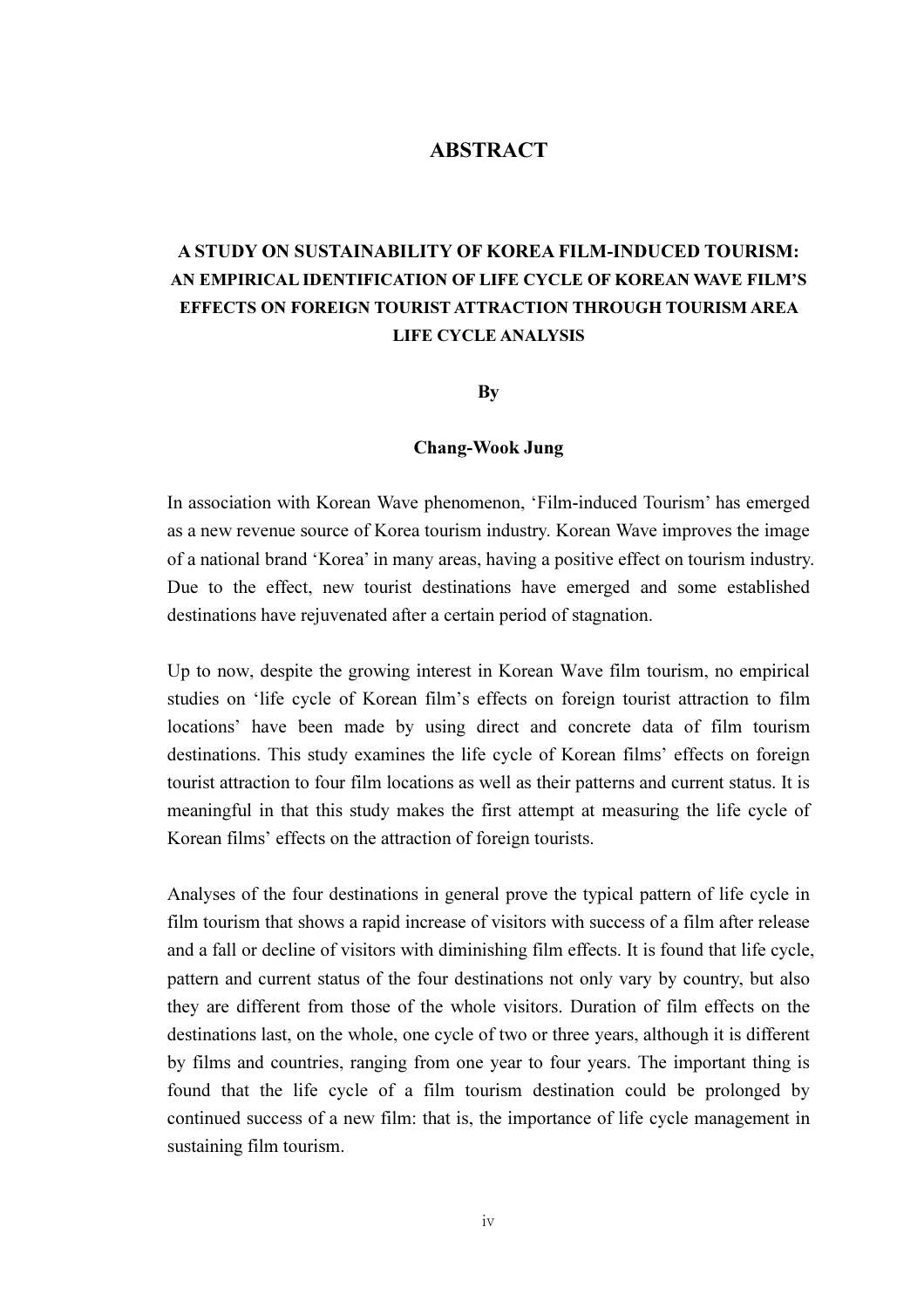# ABSTRACT

**A STUDY ON SUSTAINABILITY OF KOREA FILM-INDUCED TOURISM: AN EMPIRICAL IDENTIFICATION OF LIFE CYCLE OF KOREAN WAVE FILM'S EFFECTS ON FOREIGN TOURIST ATTRACTION THROUGH TOURISM AREA LIFE CYCLE ANALYSIS**

**By**

**Chang-Wook Jung**

In association with Korean Wave phenomenon, 'Film-induced Tourism' has emerged as a new revenue source of Korea tourism industry. Korean Wave improves the image of a national brand 'Korea' in many areas, having a positive effect on tourism industry. Due to the effect, new tourist destinations have emerged and some established destinations have rejuvenated after a certain period of stagnation.

Up to now, despite the growing interest in Korean Wave film tourism, no empirical studies on 'life cycle of Korean film's effects on foreign tourist attraction to film locations' have been made by using direct and concrete data of film tourism destinations. This study examines the life cycle of Korean films' effects on foreign tourist attraction to four film locations as well as their patterns and current status. It is meaningful in that this study makes the first attempt at measuring the life cycle of Korean films' effects on the attraction of foreign tourists.

Analyses of the four destinations in general prove the typical pattern of life cycle in film tourism that shows a rapid increase of visitors with success of a film after release and a fall or decline of visitors with diminishing film effects. It is found that life cycle, pattern and current status of the four destinations not only vary by country, but also they are different from those of the whole visitors. Duration of film effects on the destinations last, on the whole, one cycle of two or three years, although it is different by films and countries, ranging from one year to four years. The important thing is found that the life cycle of a film tourism destination could be prolonged by continued success of a new film: that is, the importance of life cycle management in sustaining film tourism.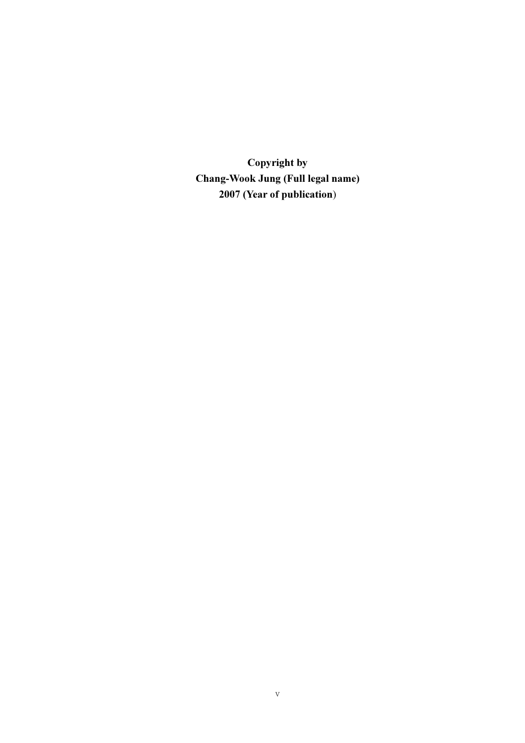**Copyright by**
**Chang-Wook Jung (Full legal name)**
**2007 (Year of publication)**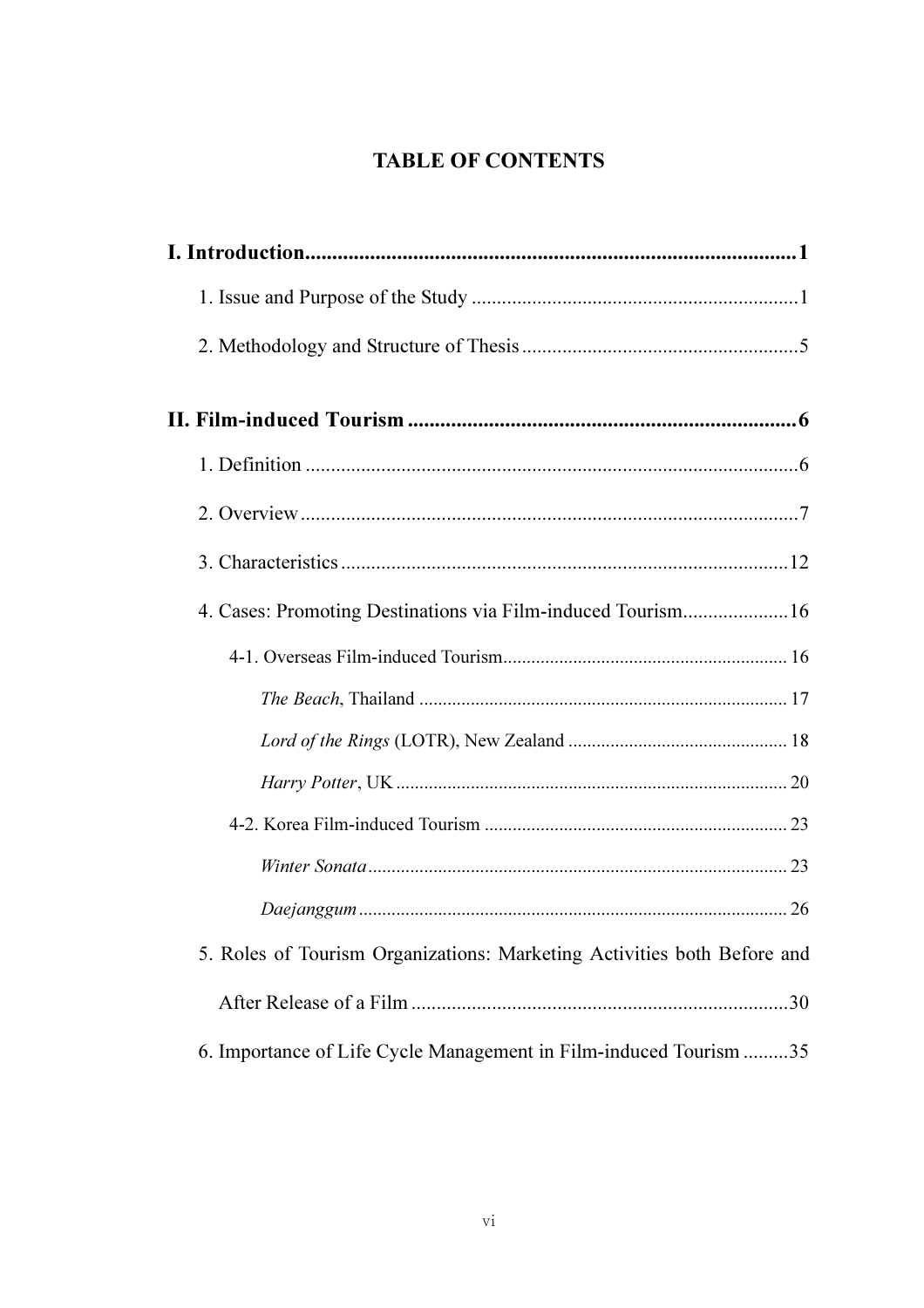# TABLE OF CONTENTS

**I. Introduction........................................................................................1**

1. Issue and Purpose of the Study .................................................................1

2. Methodology and Structure of Thesis .......................................................5

**II. Film-induced Tourism .........................................................................6**

1. Definition ...................................................................................................6

2. Overview.....................................................................................................7

3. Characteristics ..........................................................................................12

4. Cases: Promoting Destinations via Film-induced Tourism.....................16

4-1. Overseas Film-induced Tourism............................................................ 16

*The Beach*, Thailand .............................................................................. 17

*Lord of the Rings* (LOTR), New Zealand .............................................. 18

*Harry Potter*, UK ................................................................................... 20

4-2. Korea Film-induced Tourism ................................................................ 23

*Winter Sonata* ......................................................................................... 23

*Daejanggum* ........................................................................................... 26

5. Roles of Tourism Organizations: Marketing Activities both Before and After Release of a Film ............................................................................30

6. Importance of Life Cycle Management in Film-induced Tourism .........35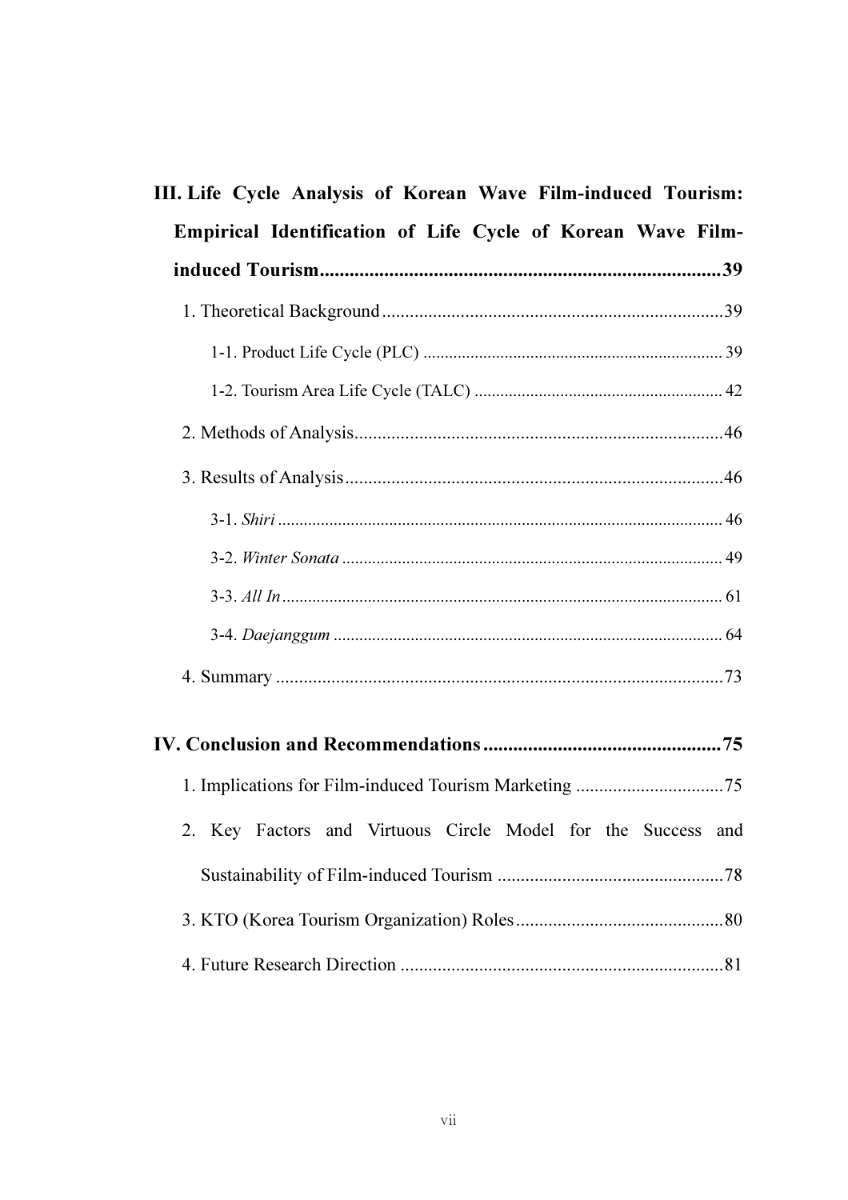**III. Life Cycle Analysis of Korean Wave Film-induced Tourism: Empirical Identification of Life Cycle of Korean Wave Film-induced Tourism................................................................................39**

1. Theoretical Background..........................................................................39
   - 1-1. Product Life Cycle (PLC) ...................................................................... 39
   - 1-2. Tourism Area Life Cycle (TALC) .......................................................... 42
2. Methods of Analysis................................................................................46
3. Results of Analysis..................................................................................46
   - 3-1. *Shiri* ....................................................................................................... 46
   - 3-2. *Winter Sonata* ........................................................................................ 49
   - 3-3. *All In* ...................................................................................................... 61
   - 3-4. *Daejanggum* .......................................................................................... 64
4. Summary ..................................................................................................73

**IV. Conclusion and Recommendations................................................75**

1. Implications for Film-induced Tourism Marketing ................................75
2. Key Factors and Virtuous Circle Model for the Success and Sustainability of Film-induced Tourism .................................................78
3. KTO (Korea Tourism Organization) Roles.............................................80
4. Future Research Direction ......................................................................81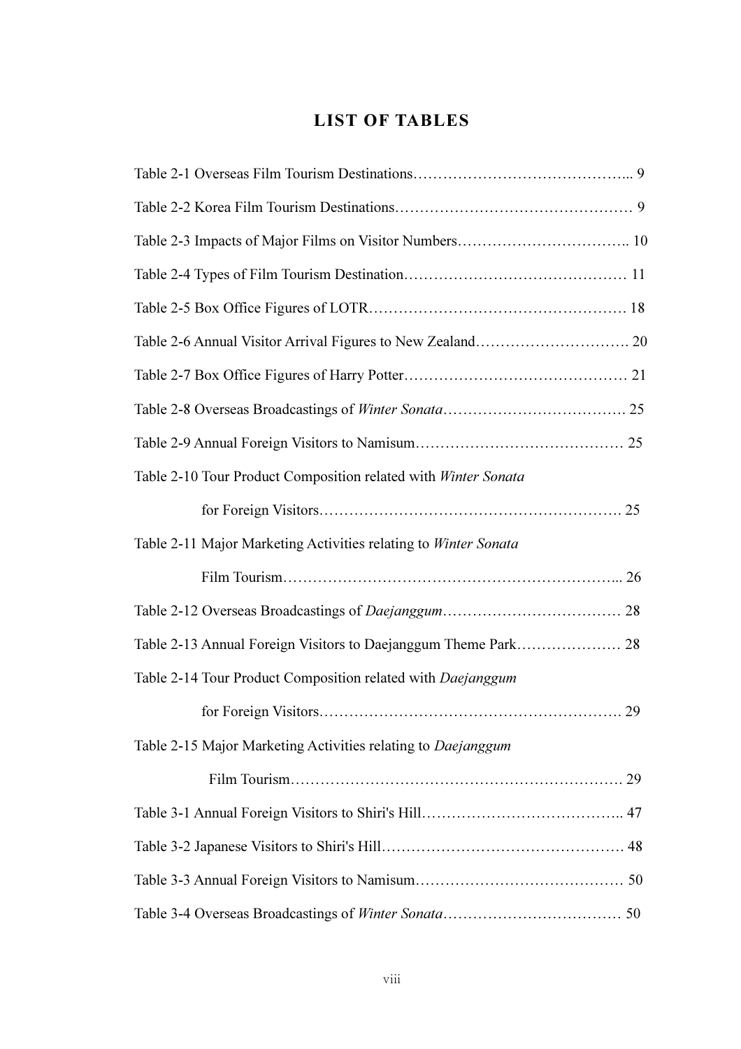# LIST OF TABLES

Table 2-1 Overseas Film Tourism Destinations…………………………………….. 9

Table 2-2 Korea Film Tourism Destinations………………………………………… 9

Table 2-3 Impacts of Major Films on Visitor Numbers…………………………….. 10

Table 2-4 Types of Film Tourism Destination……………………………………… 11

Table 2-5 Box Office Figures of LOTR…………………………………………… 18

Table 2-6 Annual Visitor Arrival Figures to New Zealand…………………………. 20

Table 2-7 Box Office Figures of Harry Potter……………………………………… 21

Table 2-8 Overseas Broadcastings of *Winter Sonata*………………………………. 25

Table 2-9 Annual Foreign Visitors to Namisum…………………………………… 25

Table 2-10 Tour Product Composition related with *Winter Sonata* for Foreign Visitors…………………………………………………. 25

Table 2-11 Major Marketing Activities relating to *Winter Sonata* Film Tourism…………………………………………………………... 26

Table 2-12 Overseas Broadcastings of *Daejanggum*……………………………… 28

Table 2-13 Annual Foreign Visitors to Daejanggum Theme Park………………… 28

Table 2-14 Tour Product Composition related with *Daejanggum* for Foreign Visitors…………………………………………………. 29

Table 2-15 Major Marketing Activities relating to *Daejanggum* Film Tourism………………………………………………………. 29

Table 3-1 Annual Foreign Visitors to Shiri's Hill………………………………….. 47

Table 3-2 Japanese Visitors to Shiri's Hill…………………………………………. 48

Table 3-3 Annual Foreign Visitors to Namisum…………………………………… 50

Table 3-4 Overseas Broadcastings of *Winter Sonata*……………………………… 50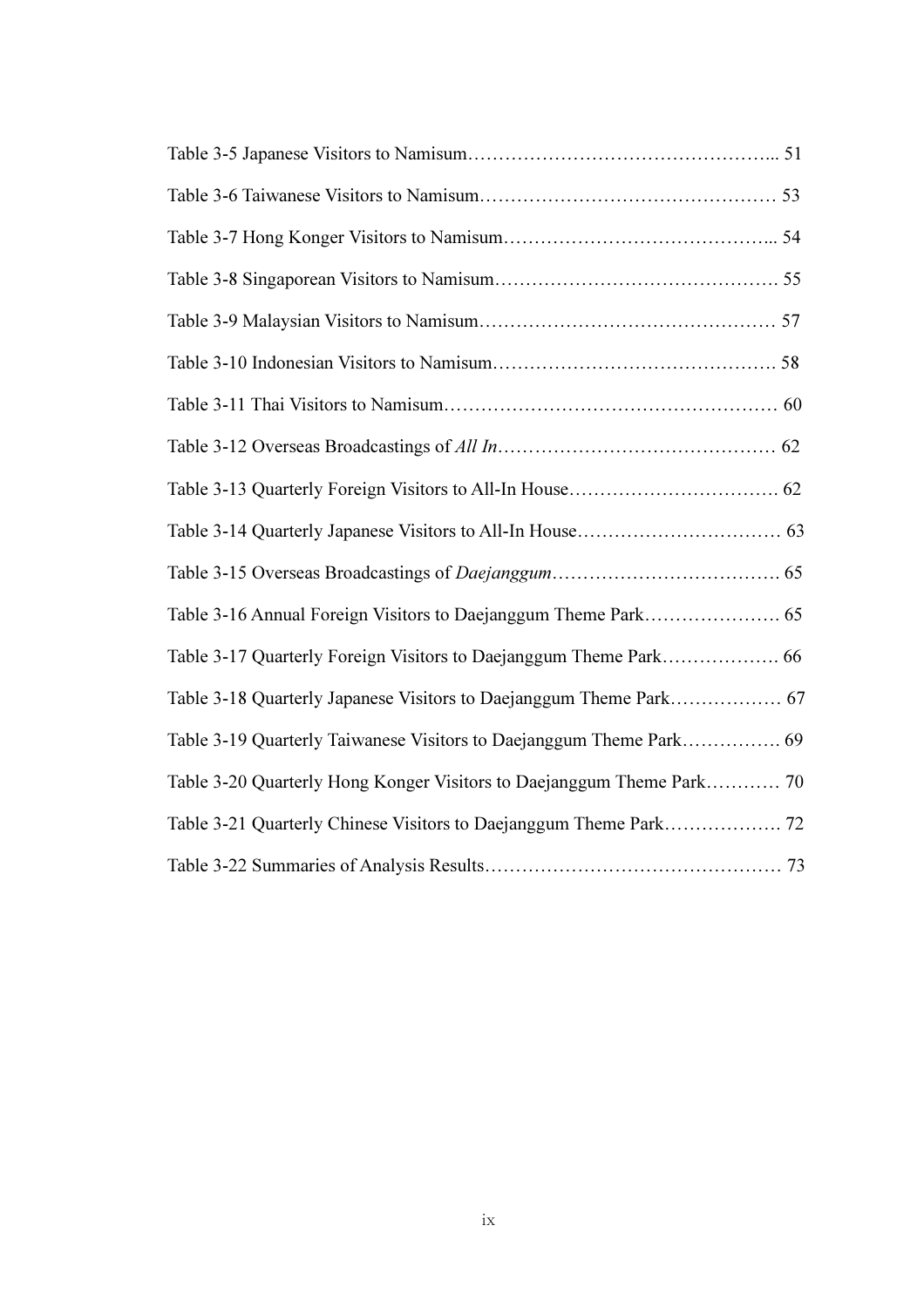Table 3-5 Japanese Visitors to Namisum………………………………………….. 51

Table 3-6 Taiwanese Visitors to Namisum………………………………………… 53

Table 3-7 Hong Konger Visitors to Namisum…………………………………….. 54

Table 3-8 Singaporean Visitors to Namisum………………………………………. 55

Table 3-9 Malaysian Visitors to Namisum………………………………………… 57

Table 3-10 Indonesian Visitors to Namisum………………………………………. 58

Table 3-11 Thai Visitors to Namisum……………………………………………… 60

Table 3-12 Overseas Broadcastings of *All In*……………………………………… 62

Table 3-13 Quarterly Foreign Visitors to All-In House……………………………. 62

Table 3-14 Quarterly Japanese Visitors to All-In House…………………………… 63

Table 3-15 Overseas Broadcastings of *Daejanggum*………………………………. 65

Table 3-16 Annual Foreign Visitors to Daejanggum Theme Park…………………. 65

Table 3-17 Quarterly Foreign Visitors to Daejanggum Theme Park………………. 66

Table 3-18 Quarterly Japanese Visitors to Daejanggum Theme Park……………… 67

Table 3-19 Quarterly Taiwanese Visitors to Daejanggum Theme Park……………. 69

Table 3-20 Quarterly Hong Konger Visitors to Daejanggum Theme Park………… 70

Table 3-21 Quarterly Chinese Visitors to Daejanggum Theme Park………………. 72

Table 3-22 Summaries of Analysis Results………………………………………… 73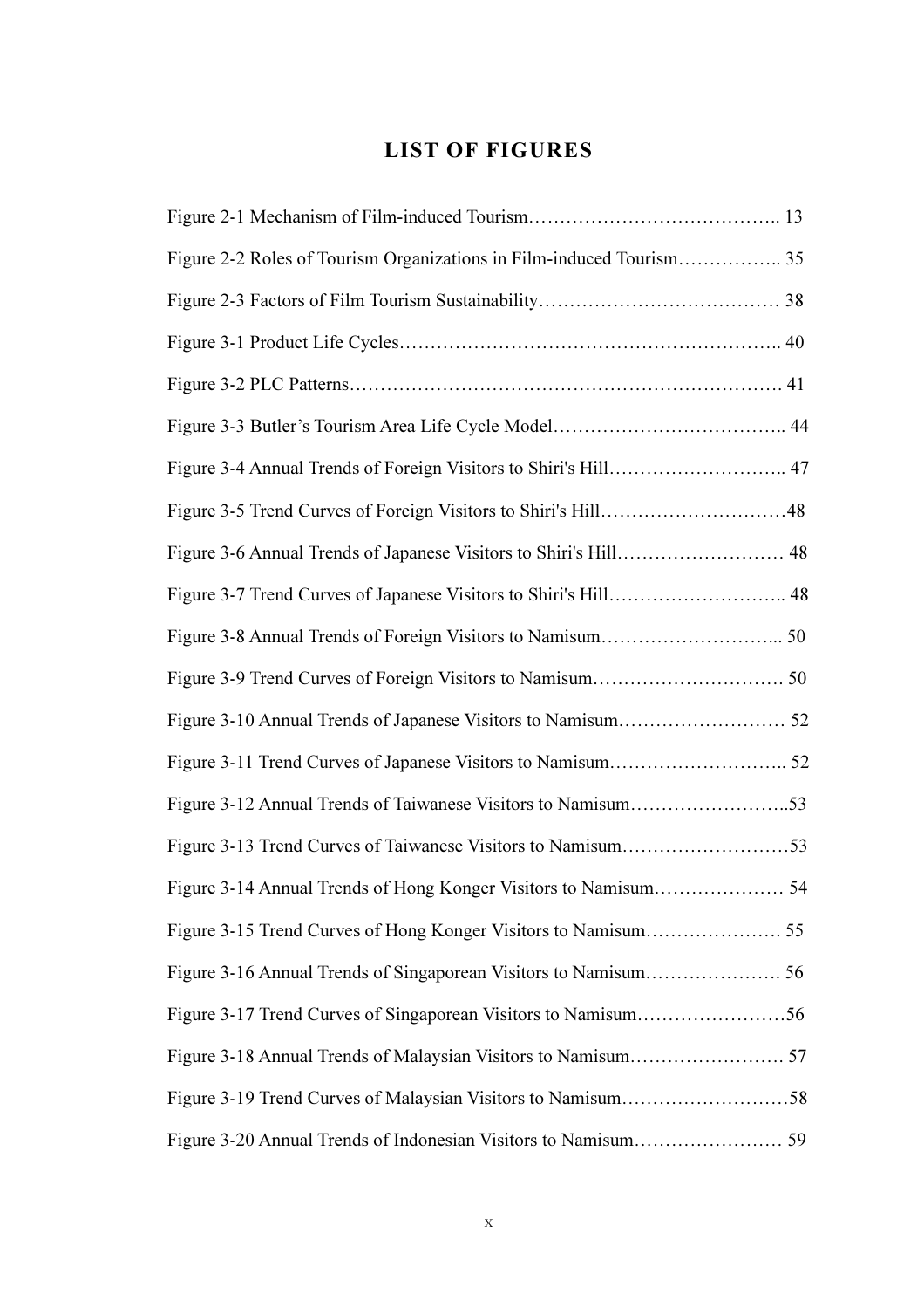# LIST OF FIGURES

Figure 2-1 Mechanism of Film-induced Tourism………………………………….. 13

Figure 2-2 Roles of Tourism Organizations in Film-induced Tourism…………….. 35

Figure 2-3 Factors of Film Tourism Sustainability………………………………… 38

Figure 3-1 Product Life Cycles…………………………………………………….. 40

Figure 3-2 PLC Patterns…………………………………………………………… 41

Figure 3-3 Butler's Tourism Area Life Cycle Model……………………………….. 44

Figure 3-4 Annual Trends of Foreign Visitors to Shiri's Hill……………………….. 47

Figure 3-5 Trend Curves of Foreign Visitors to Shiri's Hill…………………………48

Figure 3-6 Annual Trends of Japanese Visitors to Shiri's Hill……………………… 48

Figure 3-7 Trend Curves of Japanese Visitors to Shiri's Hill……………………….. 48

Figure 3-8 Annual Trends of Foreign Visitors to Namisum……………………... 50

Figure 3-9 Trend Curves of Foreign Visitors to Namisum…………………………. 50

Figure 3-10 Annual Trends of Japanese Visitors to Namisum……………………… 52

Figure 3-11 Trend Curves of Japanese Visitors to Namisum……………………….. 52

Figure 3-12 Annual Trends of Taiwanese Visitors to Namisum……………………..53

Figure 3-13 Trend Curves of Taiwanese Visitors to Namisum………………………53

Figure 3-14 Annual Trends of Hong Konger Visitors to Namisum………………… 54

Figure 3-15 Trend Curves of Hong Konger Visitors to Namisum…………………. 55

Figure 3-16 Annual Trends of Singaporean Visitors to Namisum…………………. 56

Figure 3-17 Trend Curves of Singaporean Visitors to Namisum……………………56

Figure 3-18 Annual Trends of Malaysian Visitors to Namisum……………………. 57

Figure 3-19 Trend Curves of Malaysian Visitors to Namisum………………………58

Figure 3-20 Annual Trends of Indonesian Visitors to Namisum…………………… 59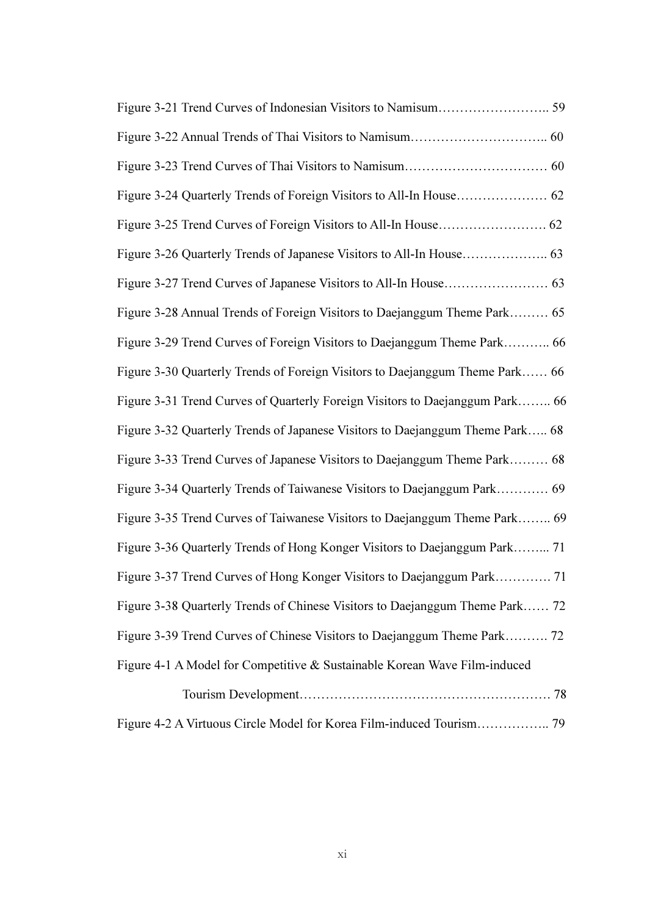Figure 3-21 Trend Curves of Indonesian Visitors to Namisum…………………….. 59

Figure 3-22 Annual Trends of Thai Visitors to Namisum………………………….. 60

Figure 3-23 Trend Curves of Thai Visitors to Namisum…………………………… 60

Figure 3-24 Quarterly Trends of Foreign Visitors to All-In House………………… 62

Figure 3-25 Trend Curves of Foreign Visitors to All-In House……………………. 62

Figure 3-26 Quarterly Trends of Japanese Visitors to All-In House……………….. 63

Figure 3-27 Trend Curves of Japanese Visitors to All-In House…………………… 63

Figure 3-28 Annual Trends of Foreign Visitors to Daejanggum Theme Park……… 65

Figure 3-29 Trend Curves of Foreign Visitors to Daejanggum Theme Park……….. 66

Figure 3-30 Quarterly Trends of Foreign Visitors to Daejanggum Theme Park…… 66

Figure 3-31 Trend Curves of Quarterly Foreign Visitors to Daejanggum Park…….. 66

Figure 3-32 Quarterly Trends of Japanese Visitors to Daejanggum Theme Park….. 68

Figure 3-33 Trend Curves of Japanese Visitors to Daejanggum Theme Park……… 68

Figure 3-34 Quarterly Trends of Taiwanese Visitors to Daejanggum Park………… 69

Figure 3-35 Trend Curves of Taiwanese Visitors to Daejanggum Theme Park…….. 69

Figure 3-36 Quarterly Trends of Hong Konger Visitors to Daejanggum Park……... 71

Figure 3-37 Trend Curves of Hong Konger Visitors to Daejanggum Park…………. 71

Figure 3-38 Quarterly Trends of Chinese Visitors to Daejanggum Theme Park…… 72

Figure 3-39 Trend Curves of Chinese Visitors to Daejanggum Theme Park………. 72

Figure 4-1 A Model for Competitive & Sustainable Korean Wave Film-induced Tourism Development…………………………………………………. 78

Figure 4-2 A Virtuous Circle Model for Korea Film-induced Tourism…………….. 79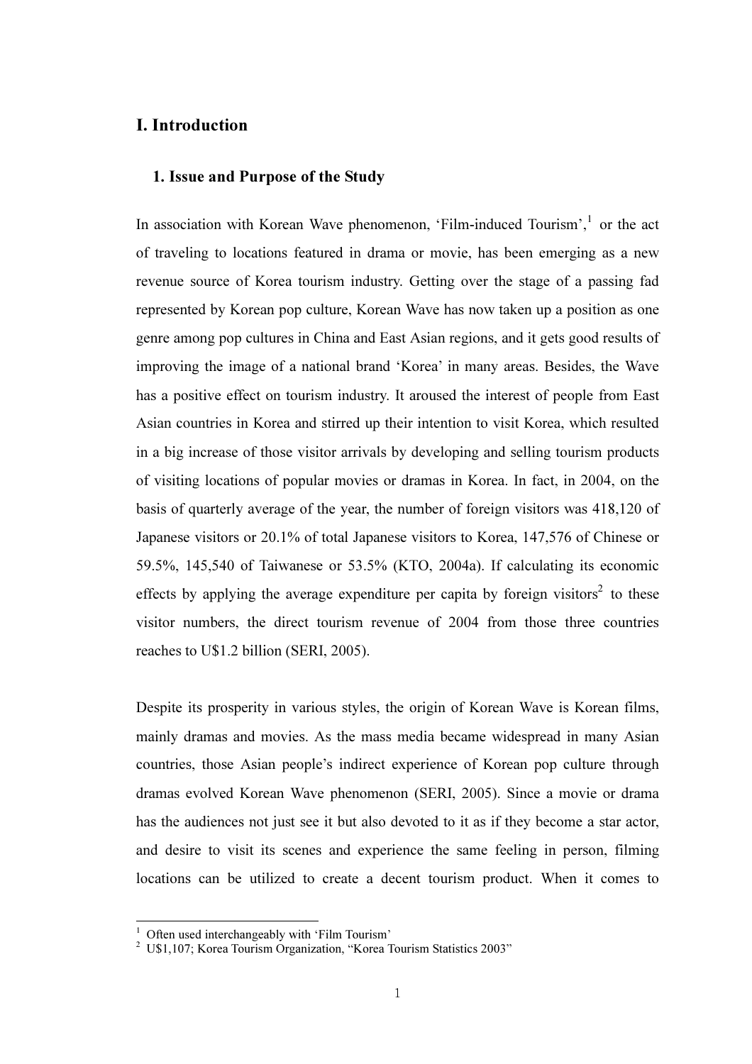# I. Introduction

## 1. Issue and Purpose of the Study

In association with Korean Wave phenomenon, 'Film-induced Tourism',[1] or the act of traveling to locations featured in drama or movie, has been emerging as a new revenue source of Korea tourism industry. Getting over the stage of a passing fad represented by Korean pop culture, Korean Wave has now taken up a position as one genre among pop cultures in China and East Asian regions, and it gets good results of improving the image of a national brand 'Korea' in many areas. Besides, the Wave has a positive effect on tourism industry. It aroused the interest of people from East Asian countries in Korea and stirred up their intention to visit Korea, which resulted in a big increase of those visitor arrivals by developing and selling tourism products of visiting locations of popular movies or dramas in Korea. In fact, in 2004, on the basis of quarterly average of the year, the number of foreign visitors was 418,120 of Japanese visitors or 20.1% of total Japanese visitors to Korea, 147,576 of Chinese or 59.5%, 145,540 of Taiwanese or 53.5% (KTO, 2004a). If calculating its economic effects by applying the average expenditure per capita by foreign visitors[2] to these visitor numbers, the direct tourism revenue of 2004 from those three countries reaches to U$1.2 billion (SERI, 2005).

Despite its prosperity in various styles, the origin of Korean Wave is Korean films, mainly dramas and movies. As the mass media became widespread in many Asian countries, those Asian people's indirect experience of Korean pop culture through dramas evolved Korean Wave phenomenon (SERI, 2005). Since a movie or drama has the audiences not just see it but also devoted to it as if they become a star actor, and desire to visit its scenes and experience the same feeling in person, filming locations can be utilized to create a decent tourism product. When it comes to

[1] Often used interchangeably with 'Film Tourism'

[2] U$1,107; Korea Tourism Organization, "Korea Tourism Statistics 2003"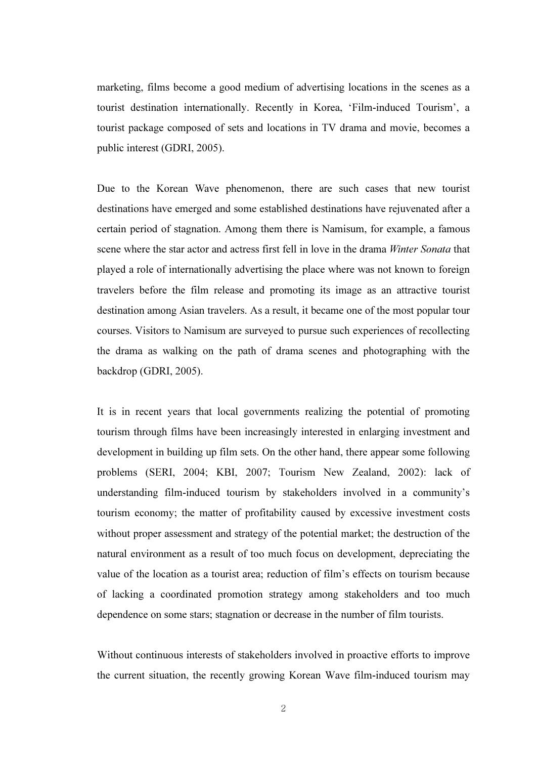marketing, films become a good medium of advertising locations in the scenes as a tourist destination internationally. Recently in Korea, 'Film-induced Tourism', a tourist package composed of sets and locations in TV drama and movie, becomes a public interest (GDRI, 2005).

Due to the Korean Wave phenomenon, there are such cases that new tourist destinations have emerged and some established destinations have rejuvenated after a certain period of stagnation. Among them there is Namisum, for example, a famous scene where the star actor and actress first fell in love in the drama *Winter Sonata* that played a role of internationally advertising the place where was not known to foreign travelers before the film release and promoting its image as an attractive tourist destination among Asian travelers. As a result, it became one of the most popular tour courses. Visitors to Namisum are surveyed to pursue such experiences of recollecting the drama as walking on the path of drama scenes and photographing with the backdrop (GDRI, 2005).

It is in recent years that local governments realizing the potential of promoting tourism through films have been increasingly interested in enlarging investment and development in building up film sets. On the other hand, there appear some following problems (SERI, 2004; KBI, 2007; Tourism New Zealand, 2002): lack of understanding film-induced tourism by stakeholders involved in a community's tourism economy; the matter of profitability caused by excessive investment costs without proper assessment and strategy of the potential market; the destruction of the natural environment as a result of too much focus on development, depreciating the value of the location as a tourist area; reduction of film's effects on tourism because of lacking a coordinated promotion strategy among stakeholders and too much dependence on some stars; stagnation or decrease in the number of film tourists.

Without continuous interests of stakeholders involved in proactive efforts to improve the current situation, the recently growing Korean Wave film-induced tourism may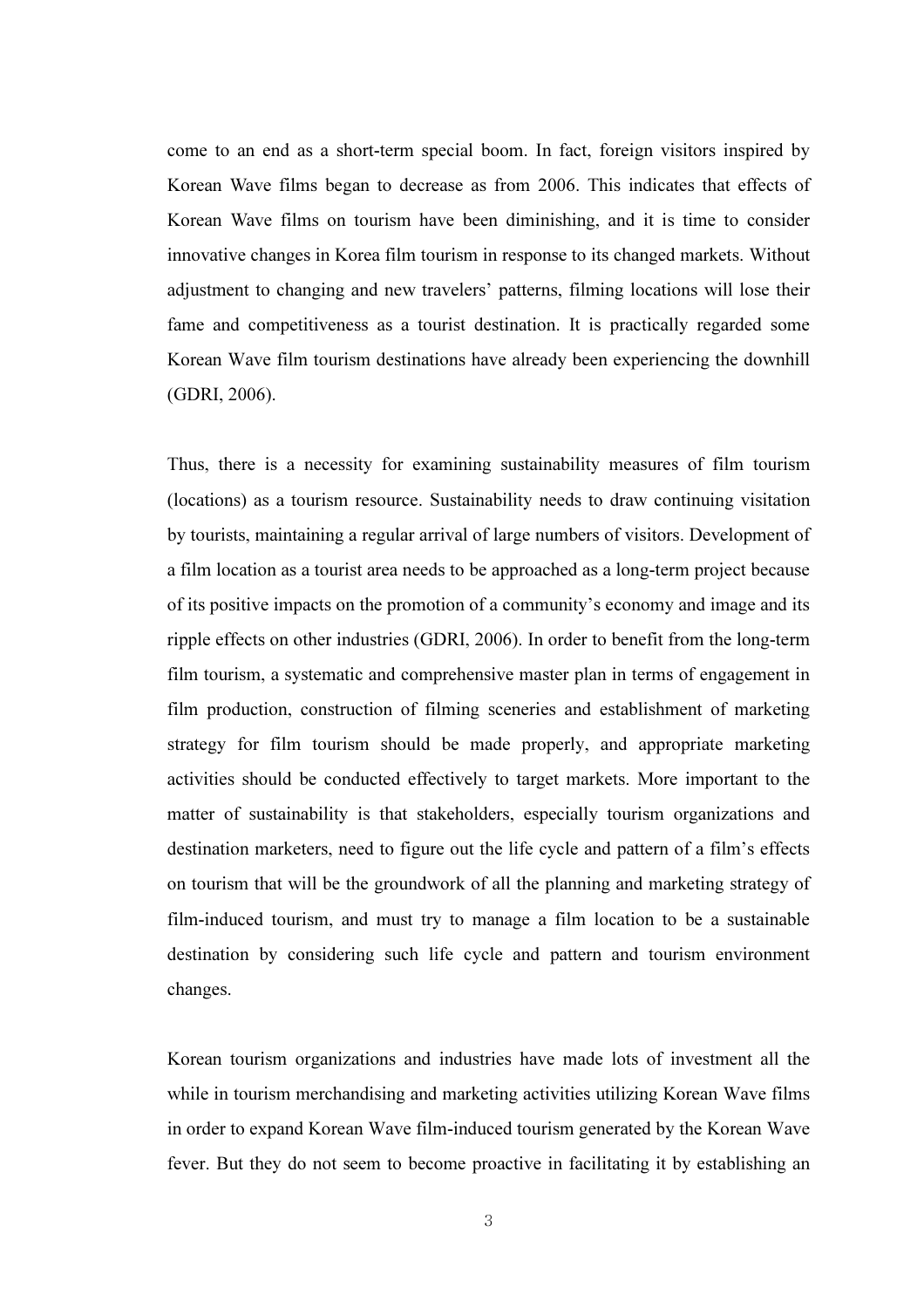come to an end as a short-term special boom. In fact, foreign visitors inspired by Korean Wave films began to decrease as from 2006. This indicates that effects of Korean Wave films on tourism have been diminishing, and it is time to consider innovative changes in Korea film tourism in response to its changed markets. Without adjustment to changing and new travelers' patterns, filming locations will lose their fame and competitiveness as a tourist destination. It is practically regarded some Korean Wave film tourism destinations have already been experiencing the downhill (GDRI, 2006).

Thus, there is a necessity for examining sustainability measures of film tourism (locations) as a tourism resource. Sustainability needs to draw continuing visitation by tourists, maintaining a regular arrival of large numbers of visitors. Development of a film location as a tourist area needs to be approached as a long-term project because of its positive impacts on the promotion of a community's economy and image and its ripple effects on other industries (GDRI, 2006). In order to benefit from the long-term film tourism, a systematic and comprehensive master plan in terms of engagement in film production, construction of filming sceneries and establishment of marketing strategy for film tourism should be made properly, and appropriate marketing activities should be conducted effectively to target markets. More important to the matter of sustainability is that stakeholders, especially tourism organizations and destination marketers, need to figure out the life cycle and pattern of a film's effects on tourism that will be the groundwork of all the planning and marketing strategy of film-induced tourism, and must try to manage a film location to be a sustainable destination by considering such life cycle and pattern and tourism environment changes.

Korean tourism organizations and industries have made lots of investment all the while in tourism merchandising and marketing activities utilizing Korean Wave films in order to expand Korean Wave film-induced tourism generated by the Korean Wave fever. But they do not seem to become proactive in facilitating it by establishing an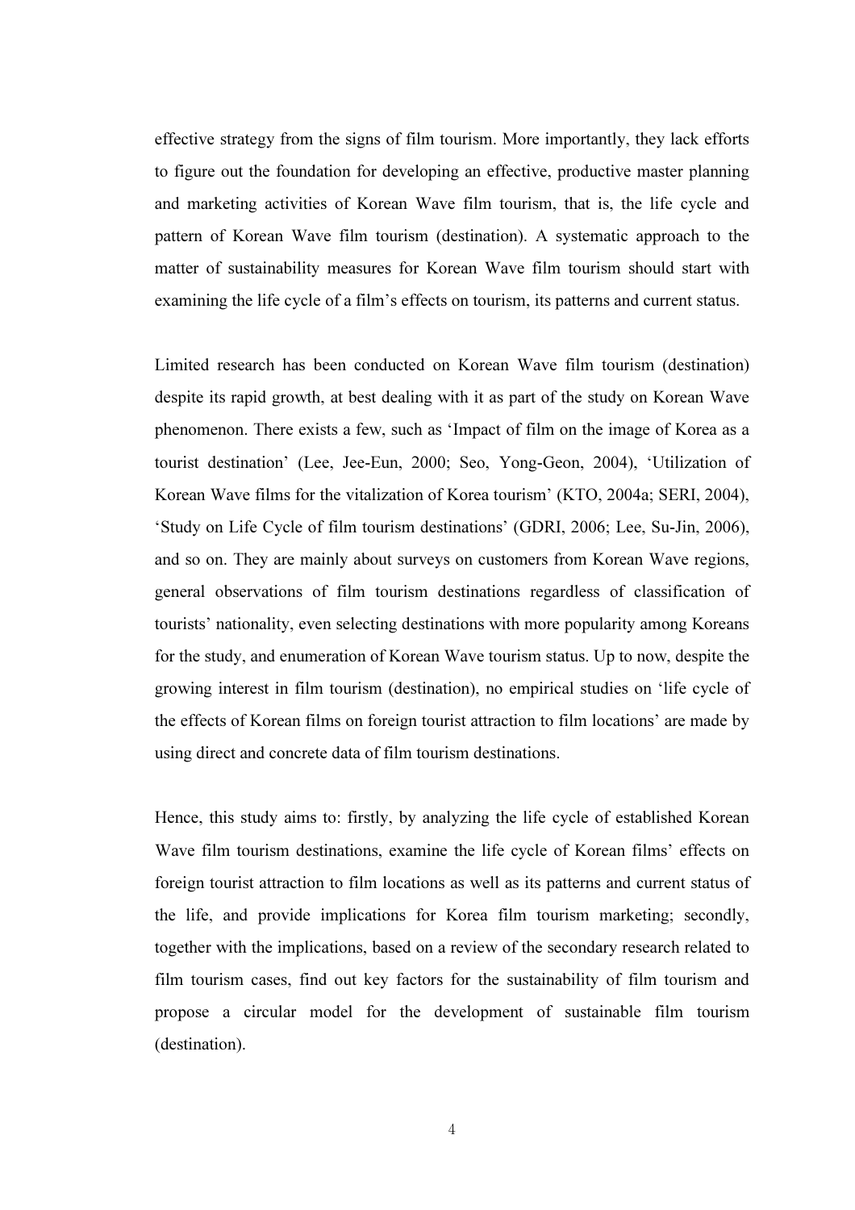effective strategy from the signs of film tourism. More importantly, they lack efforts to figure out the foundation for developing an effective, productive master planning and marketing activities of Korean Wave film tourism, that is, the life cycle and pattern of Korean Wave film tourism (destination). A systematic approach to the matter of sustainability measures for Korean Wave film tourism should start with examining the life cycle of a film's effects on tourism, its patterns and current status.

Limited research has been conducted on Korean Wave film tourism (destination) despite its rapid growth, at best dealing with it as part of the study on Korean Wave phenomenon. There exists a few, such as 'Impact of film on the image of Korea as a tourist destination' (Lee, Jee-Eun, 2000; Seo, Yong-Geon, 2004), 'Utilization of Korean Wave films for the vitalization of Korea tourism' (KTO, 2004a; SERI, 2004), 'Study on Life Cycle of film tourism destinations' (GDRI, 2006; Lee, Su-Jin, 2006), and so on. They are mainly about surveys on customers from Korean Wave regions, general observations of film tourism destinations regardless of classification of tourists' nationality, even selecting destinations with more popularity among Koreans for the study, and enumeration of Korean Wave tourism status. Up to now, despite the growing interest in film tourism (destination), no empirical studies on 'life cycle of the effects of Korean films on foreign tourist attraction to film locations' are made by using direct and concrete data of film tourism destinations.

Hence, this study aims to: firstly, by analyzing the life cycle of established Korean Wave film tourism destinations, examine the life cycle of Korean films' effects on foreign tourist attraction to film locations as well as its patterns and current status of the life, and provide implications for Korea film tourism marketing; secondly, together with the implications, based on a review of the secondary research related to film tourism cases, find out key factors for the sustainability of film tourism and propose a circular model for the development of sustainable film tourism (destination).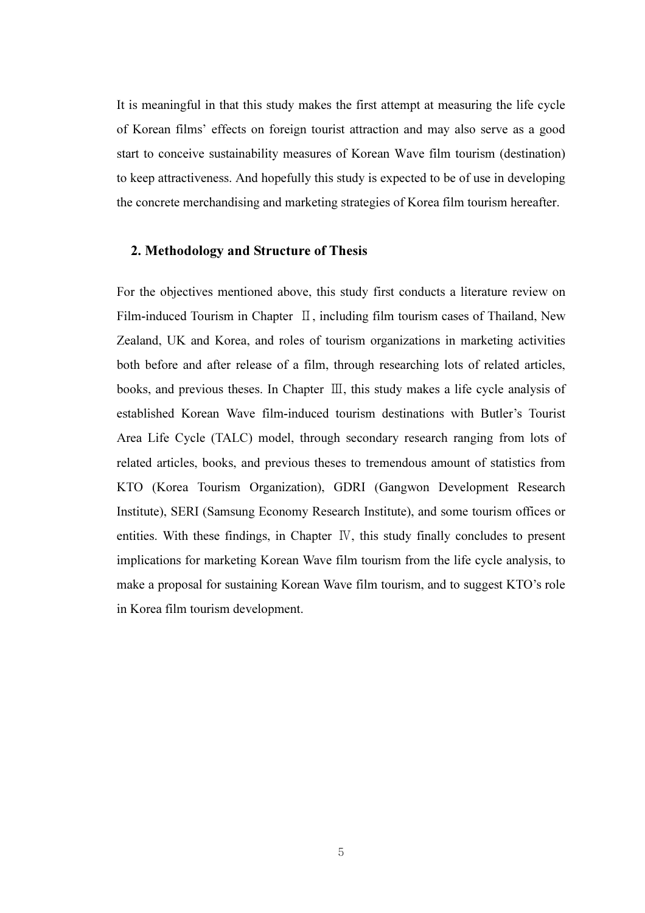It is meaningful in that this study makes the first attempt at measuring the life cycle of Korean films' effects on foreign tourist attraction and may also serve as a good start to conceive sustainability measures of Korean Wave film tourism (destination) to keep attractiveness. And hopefully this study is expected to be of use in developing the concrete merchandising and marketing strategies of Korea film tourism hereafter.

## 2. Methodology and Structure of Thesis

For the objectives mentioned above, this study first conducts a literature review on Film-induced Tourism in Chapter Ⅱ, including film tourism cases of Thailand, New Zealand, UK and Korea, and roles of tourism organizations in marketing activities both before and after release of a film, through researching lots of related articles, books, and previous theses. In Chapter Ⅲ, this study makes a life cycle analysis of established Korean Wave film-induced tourism destinations with Butler's Tourist Area Life Cycle (TALC) model, through secondary research ranging from lots of related articles, books, and previous theses to tremendous amount of statistics from KTO (Korea Tourism Organization), GDRI (Gangwon Development Research Institute), SERI (Samsung Economy Research Institute), and some tourism offices or entities. With these findings, in Chapter Ⅳ, this study finally concludes to present implications for marketing Korean Wave film tourism from the life cycle analysis, to make a proposal for sustaining Korean Wave film tourism, and to suggest KTO's role in Korea film tourism development.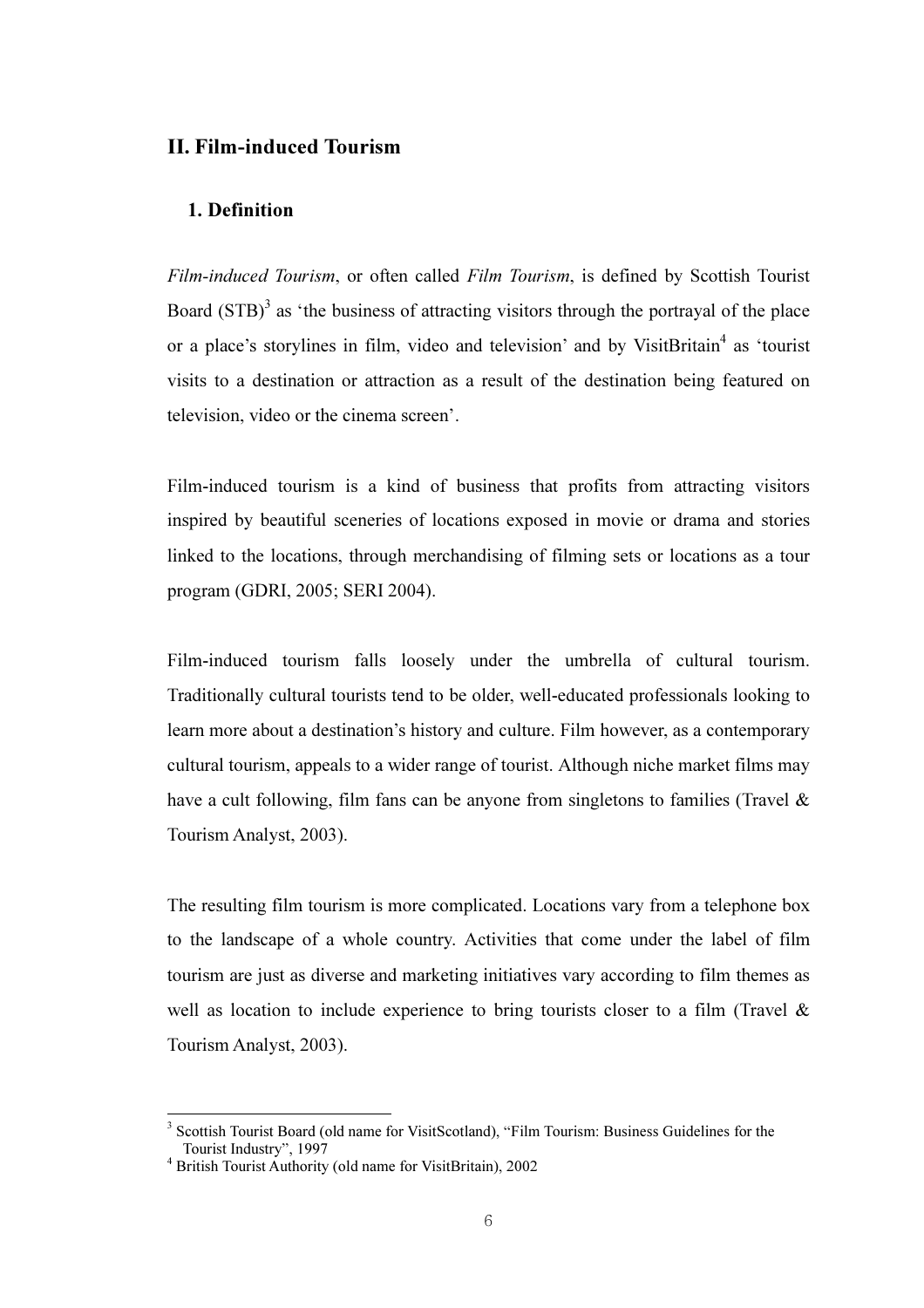## II. Film-induced Tourism

### 1. Definition

*Film-induced Tourism*, or often called *Film Tourism*, is defined by Scottish Tourist Board (STB)[3] as 'the business of attracting visitors through the portrayal of the place or a place's storylines in film, video and television' and by VisitBritain[4] as 'tourist visits to a destination or attraction as a result of the destination being featured on television, video or the cinema screen'.

Film-induced tourism is a kind of business that profits from attracting visitors inspired by beautiful sceneries of locations exposed in movie or drama and stories linked to the locations, through merchandising of filming sets or locations as a tour program (GDRI, 2005; SERI 2004).

Film-induced tourism falls loosely under the umbrella of cultural tourism. Traditionally cultural tourists tend to be older, well-educated professionals looking to learn more about a destination's history and culture. Film however, as a contemporary cultural tourism, appeals to a wider range of tourist. Although niche market films may have a cult following, film fans can be anyone from singletons to families (Travel & Tourism Analyst, 2003).

The resulting film tourism is more complicated. Locations vary from a telephone box to the landscape of a whole country. Activities that come under the label of film tourism are just as diverse and marketing initiatives vary according to film themes as well as location to include experience to bring tourists closer to a film (Travel & Tourism Analyst, 2003).

---

[3] Scottish Tourist Board (old name for VisitScotland), "Film Tourism: Business Guidelines for the Tourist Industry", 1997

[4] British Tourist Authority (old name for VisitBritain), 2002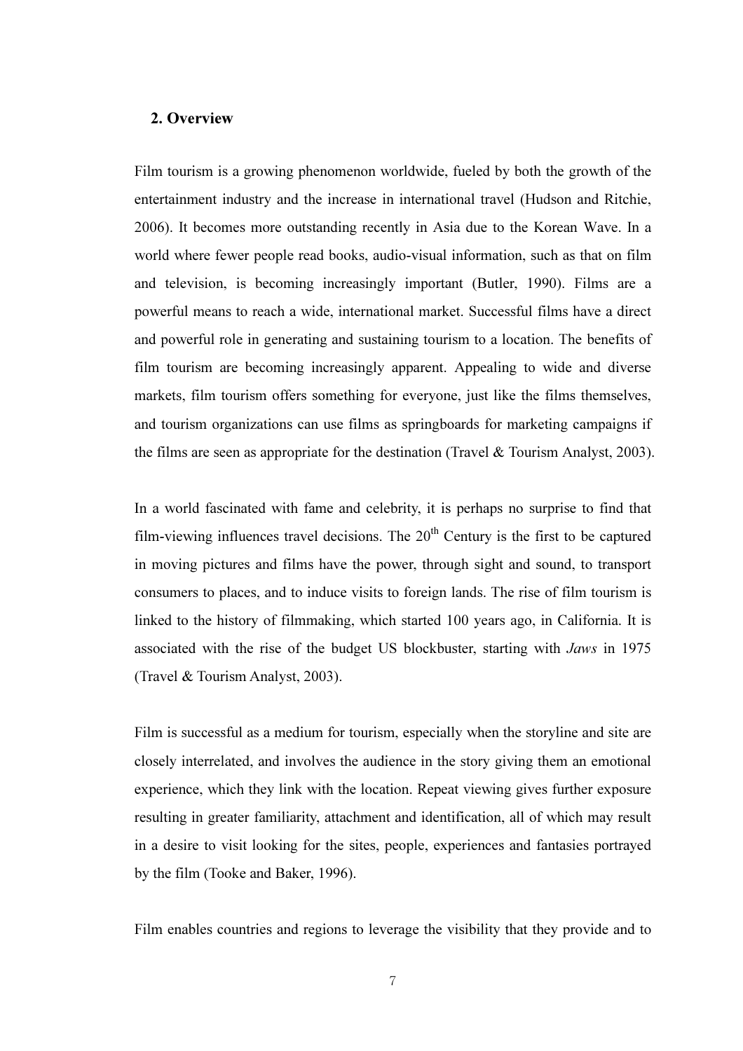## 2. Overview

Film tourism is a growing phenomenon worldwide, fueled by both the growth of the entertainment industry and the increase in international travel (Hudson and Ritchie, 2006). It becomes more outstanding recently in Asia due to the Korean Wave. In a world where fewer people read books, audio-visual information, such as that on film and television, is becoming increasingly important (Butler, 1990). Films are a powerful means to reach a wide, international market. Successful films have a direct and powerful role in generating and sustaining tourism to a location. The benefits of film tourism are becoming increasingly apparent. Appealing to wide and diverse markets, film tourism offers something for everyone, just like the films themselves, and tourism organizations can use films as springboards for marketing campaigns if the films are seen as appropriate for the destination (Travel & Tourism Analyst, 2003).

In a world fascinated with fame and celebrity, it is perhaps no surprise to find that film-viewing influences travel decisions. The 20th Century is the first to be captured in moving pictures and films have the power, through sight and sound, to transport consumers to places, and to induce visits to foreign lands. The rise of film tourism is linked to the history of filmmaking, which started 100 years ago, in California. It is associated with the rise of the budget US blockbuster, starting with *Jaws* in 1975 (Travel & Tourism Analyst, 2003).

Film is successful as a medium for tourism, especially when the storyline and site are closely interrelated, and involves the audience in the story giving them an emotional experience, which they link with the location. Repeat viewing gives further exposure resulting in greater familiarity, attachment and identification, all of which may result in a desire to visit looking for the sites, people, experiences and fantasies portrayed by the film (Tooke and Baker, 1996).

Film enables countries and regions to leverage the visibility that they provide and to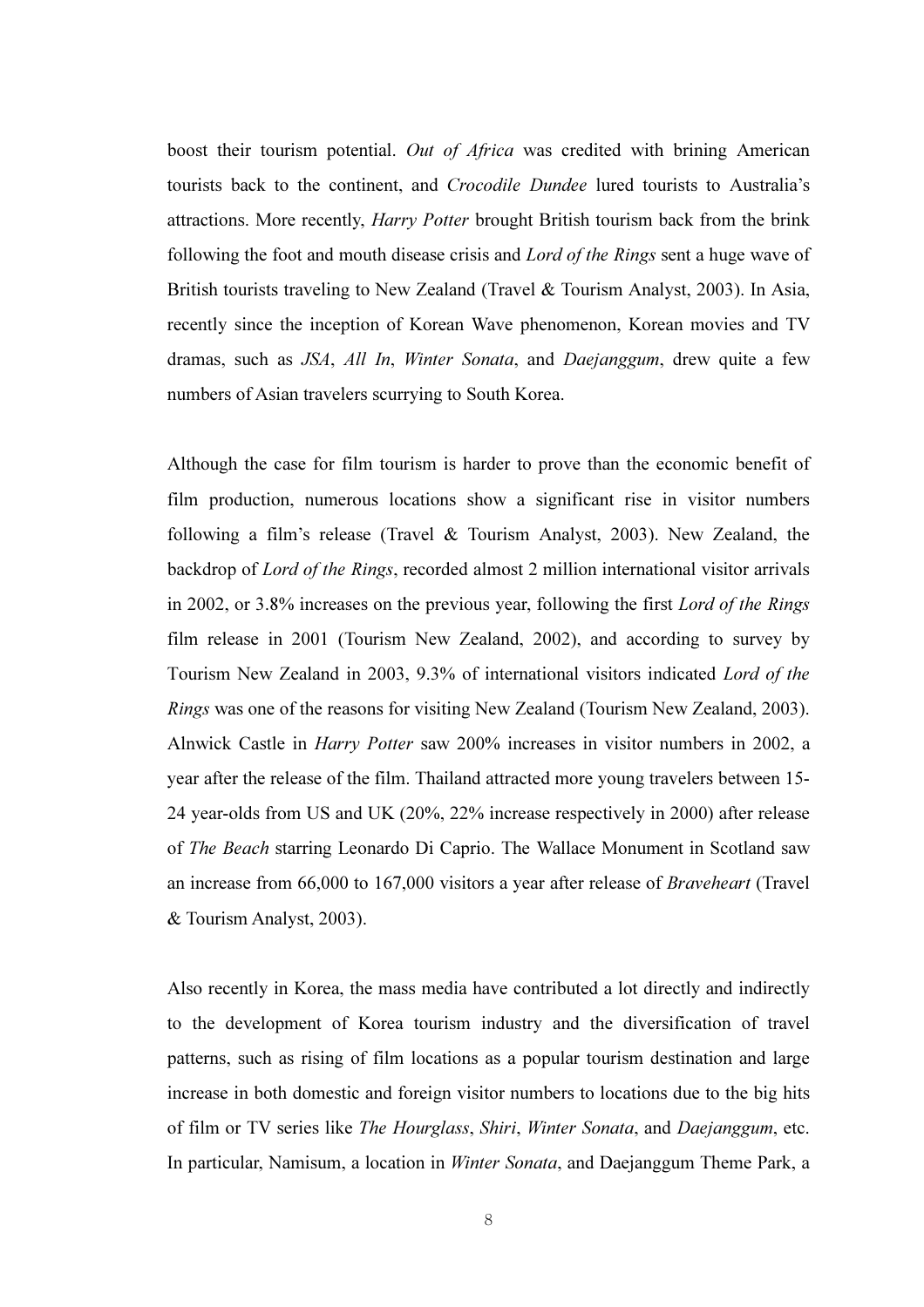boost their tourism potential. *Out of Africa* was credited with brining American tourists back to the continent, and *Crocodile Dundee* lured tourists to Australia's attractions. More recently, *Harry Potter* brought British tourism back from the brink following the foot and mouth disease crisis and *Lord of the Rings* sent a huge wave of British tourists traveling to New Zealand (Travel & Tourism Analyst, 2003). In Asia, recently since the inception of Korean Wave phenomenon, Korean movies and TV dramas, such as *JSA*, *All In*, *Winter Sonata*, and *Daejanggum*, drew quite a few numbers of Asian travelers scurrying to South Korea.

Although the case for film tourism is harder to prove than the economic benefit of film production, numerous locations show a significant rise in visitor numbers following a film's release (Travel & Tourism Analyst, 2003). New Zealand, the backdrop of *Lord of the Rings*, recorded almost 2 million international visitor arrivals in 2002, or 3.8% increases on the previous year, following the first *Lord of the Rings* film release in 2001 (Tourism New Zealand, 2002), and according to survey by Tourism New Zealand in 2003, 9.3% of international visitors indicated *Lord of the Rings* was one of the reasons for visiting New Zealand (Tourism New Zealand, 2003). Alnwick Castle in *Harry Potter* saw 200% increases in visitor numbers in 2002, a year after the release of the film. Thailand attracted more young travelers between 15-24 year-olds from US and UK (20%, 22% increase respectively in 2000) after release of *The Beach* starring Leonardo Di Caprio. The Wallace Monument in Scotland saw an increase from 66,000 to 167,000 visitors a year after release of *Braveheart* (Travel & Tourism Analyst, 2003).

Also recently in Korea, the mass media have contributed a lot directly and indirectly to the development of Korea tourism industry and the diversification of travel patterns, such as rising of film locations as a popular tourism destination and large increase in both domestic and foreign visitor numbers to locations due to the big hits of film or TV series like *The Hourglass*, *Shiri*, *Winter Sonata*, and *Daejanggum*, etc. In particular, Namisum, a location in *Winter Sonata*, and Daejanggum Theme Park, a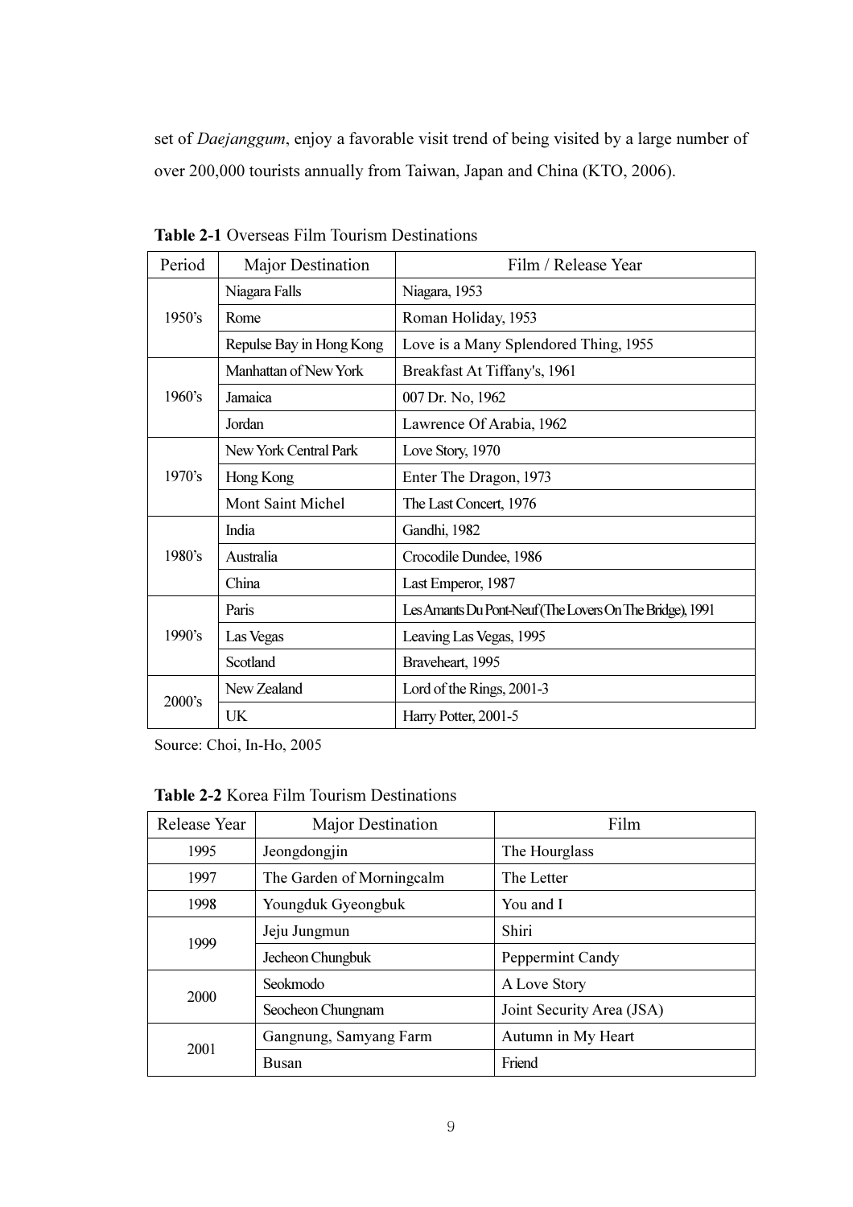set of *Daejanggum*, enjoy a favorable visit trend of being visited by a large number of over 200,000 tourists annually from Taiwan, Japan and China (KTO, 2006).

**Table 2-1** Overseas Film Tourism Destinations

| Period | Major Destination | Film / Release Year |
|---|---|---|
| 1950's | Niagara Falls | Niagara, 1953 |
| | Rome | Roman Holiday, 1953 |
| | Repulse Bay in Hong Kong | Love is a Many Splendored Thing, 1955 |
| 1960's | Manhattan of New York | Breakfast At Tiffany's, 1961 |
| | Jamaica | 007 Dr. No, 1962 |
| | Jordan | Lawrence Of Arabia, 1962 |
| 1970's | New York Central Park | Love Story, 1970 |
| | Hong Kong | Enter The Dragon, 1973 |
| | Mont Saint Michel | The Last Concert, 1976 |
| 1980's | India | Gandhi, 1982 |
| | Australia | Crocodile Dundee, 1986 |
| | China | Last Emperor, 1987 |
| 1990's | Paris | Les Amants Du Pont-Neuf (The Lovers On The Bridge), 1991 |
| | Las Vegas | Leaving Las Vegas, 1995 |
| | Scotland | Braveheart, 1995 |
| 2000's | New Zealand | Lord of the Rings, 2001-3 |
| | UK | Harry Potter, 2001-5 |

Source: Choi, In-Ho, 2005

**Table 2-2** Korea Film Tourism Destinations

| Release Year | Major Destination | Film |
|---|---|---|
| 1995 | Jeongdongjin | The Hourglass |
| 1997 | The Garden of Morningcalm | The Letter |
| 1998 | Youngduk Gyeongbuk | You and I |
| 1999 | Jeju Jungmun | Shiri |
| | Jecheon Chungbuk | Peppermint Candy |
| 2000 | Seokmodo | A Love Story |
| | Seocheon Chungnam | Joint Security Area (JSA) |
| 2001 | Gangnung, Samyang Farm | Autumn in My Heart |
| | Busan | Friend |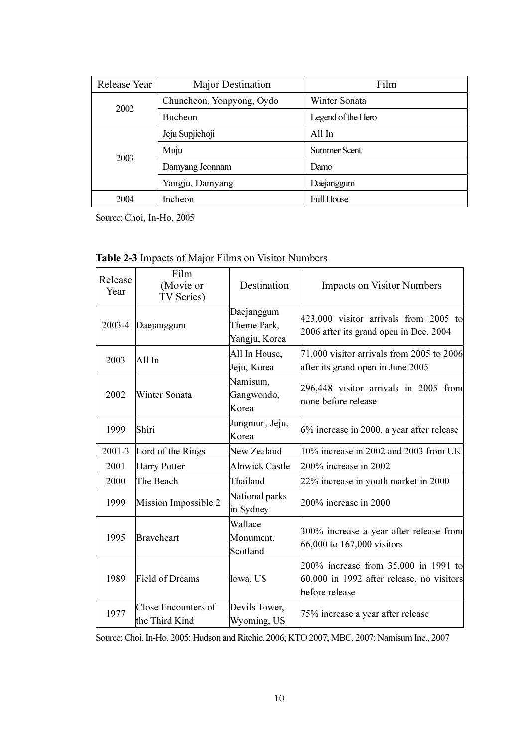| Release Year | Major Destination | Film |
|---|---|---|
| 2002 | Chuncheon, Yonpyong, Oydo | Winter Sonata |
| | Bucheon | Legend of the Hero |
| 2003 | Jeju Supjichoji | All In |
| | Muju | Summer Scent |
| | Damyang Jeonnam | Damo |
| | Yangju, Damyang | Daejanggum |
| 2004 | Incheon | Full House |

Source: Choi, In-Ho, 2005

**Table 2-3** Impacts of Major Films on Visitor Numbers

| Release Year | Film (Movie or TV Series) | Destination | Impacts on Visitor Numbers |
|---|---|---|---|
| 2003-4 | Daejanggum | Daejanggum Theme Park, Yangju, Korea | 423,000 visitor arrivals from 2005 to 2006 after its grand open in Dec. 2004 |
| 2003 | All In | All In House, Jeju, Korea | 71,000 visitor arrivals from 2005 to 2006 after its grand open in June 2005 |
| 2002 | Winter Sonata | Namisum, Gangwondo, Korea | 296,448 visitor arrivals in 2005 from none before release |
| 1999 | Shiri | Jungmun, Jeju, Korea | 6% increase in 2000, a year after release |
| 2001-3 | Lord of the Rings | New Zealand | 10% increase in 2002 and 2003 from UK |
| 2001 | Harry Potter | Alnwick Castle | 200% increase in 2002 |
| 2000 | The Beach | Thailand | 22% increase in youth market in 2000 |
| 1999 | Mission Impossible 2 | National parks in Sydney | 200% increase in 2000 |
| 1995 | Braveheart | Wallace Monument, Scotland | 300% increase a year after release from 66,000 to 167,000 visitors |
| 1989 | Field of Dreams | Iowa, US | 200% increase from 35,000 in 1991 to 60,000 in 1992 after release, no visitors before release |
| 1977 | Close Encounters of the Third Kind | Devils Tower, Wyoming, US | 75% increase a year after release |

Source: Choi, In-Ho, 2005; Hudson and Ritchie, 2006; KTO 2007; MBC, 2007; Namisum Inc., 2007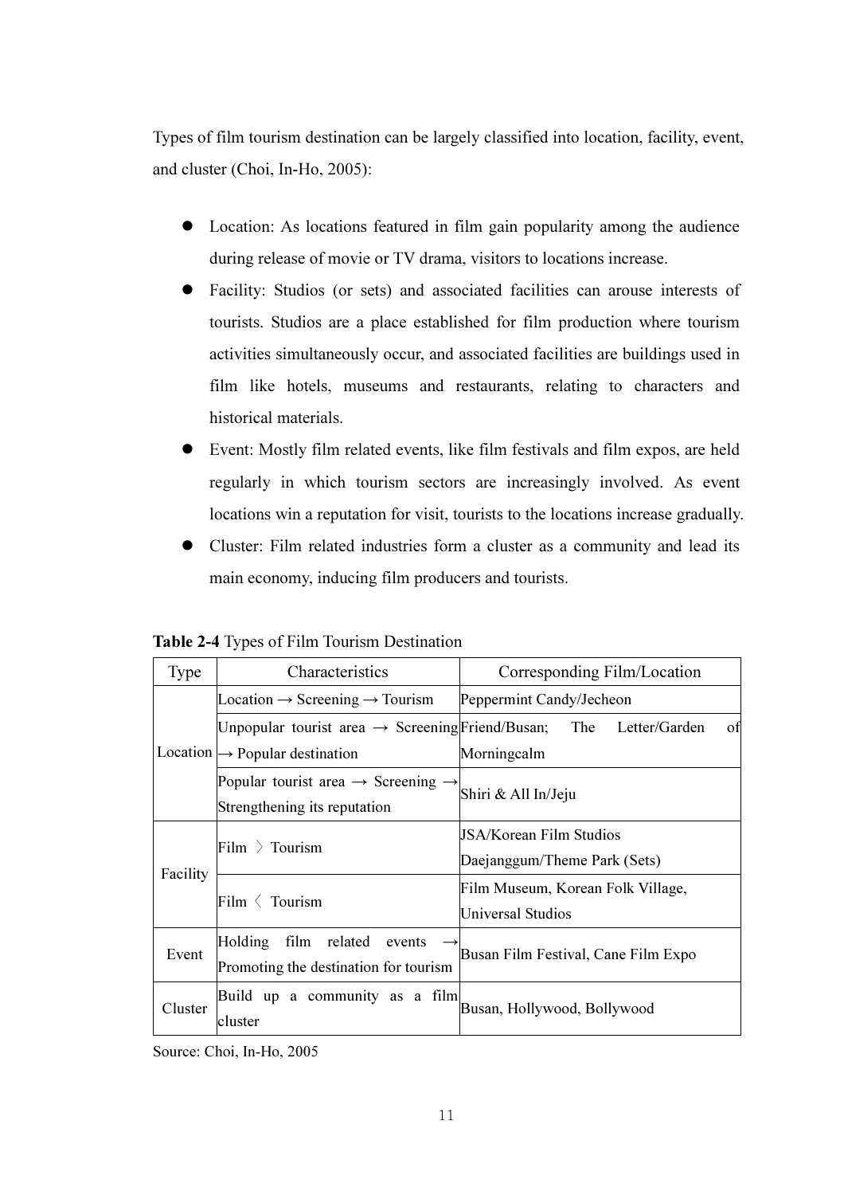Types of film tourism destination can be largely classified into location, facility, event, and cluster (Choi, In-Ho, 2005):

- Location: As locations featured in film gain popularity among the audience during release of movie or TV drama, visitors to locations increase.
- Facility: Studios (or sets) and associated facilities can arouse interests of tourists. Studios are a place established for film production where tourism activities simultaneously occur, and associated facilities are buildings used in film like hotels, museums and restaurants, relating to characters and historical materials.
- Event: Mostly film related events, like film festivals and film expos, are held regularly in which tourism sectors are increasingly involved. As event locations win a reputation for visit, tourists to the locations increase gradually.
- Cluster: Film related industries form a cluster as a community and lead its main economy, inducing film producers and tourists.

**Table 2-4** Types of Film Tourism Destination

| Type | Characteristics | Corresponding Film/Location |
|---|---|---|
| Location | Location → Screening → Tourism | Peppermint Candy/Jecheon |
| | Unpopular tourist area → Screening → Popular destination | Friend/Busan; The Letter/Garden of Morningcalm |
| | Popular tourist area → Screening → Strengthening its reputation | Shiri & All In/Jeju |
| Facility | Film 〉 Tourism | JSA/Korean Film Studios<br>Daejanggum/Theme Park (Sets) |
| | Film 〈 Tourism | Film Museum, Korean Folk Village, Universal Studios |
| Event | Holding film related events → Promoting the destination for tourism | Busan Film Festival, Cane Film Expo |
| Cluster | Build up a community as a film cluster | Busan, Hollywood, Bollywood |

Source: Choi, In-Ho, 2005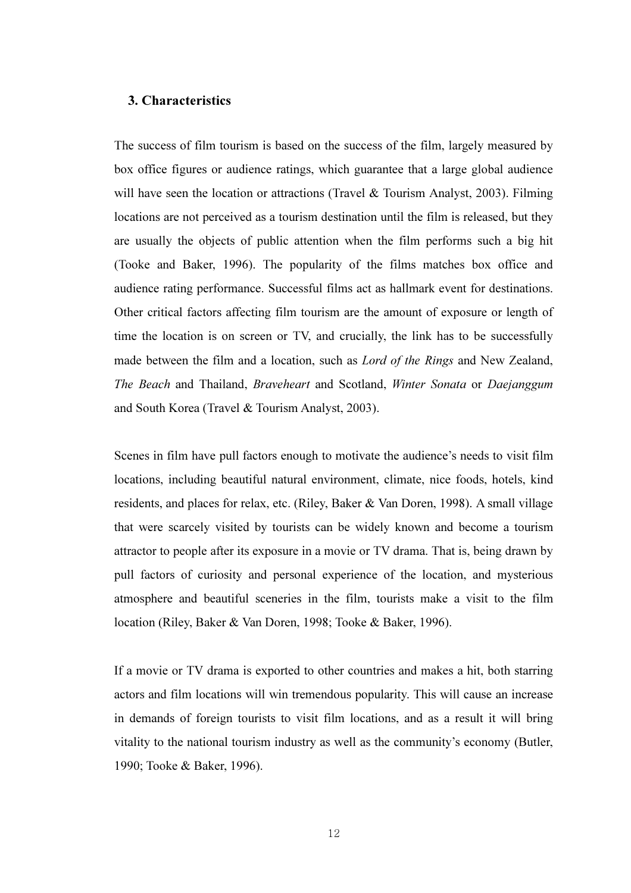### 3. Characteristics

The success of film tourism is based on the success of the film, largely measured by box office figures or audience ratings, which guarantee that a large global audience will have seen the location or attractions (Travel & Tourism Analyst, 2003). Filming locations are not perceived as a tourism destination until the film is released, but they are usually the objects of public attention when the film performs such a big hit (Tooke and Baker, 1996). The popularity of the films matches box office and audience rating performance. Successful films act as hallmark event for destinations. Other critical factors affecting film tourism are the amount of exposure or length of time the location is on screen or TV, and crucially, the link has to be successfully made between the film and a location, such as *Lord of the Rings* and New Zealand, *The Beach* and Thailand, *Braveheart* and Scotland, *Winter Sonata* or *Daejanggum* and South Korea (Travel & Tourism Analyst, 2003).

Scenes in film have pull factors enough to motivate the audience's needs to visit film locations, including beautiful natural environment, climate, nice foods, hotels, kind residents, and places for relax, etc. (Riley, Baker & Van Doren, 1998). A small village that were scarcely visited by tourists can be widely known and become a tourism attractor to people after its exposure in a movie or TV drama. That is, being drawn by pull factors of curiosity and personal experience of the location, and mysterious atmosphere and beautiful sceneries in the film, tourists make a visit to the film location (Riley, Baker & Van Doren, 1998; Tooke & Baker, 1996).

If a movie or TV drama is exported to other countries and makes a hit, both starring actors and film locations will win tremendous popularity. This will cause an increase in demands of foreign tourists to visit film locations, and as a result it will bring vitality to the national tourism industry as well as the community's economy (Butler, 1990; Tooke & Baker, 1996).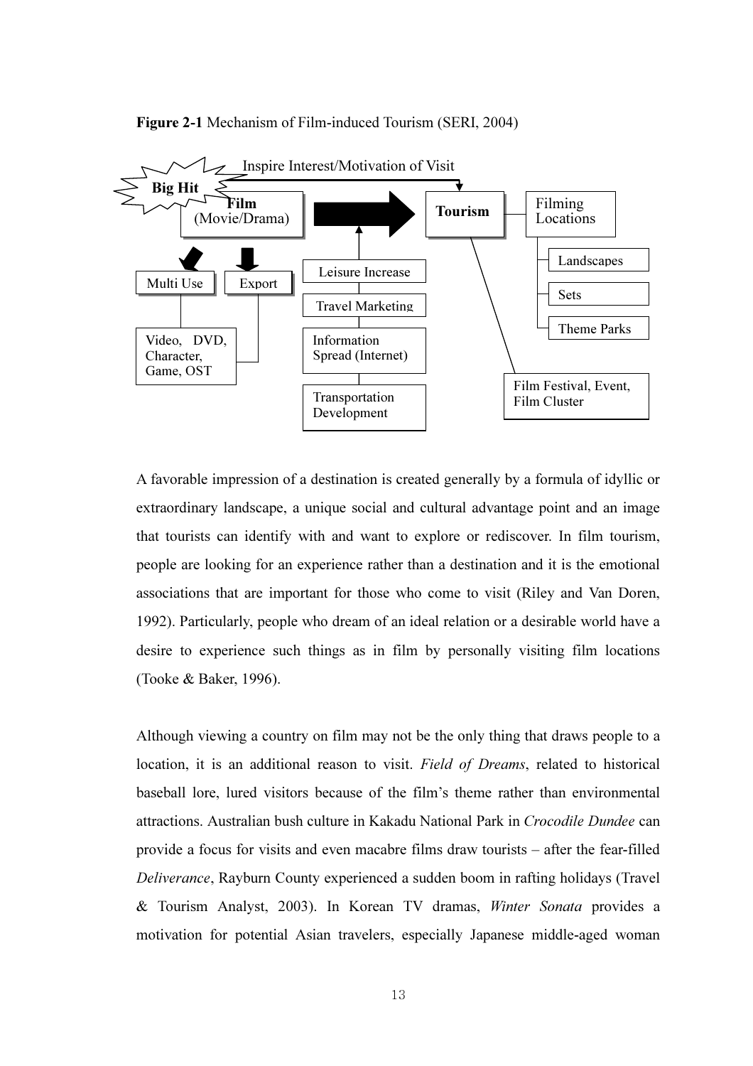**Figure 2-1** Mechanism of Film-induced Tourism (SERI, 2004)

Big Hit

Inspire Interest/Motivation of Visit

**Film** (Movie/Drama)

**Tourism**

Filming Locations

Landscapes

Sets

Theme Parks

Film Festival, Event, Film Cluster

Multi Use

Export

Video, DVD, Character, Game, OST

Leisure Increase

Travel Marketing

Information Spread (Internet)

Transportation Development

A favorable impression of a destination is created generally by a formula of idyllic or extraordinary landscape, a unique social and cultural advantage point and an image that tourists can identify with and want to explore or rediscover. In film tourism, people are looking for an experience rather than a destination and it is the emotional associations that are important for those who come to visit (Riley and Van Doren, 1992). Particularly, people who dream of an ideal relation or a desirable world have a desire to experience such things as in film by personally visiting film locations (Tooke & Baker, 1996).

Although viewing a country on film may not be the only thing that draws people to a location, it is an additional reason to visit. *Field of Dreams*, related to historical baseball lore, lured visitors because of the film's theme rather than environmental attractions. Australian bush culture in Kakadu National Park in *Crocodile Dundee* can provide a focus for visits and even macabre films draw tourists – after the fear-filled *Deliverance*, Rayburn County experienced a sudden boom in rafting holidays (Travel & Tourism Analyst, 2003). In Korean TV dramas, *Winter Sonata* provides a motivation for potential Asian travelers, especially Japanese middle-aged woman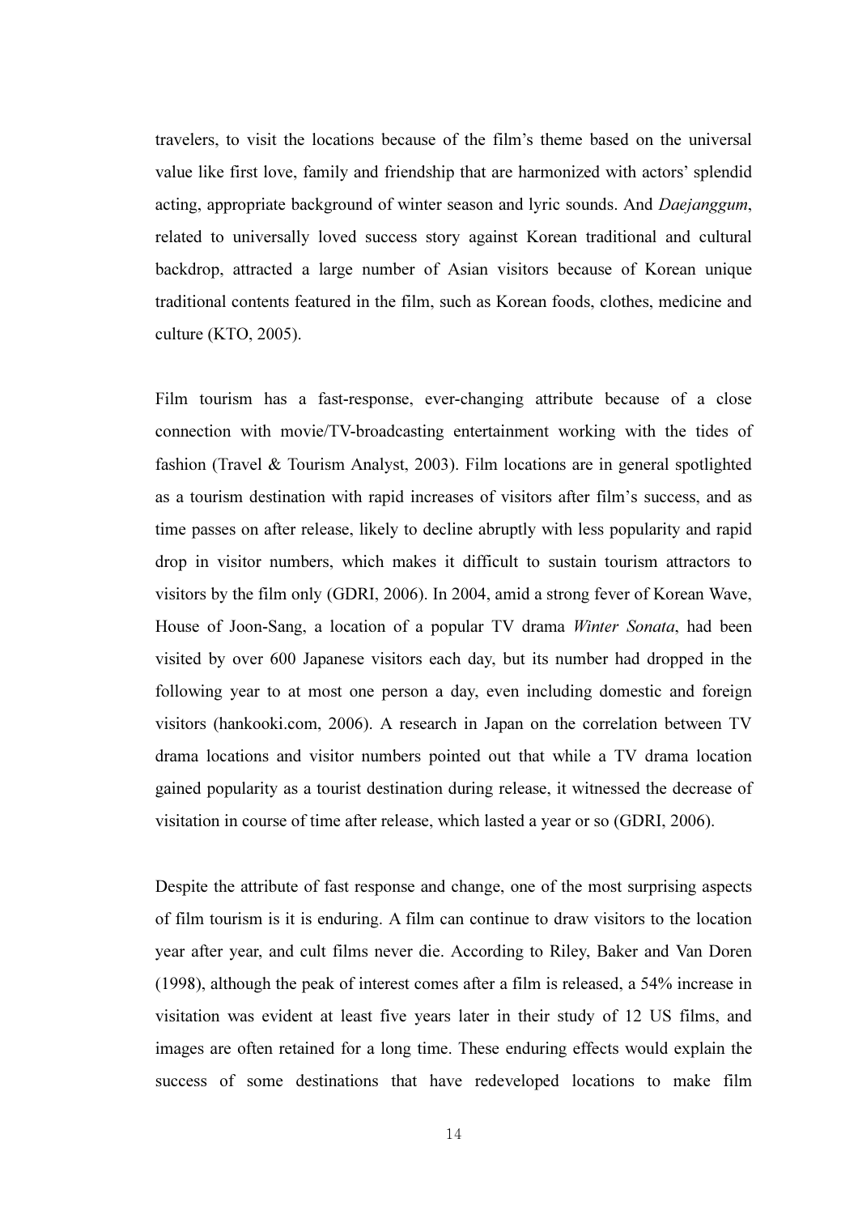travelers, to visit the locations because of the film's theme based on the universal value like first love, family and friendship that are harmonized with actors' splendid acting, appropriate background of winter season and lyric sounds. And *Daejanggum*, related to universally loved success story against Korean traditional and cultural backdrop, attracted a large number of Asian visitors because of Korean unique traditional contents featured in the film, such as Korean foods, clothes, medicine and culture (KTO, 2005).

Film tourism has a fast-response, ever-changing attribute because of a close connection with movie/TV-broadcasting entertainment working with the tides of fashion (Travel & Tourism Analyst, 2003). Film locations are in general spotlighted as a tourism destination with rapid increases of visitors after film's success, and as time passes on after release, likely to decline abruptly with less popularity and rapid drop in visitor numbers, which makes it difficult to sustain tourism attractors to visitors by the film only (GDRI, 2006). In 2004, amid a strong fever of Korean Wave, House of Joon-Sang, a location of a popular TV drama *Winter Sonata*, had been visited by over 600 Japanese visitors each day, but its number had dropped in the following year to at most one person a day, even including domestic and foreign visitors (hankooki.com, 2006). A research in Japan on the correlation between TV drama locations and visitor numbers pointed out that while a TV drama location gained popularity as a tourist destination during release, it witnessed the decrease of visitation in course of time after release, which lasted a year or so (GDRI, 2006).

Despite the attribute of fast response and change, one of the most surprising aspects of film tourism is it is enduring. A film can continue to draw visitors to the location year after year, and cult films never die. According to Riley, Baker and Van Doren (1998), although the peak of interest comes after a film is released, a 54% increase in visitation was evident at least five years later in their study of 12 US films, and images are often retained for a long time. These enduring effects would explain the success of some destinations that have redeveloped locations to make film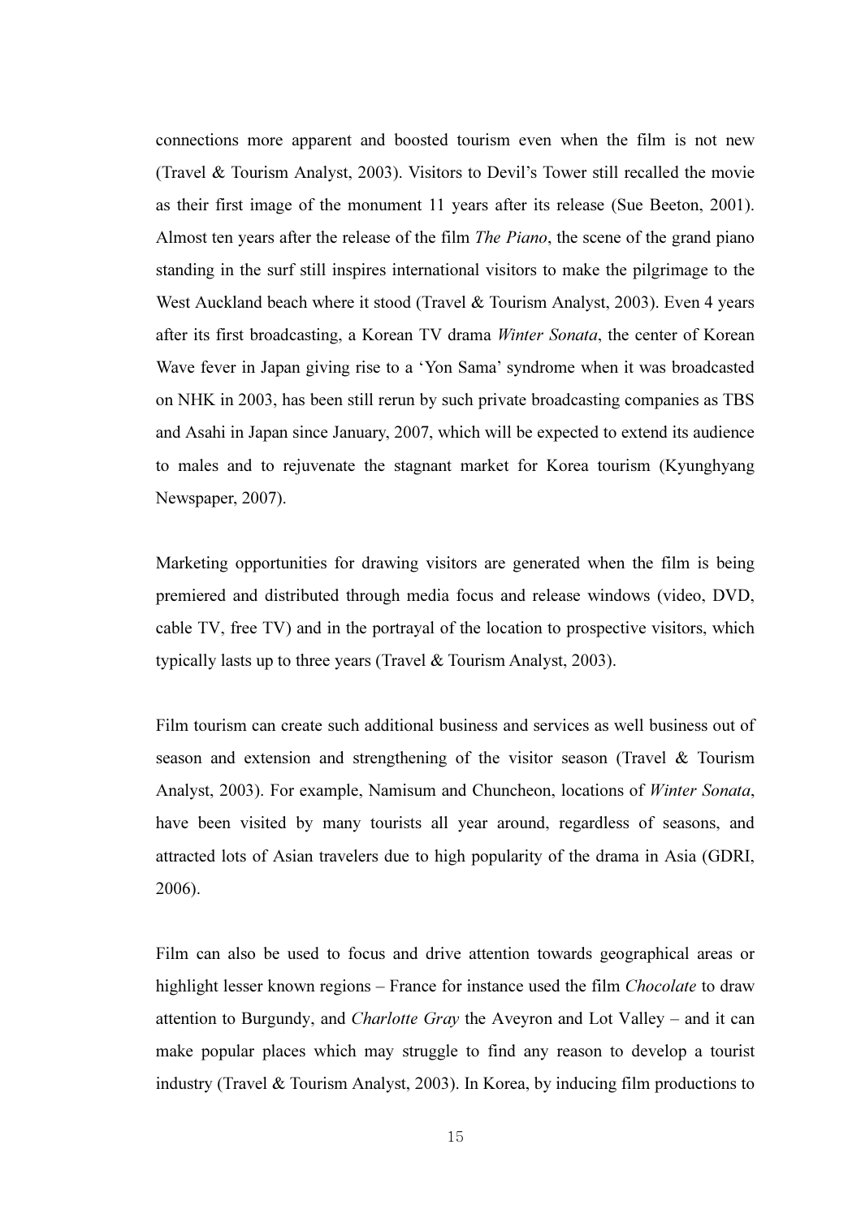connections more apparent and boosted tourism even when the film is not new (Travel & Tourism Analyst, 2003). Visitors to Devil's Tower still recalled the movie as their first image of the monument 11 years after its release (Sue Beeton, 2001). Almost ten years after the release of the film *The Piano*, the scene of the grand piano standing in the surf still inspires international visitors to make the pilgrimage to the West Auckland beach where it stood (Travel & Tourism Analyst, 2003). Even 4 years after its first broadcasting, a Korean TV drama *Winter Sonata*, the center of Korean Wave fever in Japan giving rise to a 'Yon Sama' syndrome when it was broadcasted on NHK in 2003, has been still rerun by such private broadcasting companies as TBS and Asahi in Japan since January, 2007, which will be expected to extend its audience to males and to rejuvenate the stagnant market for Korea tourism (Kyunghyang Newspaper, 2007).

Marketing opportunities for drawing visitors are generated when the film is being premiered and distributed through media focus and release windows (video, DVD, cable TV, free TV) and in the portrayal of the location to prospective visitors, which typically lasts up to three years (Travel & Tourism Analyst, 2003).

Film tourism can create such additional business and services as well business out of season and extension and strengthening of the visitor season (Travel & Tourism Analyst, 2003). For example, Namisum and Chuncheon, locations of *Winter Sonata*, have been visited by many tourists all year around, regardless of seasons, and attracted lots of Asian travelers due to high popularity of the drama in Asia (GDRI, 2006).

Film can also be used to focus and drive attention towards geographical areas or highlight lesser known regions – France for instance used the film *Chocolate* to draw attention to Burgundy, and *Charlotte Gray* the Aveyron and Lot Valley – and it can make popular places which may struggle to find any reason to develop a tourist industry (Travel & Tourism Analyst, 2003). In Korea, by inducing film productions to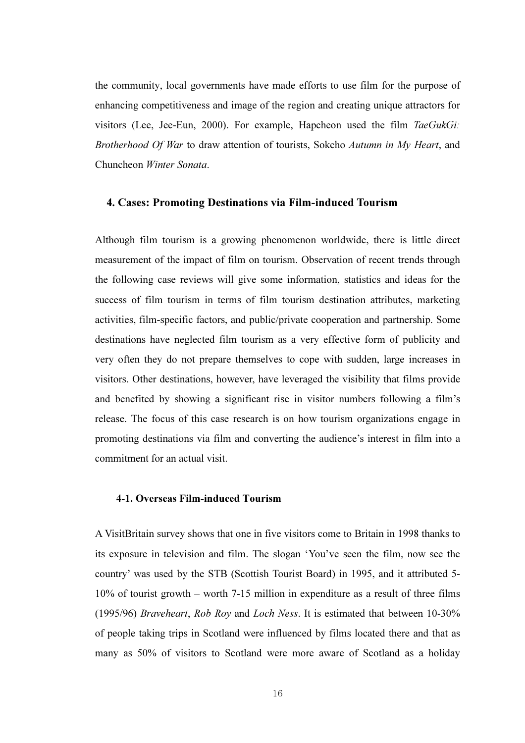the community, local governments have made efforts to use film for the purpose of enhancing competitiveness and image of the region and creating unique attractors for visitors (Lee, Jee-Eun, 2000). For example, Hapcheon used the film *TaeGukGi: Brotherhood Of War* to draw attention of tourists, Sokcho *Autumn in My Heart*, and Chuncheon *Winter Sonata*.

## 4. Cases: Promoting Destinations via Film-induced Tourism

Although film tourism is a growing phenomenon worldwide, there is little direct measurement of the impact of film on tourism. Observation of recent trends through the following case reviews will give some information, statistics and ideas for the success of film tourism in terms of film tourism destination attributes, marketing activities, film-specific factors, and public/private cooperation and partnership. Some destinations have neglected film tourism as a very effective form of publicity and very often they do not prepare themselves to cope with sudden, large increases in visitors. Other destinations, however, have leveraged the visibility that films provide and benefited by showing a significant rise in visitor numbers following a film's release. The focus of this case research is on how tourism organizations engage in promoting destinations via film and converting the audience's interest in film into a commitment for an actual visit.

### 4-1. Overseas Film-induced Tourism

A VisitBritain survey shows that one in five visitors come to Britain in 1998 thanks to its exposure in television and film. The slogan 'You've seen the film, now see the country' was used by the STB (Scottish Tourist Board) in 1995, and it attributed 5-10% of tourist growth – worth 7-15 million in expenditure as a result of three films (1995/96) *Braveheart*, *Rob Roy* and *Loch Ness*. It is estimated that between 10-30% of people taking trips in Scotland were influenced by films located there and that as many as 50% of visitors to Scotland were more aware of Scotland as a holiday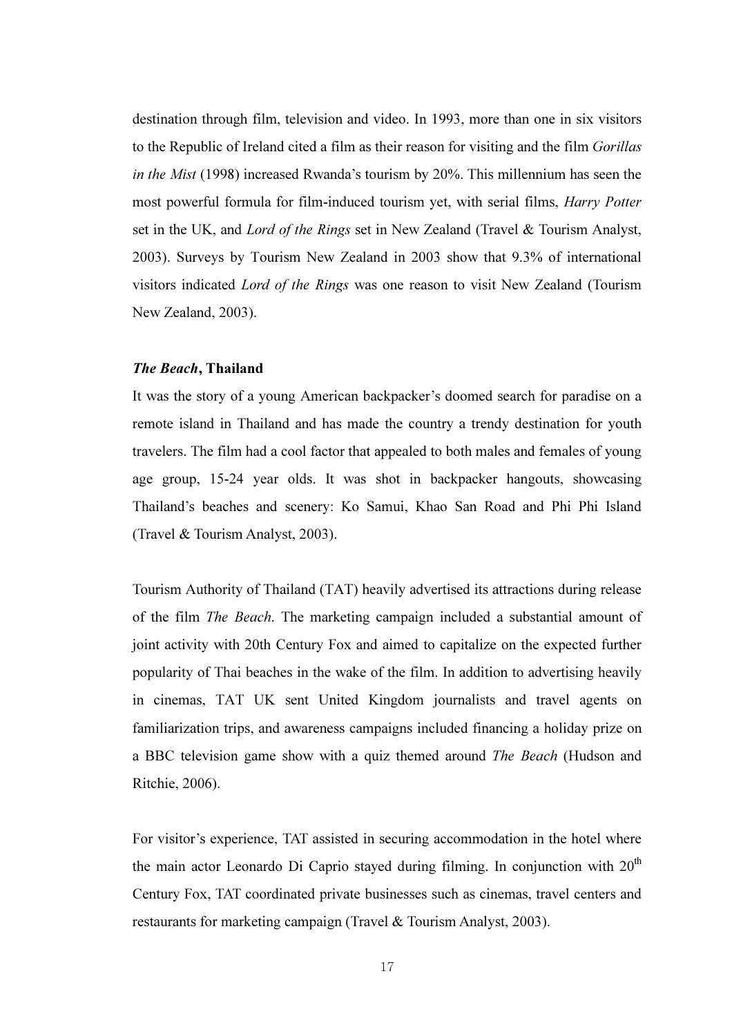destination through film, television and video. In 1993, more than one in six visitors to the Republic of Ireland cited a film as their reason for visiting and the film *Gorillas in the Mist* (1998) increased Rwanda's tourism by 20%. This millennium has seen the most powerful formula for film-induced tourism yet, with serial films, *Harry Potter* set in the UK, and *Lord of the Rings* set in New Zealand (Travel & Tourism Analyst, 2003). Surveys by Tourism New Zealand in 2003 show that 9.3% of international visitors indicated *Lord of the Rings* was one reason to visit New Zealand (Tourism New Zealand, 2003).

### ***The Beach*, Thailand**

It was the story of a young American backpacker's doomed search for paradise on a remote island in Thailand and has made the country a trendy destination for youth travelers. The film had a cool factor that appealed to both males and females of young age group, 15-24 year olds. It was shot in backpacker hangouts, showcasing Thailand's beaches and scenery: Ko Samui, Khao San Road and Phi Phi Island (Travel & Tourism Analyst, 2003).

Tourism Authority of Thailand (TAT) heavily advertised its attractions during release of the film *The Beach*. The marketing campaign included a substantial amount of joint activity with 20th Century Fox and aimed to capitalize on the expected further popularity of Thai beaches in the wake of the film. In addition to advertising heavily in cinemas, TAT UK sent United Kingdom journalists and travel agents on familiarization trips, and awareness campaigns included financing a holiday prize on a BBC television game show with a quiz themed around *The Beach* (Hudson and Ritchie, 2006).

For visitor's experience, TAT assisted in securing accommodation in the hotel where the main actor Leonardo Di Caprio stayed during filming. In conjunction with 20th Century Fox, TAT coordinated private businesses such as cinemas, travel centers and restaurants for marketing campaign (Travel & Tourism Analyst, 2003).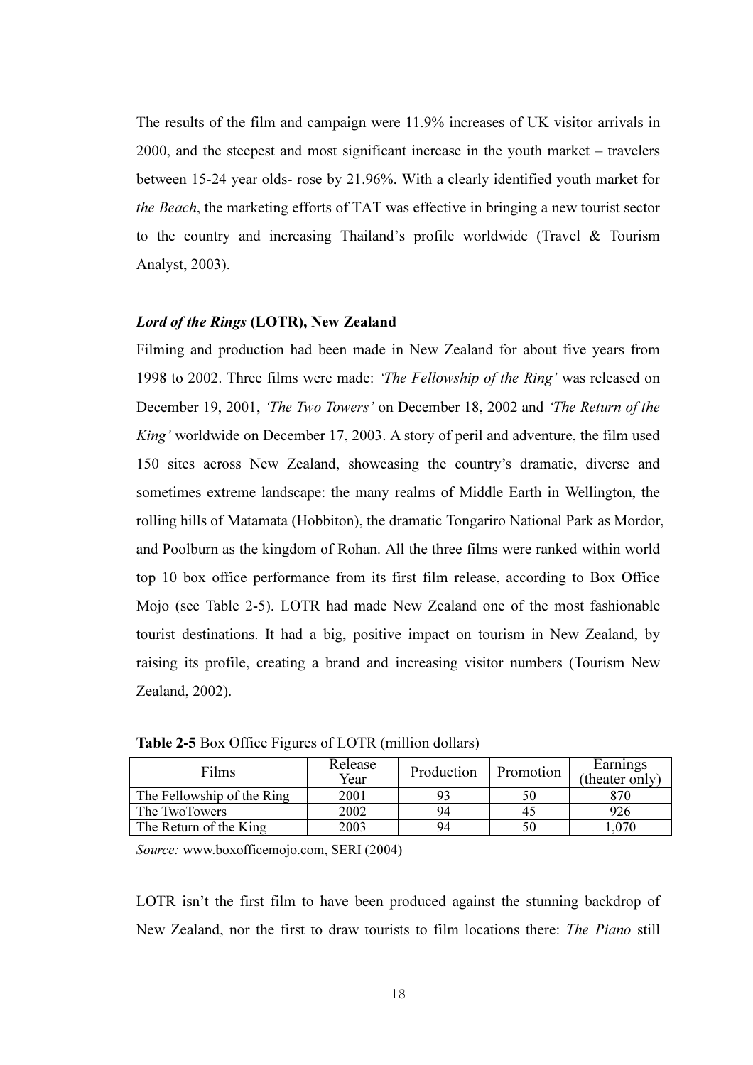The results of the film and campaign were 11.9% increases of UK visitor arrivals in 2000, and the steepest and most significant increase in the youth market – travelers between 15-24 year olds- rose by 21.96%. With a clearly identified youth market for *the Beach*, the marketing efforts of TAT was effective in bringing a new tourist sector to the country and increasing Thailand's profile worldwide (Travel & Tourism Analyst, 2003).

***Lord of the Rings* (LOTR), New Zealand**

Filming and production had been made in New Zealand for about five years from 1998 to 2002. Three films were made: *'The Fellowship of the Ring'* was released on December 19, 2001, *'The Two Towers'* on December 18, 2002 and *'The Return of the King'* worldwide on December 17, 2003. A story of peril and adventure, the film used 150 sites across New Zealand, showcasing the country's dramatic, diverse and sometimes extreme landscape: the many realms of Middle Earth in Wellington, the rolling hills of Matamata (Hobbiton), the dramatic Tongariro National Park as Mordor, and Poolburn as the kingdom of Rohan. All the three films were ranked within world top 10 box office performance from its first film release, according to Box Office Mojo (see Table 2-5). LOTR had made New Zealand one of the most fashionable tourist destinations. It had a big, positive impact on tourism in New Zealand, by raising its profile, creating a brand and increasing visitor numbers (Tourism New Zealand, 2002).

**Table 2-5** Box Office Figures of LOTR (million dollars)

| Films | Release Year | Production | Promotion | Earnings (theater only) |
|---|---|---|---|---|
| The Fellowship of the Ring | 2001 | 93 | 50 | 870 |
| The TwoTowers | 2002 | 94 | 45 | 926 |
| The Return of the King | 2003 | 94 | 50 | 1,070 |

*Source:* www.boxofficemojo.com, SERI (2004)

LOTR isn't the first film to have been produced against the stunning backdrop of New Zealand, nor the first to draw tourists to film locations there: *The Piano* still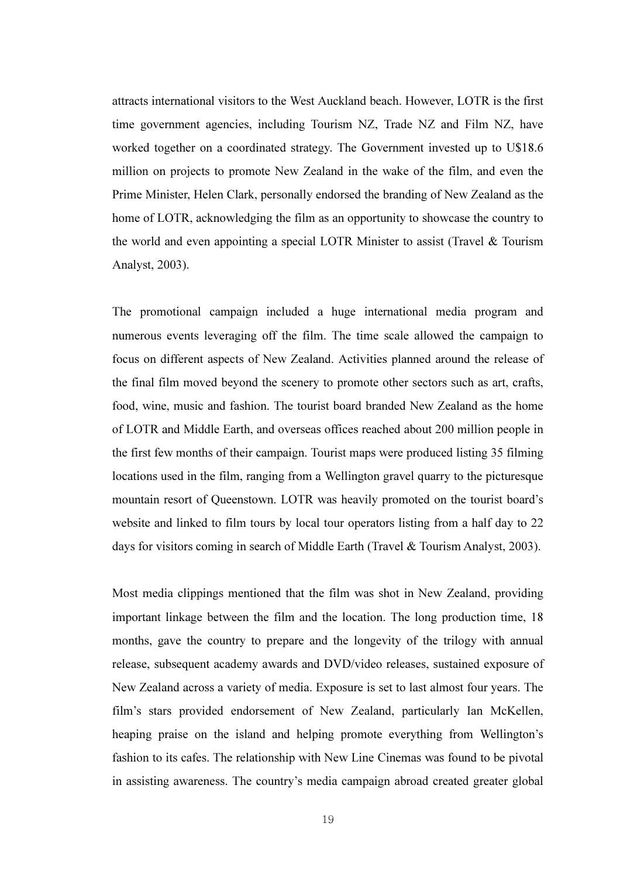attracts international visitors to the West Auckland beach. However, LOTR is the first time government agencies, including Tourism NZ, Trade NZ and Film NZ, have worked together on a coordinated strategy. The Government invested up to U$18.6 million on projects to promote New Zealand in the wake of the film, and even the Prime Minister, Helen Clark, personally endorsed the branding of New Zealand as the home of LOTR, acknowledging the film as an opportunity to showcase the country to the world and even appointing a special LOTR Minister to assist (Travel & Tourism Analyst, 2003).

The promotional campaign included a huge international media program and numerous events leveraging off the film. The time scale allowed the campaign to focus on different aspects of New Zealand. Activities planned around the release of the final film moved beyond the scenery to promote other sectors such as art, crafts, food, wine, music and fashion. The tourist board branded New Zealand as the home of LOTR and Middle Earth, and overseas offices reached about 200 million people in the first few months of their campaign. Tourist maps were produced listing 35 filming locations used in the film, ranging from a Wellington gravel quarry to the picturesque mountain resort of Queenstown. LOTR was heavily promoted on the tourist board's website and linked to film tours by local tour operators listing from a half day to 22 days for visitors coming in search of Middle Earth (Travel & Tourism Analyst, 2003).

Most media clippings mentioned that the film was shot in New Zealand, providing important linkage between the film and the location. The long production time, 18 months, gave the country to prepare and the longevity of the trilogy with annual release, subsequent academy awards and DVD/video releases, sustained exposure of New Zealand across a variety of media. Exposure is set to last almost four years. The film's stars provided endorsement of New Zealand, particularly Ian McKellen, heaping praise on the island and helping promote everything from Wellington's fashion to its cafes. The relationship with New Line Cinemas was found to be pivotal in assisting awareness. The country's media campaign abroad created greater global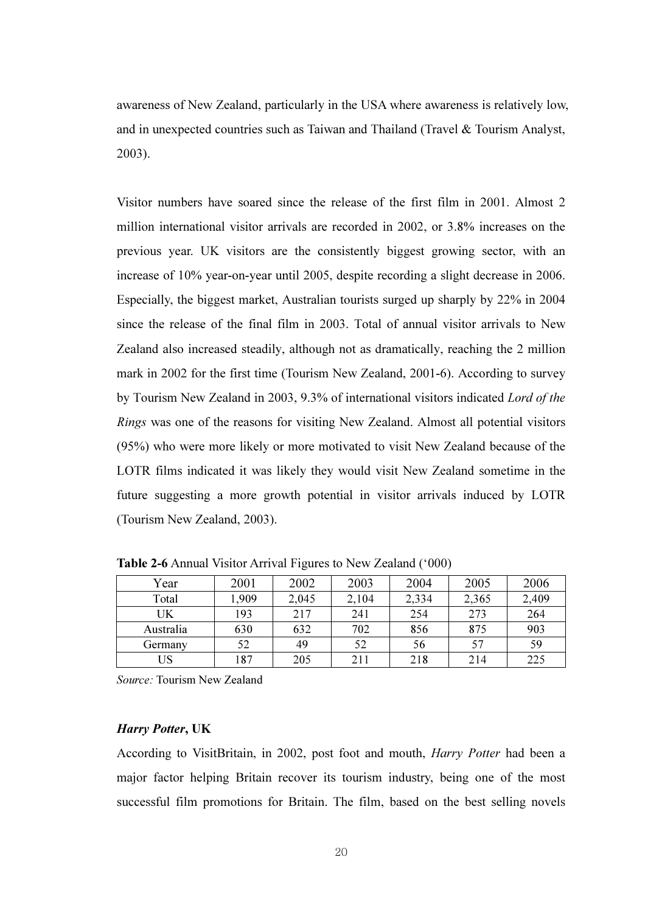awareness of New Zealand, particularly in the USA where awareness is relatively low, and in unexpected countries such as Taiwan and Thailand (Travel & Tourism Analyst, 2003).

Visitor numbers have soared since the release of the first film in 2001. Almost 2 million international visitor arrivals are recorded in 2002, or 3.8% increases on the previous year. UK visitors are the consistently biggest growing sector, with an increase of 10% year-on-year until 2005, despite recording a slight decrease in 2006. Especially, the biggest market, Australian tourists surged up sharply by 22% in 2004 since the release of the final film in 2003. Total of annual visitor arrivals to New Zealand also increased steadily, although not as dramatically, reaching the 2 million mark in 2002 for the first time (Tourism New Zealand, 2001-6). According to survey by Tourism New Zealand in 2003, 9.3% of international visitors indicated *Lord of the Rings* was one of the reasons for visiting New Zealand. Almost all potential visitors (95%) who were more likely or more motivated to visit New Zealand because of the LOTR films indicated it was likely they would visit New Zealand sometime in the future suggesting a more growth potential in visitor arrivals induced by LOTR (Tourism New Zealand, 2003).

**Table 2-6** Annual Visitor Arrival Figures to New Zealand ('000)

| Year | 2001 | 2002 | 2003 | 2004 | 2005 | 2006 |
|---|---|---|---|---|---|---|
| Total | 1,909 | 2,045 | 2,104 | 2,334 | 2,365 | 2,409 |
| UK | 193 | 217 | 241 | 254 | 273 | 264 |
| Australia | 630 | 632 | 702 | 856 | 875 | 903 |
| Germany | 52 | 49 | 52 | 56 | 57 | 59 |
| US | 187 | 205 | 211 | 218 | 214 | 225 |

*Source:* Tourism New Zealand

### *Harry Potter*, UK

According to VisitBritain, in 2002, post foot and mouth, *Harry Potter* had been a major factor helping Britain recover its tourism industry, being one of the most successful film promotions for Britain. The film, based on the best selling novels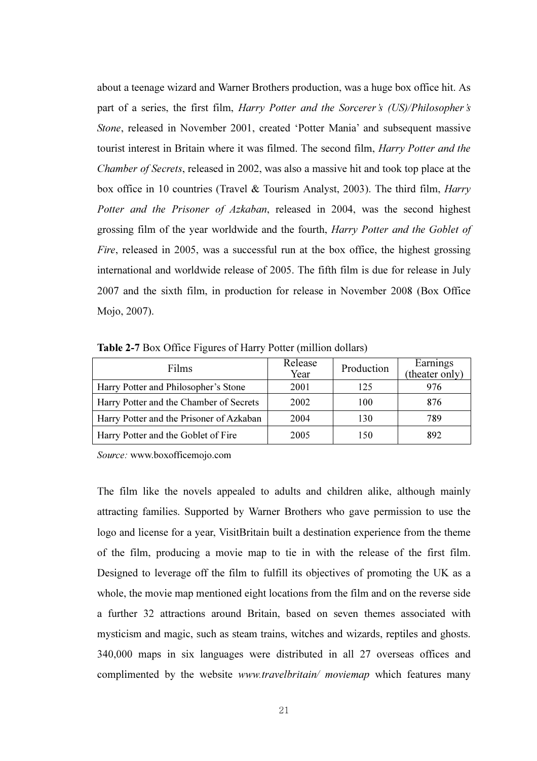about a teenage wizard and Warner Brothers production, was a huge box office hit. As part of a series, the first film, *Harry Potter and the Sorcerer's (US)/Philosopher's Stone*, released in November 2001, created 'Potter Mania' and subsequent massive tourist interest in Britain where it was filmed. The second film, *Harry Potter and the Chamber of Secrets*, released in 2002, was also a massive hit and took top place at the box office in 10 countries (Travel & Tourism Analyst, 2003). The third film, *Harry Potter and the Prisoner of Azkaban*, released in 2004, was the second highest grossing film of the year worldwide and the fourth, *Harry Potter and the Goblet of Fire*, released in 2005, was a successful run at the box office, the highest grossing international and worldwide release of 2005. The fifth film is due for release in July 2007 and the sixth film, in production for release in November 2008 (Box Office Mojo, 2007).

**Table 2-7** Box Office Figures of Harry Potter (million dollars)

| Films | Release Year | Production | Earnings (theater only) |
|---|---|---|---|
| Harry Potter and Philosopher's Stone | 2001 | 125 | 976 |
| Harry Potter and the Chamber of Secrets | 2002 | 100 | 876 |
| Harry Potter and the Prisoner of Azkaban | 2004 | 130 | 789 |
| Harry Potter and the Goblet of Fire | 2005 | 150 | 892 |

*Source:* www.boxofficemojo.com

The film like the novels appealed to adults and children alike, although mainly attracting families. Supported by Warner Brothers who gave permission to use the logo and license for a year, VisitBritain built a destination experience from the theme of the film, producing a movie map to tie in with the release of the first film. Designed to leverage off the film to fulfill its objectives of promoting the UK as a whole, the movie map mentioned eight locations from the film and on the reverse side a further 32 attractions around Britain, based on seven themes associated with mysticism and magic, such as steam trains, witches and wizards, reptiles and ghosts. 340,000 maps in six languages were distributed in all 27 overseas offices and complimented by the website *www.travelbritain/ moviemap* which features many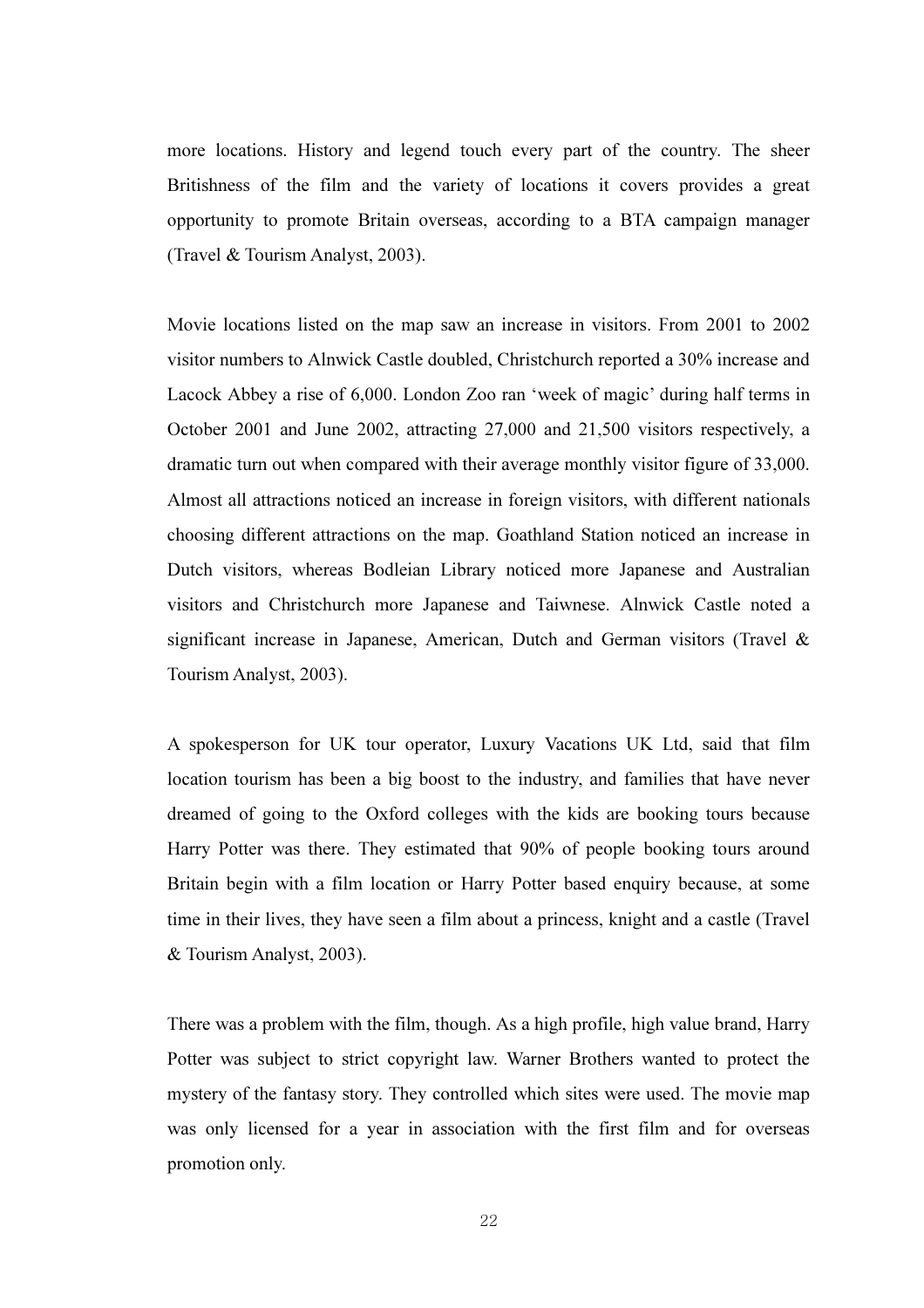more locations. History and legend touch every part of the country. The sheer Britishness of the film and the variety of locations it covers provides a great opportunity to promote Britain overseas, according to a BTA campaign manager (Travel & Tourism Analyst, 2003).

Movie locations listed on the map saw an increase in visitors. From 2001 to 2002 visitor numbers to Alnwick Castle doubled, Christchurch reported a 30% increase and Lacock Abbey a rise of 6,000. London Zoo ran 'week of magic' during half terms in October 2001 and June 2002, attracting 27,000 and 21,500 visitors respectively, a dramatic turn out when compared with their average monthly visitor figure of 33,000. Almost all attractions noticed an increase in foreign visitors, with different nationals choosing different attractions on the map. Goathland Station noticed an increase in Dutch visitors, whereas Bodleian Library noticed more Japanese and Australian visitors and Christchurch more Japanese and Taiwnese. Alnwick Castle noted a significant increase in Japanese, American, Dutch and German visitors (Travel & Tourism Analyst, 2003).

A spokesperson for UK tour operator, Luxury Vacations UK Ltd, said that film location tourism has been a big boost to the industry, and families that have never dreamed of going to the Oxford colleges with the kids are booking tours because Harry Potter was there. They estimated that 90% of people booking tours around Britain begin with a film location or Harry Potter based enquiry because, at some time in their lives, they have seen a film about a princess, knight and a castle (Travel & Tourism Analyst, 2003).

There was a problem with the film, though. As a high profile, high value brand, Harry Potter was subject to strict copyright law. Warner Brothers wanted to protect the mystery of the fantasy story. They controlled which sites were used. The movie map was only licensed for a year in association with the first film and for overseas promotion only.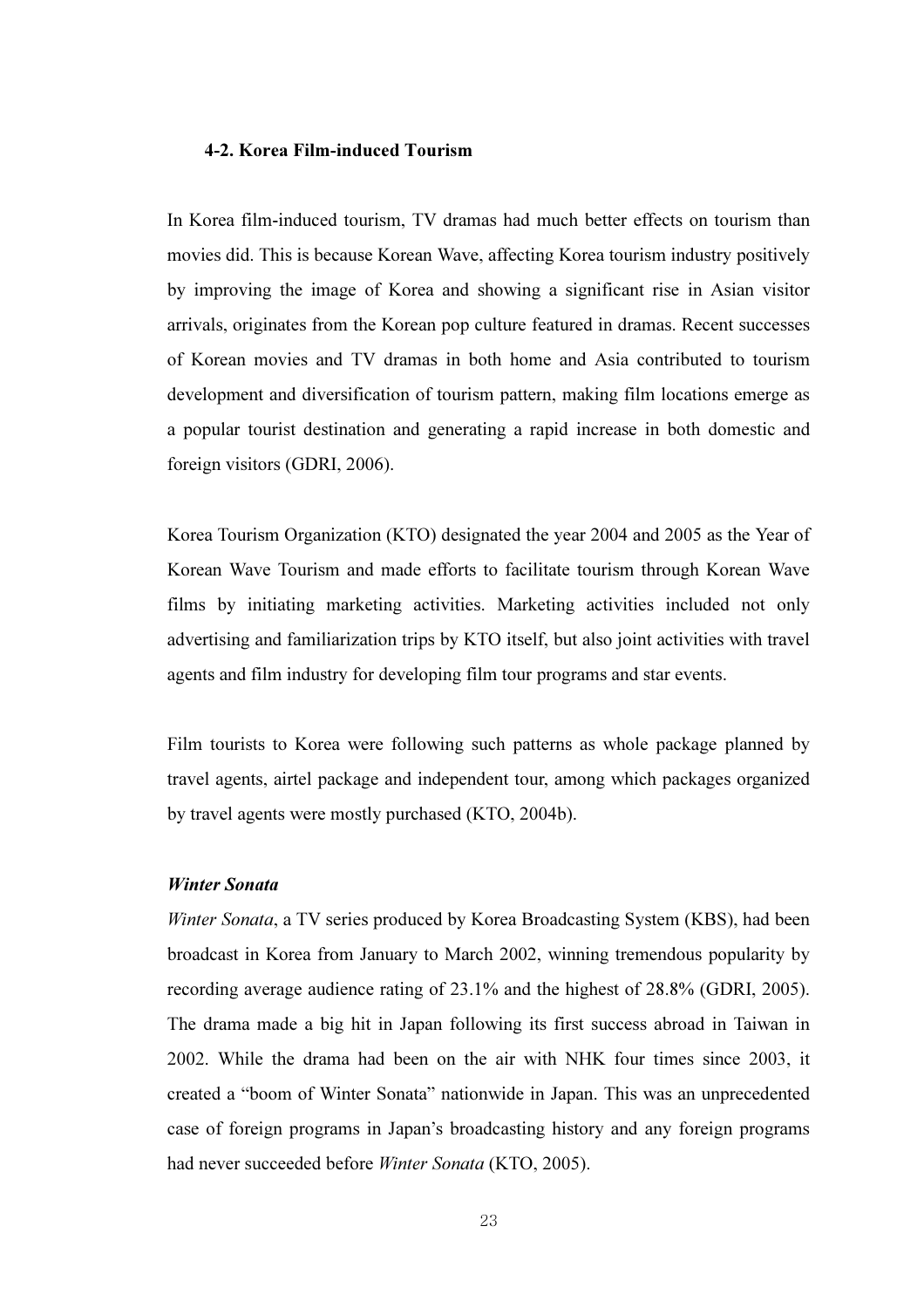### 4-2. Korea Film-induced Tourism

In Korea film-induced tourism, TV dramas had much better effects on tourism than movies did. This is because Korean Wave, affecting Korea tourism industry positively by improving the image of Korea and showing a significant rise in Asian visitor arrivals, originates from the Korean pop culture featured in dramas. Recent successes of Korean movies and TV dramas in both home and Asia contributed to tourism development and diversification of tourism pattern, making film locations emerge as a popular tourist destination and generating a rapid increase in both domestic and foreign visitors (GDRI, 2006).

Korea Tourism Organization (KTO) designated the year 2004 and 2005 as the Year of Korean Wave Tourism and made efforts to facilitate tourism through Korean Wave films by initiating marketing activities. Marketing activities included not only advertising and familiarization trips by KTO itself, but also joint activities with travel agents and film industry for developing film tour programs and star events.

Film tourists to Korea were following such patterns as whole package planned by travel agents, airtel package and independent tour, among which packages organized by travel agents were mostly purchased (KTO, 2004b).

***Winter Sonata***

*Winter Sonata*, a TV series produced by Korea Broadcasting System (KBS), had been broadcast in Korea from January to March 2002, winning tremendous popularity by recording average audience rating of 23.1% and the highest of 28.8% (GDRI, 2005). The drama made a big hit in Japan following its first success abroad in Taiwan in 2002. While the drama had been on the air with NHK four times since 2003, it created a "boom of Winter Sonata" nationwide in Japan. This was an unprecedented case of foreign programs in Japan's broadcasting history and any foreign programs had never succeeded before *Winter Sonata* (KTO, 2005).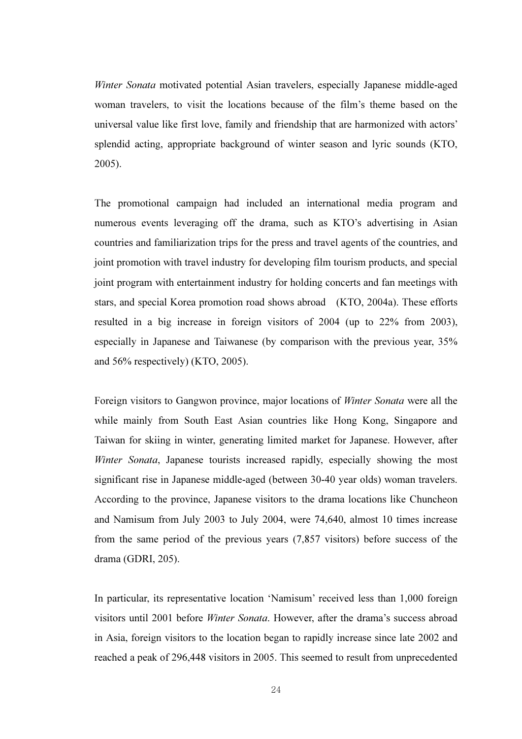*Winter Sonata* motivated potential Asian travelers, especially Japanese middle-aged woman travelers, to visit the locations because of the film's theme based on the universal value like first love, family and friendship that are harmonized with actors' splendid acting, appropriate background of winter season and lyric sounds (KTO, 2005).

The promotional campaign had included an international media program and numerous events leveraging off the drama, such as KTO's advertising in Asian countries and familiarization trips for the press and travel agents of the countries, and joint promotion with travel industry for developing film tourism products, and special joint program with entertainment industry for holding concerts and fan meetings with stars, and special Korea promotion road shows abroad (KTO, 2004a). These efforts resulted in a big increase in foreign visitors of 2004 (up to 22% from 2003), especially in Japanese and Taiwanese (by comparison with the previous year, 35% and 56% respectively) (KTO, 2005).

Foreign visitors to Gangwon province, major locations of *Winter Sonata* were all the while mainly from South East Asian countries like Hong Kong, Singapore and Taiwan for skiing in winter, generating limited market for Japanese. However, after *Winter Sonata*, Japanese tourists increased rapidly, especially showing the most significant rise in Japanese middle-aged (between 30-40 year olds) woman travelers. According to the province, Japanese visitors to the drama locations like Chuncheon and Namisum from July 2003 to July 2004, were 74,640, almost 10 times increase from the same period of the previous years (7,857 visitors) before success of the drama (GDRI, 205).

In particular, its representative location 'Namisum' received less than 1,000 foreign visitors until 2001 before *Winter Sonata*. However, after the drama's success abroad in Asia, foreign visitors to the location began to rapidly increase since late 2002 and reached a peak of 296,448 visitors in 2005. This seemed to result from unprecedented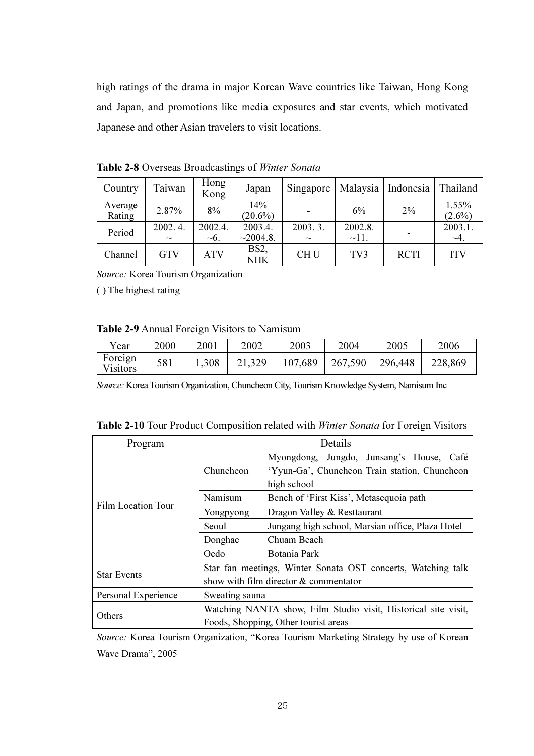high ratings of the drama in major Korean Wave countries like Taiwan, Hong Kong and Japan, and promotions like media exposures and star events, which motivated Japanese and other Asian travelers to visit locations.

**Table 2-8** Overseas Broadcastings of *Winter Sonata*

| Country | Taiwan | Hong Kong | Japan | Singapore | Malaysia | Indonesia | Thailand |
|---|---|---|---|---|---|---|---|
| Average Rating | 2.87% | 8% | 14% (20.6%) | - | 6% | 2% | 1.55% (2.6%) |
| Period | 2002. 4. ~ | 2002.4. ~6. | 2003.4. ~2004.8. | 2003. 3. ~ | 2002.8. ~11. | - | 2003.1. ~4. |
| Channel | GTV | ATV | BS2, NHK | CH U | TV3 | RCTI | ITV |

*Source:* Korea Tourism Organization

( ) The highest rating

**Table 2-9** Annual Foreign Visitors to Namisum

| Year | 2000 | 2001 | 2002 | 2003 | 2004 | 2005 | 2006 |
|---|---|---|---|---|---|---|---|
| Foreign Visitors | 581 | 1,308 | 21,329 | 107,689 | 267,590 | 296,448 | 228,869 |

*Source:* Korea Tourism Organization, Chuncheon City, Tourism Knowledge System, Namisum Inc

**Table 2-10** Tour Product Composition related with *Winter Sonata* for Foreign Visitors

| Program | Details | |
|---|---|---|
| Film Location Tour | Chuncheon | Myongdong, Jungdo, Junsang's House, Café 'Yyun-Ga', Chuncheon Train station, Chuncheon high school |
| | Namisum | Bench of 'First Kiss', Metasequoia path |
| | Yongpyong | Dragon Valley & Resttaurant |
| | Seoul | Jungang high school, Marsian office, Plaza Hotel |
| | Donghae | Chuam Beach |
| | Oedo | Botania Park |
| Star Events | Star fan meetings, Winter Sonata OST concerts, Watching talk show with film director & commentator | |
| Personal Experience | Sweating sauna | |
| Others | Watching NANTA show, Film Studio visit, Historical site visit, Foods, Shopping, Other tourist areas | |

*Source:* Korea Tourism Organization, "Korea Tourism Marketing Strategy by use of Korean Wave Drama", 2005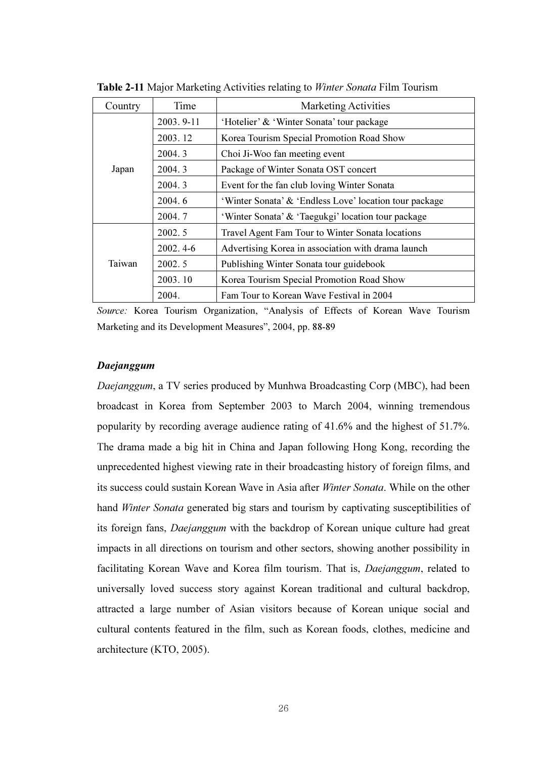**Table 2-11** Major Marketing Activities relating to *Winter Sonata* Film Tourism

| Country | Time | Marketing Activities |
|---|---|---|
| Japan | 2003. 9-11 | 'Hotelier' & 'Winter Sonata' tour package |
| | 2003. 12 | Korea Tourism Special Promotion Road Show |
| | 2004. 3 | Choi Ji-Woo fan meeting event |
| | 2004. 3 | Package of Winter Sonata OST concert |
| | 2004. 3 | Event for the fan club loving Winter Sonata |
| | 2004. 6 | 'Winter Sonata' & 'Endless Love' location tour package |
| | 2004. 7 | 'Winter Sonata' & 'Taegukgi' location tour package |
| Taiwan | 2002. 5 | Travel Agent Fam Tour to Winter Sonata locations |
| | 2002. 4-6 | Advertising Korea in association with drama launch |
| | 2002. 5 | Publishing Winter Sonata tour guidebook |
| | 2003. 10 | Korea Tourism Special Promotion Road Show |
| | 2004. | Fam Tour to Korean Wave Festival in 2004 |

*Source:* Korea Tourism Organization, "Analysis of Effects of Korean Wave Tourism Marketing and its Development Measures", 2004, pp. 88-89

### *Daejanggum*

*Daejanggum*, a TV series produced by Munhwa Broadcasting Corp (MBC), had been broadcast in Korea from September 2003 to March 2004, winning tremendous popularity by recording average audience rating of 41.6% and the highest of 51.7%. The drama made a big hit in China and Japan following Hong Kong, recording the unprecedented highest viewing rate in their broadcasting history of foreign films, and its success could sustain Korean Wave in Asia after *Winter Sonata*. While on the other hand *Winter Sonata* generated big stars and tourism by captivating susceptibilities of its foreign fans, *Daejanggum* with the backdrop of Korean unique culture had great impacts in all directions on tourism and other sectors, showing another possibility in facilitating Korean Wave and Korea film tourism. That is, *Daejanggum*, related to universally loved success story against Korean traditional and cultural backdrop, attracted a large number of Asian visitors because of Korean unique social and cultural contents featured in the film, such as Korean foods, clothes, medicine and architecture (KTO, 2005).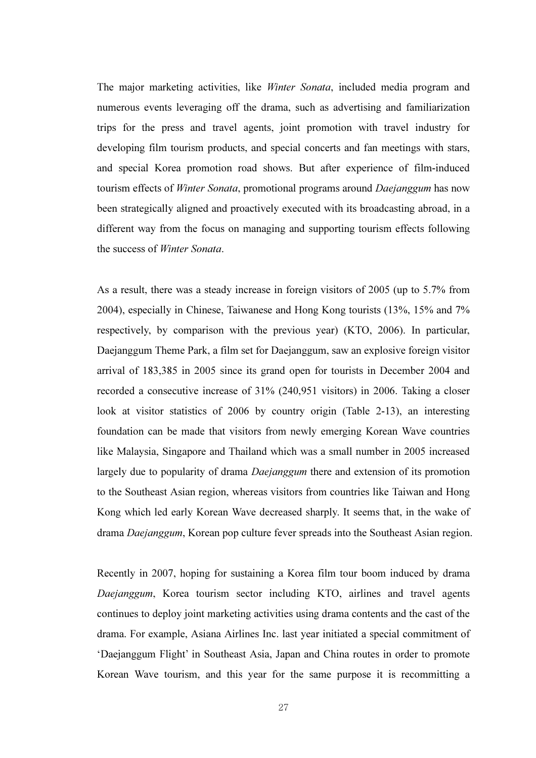The major marketing activities, like *Winter Sonata*, included media program and numerous events leveraging off the drama, such as advertising and familiarization trips for the press and travel agents, joint promotion with travel industry for developing film tourism products, and special concerts and fan meetings with stars, and special Korea promotion road shows. But after experience of film-induced tourism effects of *Winter Sonata*, promotional programs around *Daejanggum* has now been strategically aligned and proactively executed with its broadcasting abroad, in a different way from the focus on managing and supporting tourism effects following the success of *Winter Sonata*.

As a result, there was a steady increase in foreign visitors of 2005 (up to 5.7% from 2004), especially in Chinese, Taiwanese and Hong Kong tourists (13%, 15% and 7% respectively, by comparison with the previous year) (KTO, 2006). In particular, Daejanggum Theme Park, a film set for Daejanggum, saw an explosive foreign visitor arrival of 183,385 in 2005 since its grand open for tourists in December 2004 and recorded a consecutive increase of 31% (240,951 visitors) in 2006. Taking a closer look at visitor statistics of 2006 by country origin (Table 2-13), an interesting foundation can be made that visitors from newly emerging Korean Wave countries like Malaysia, Singapore and Thailand which was a small number in 2005 increased largely due to popularity of drama *Daejanggum* there and extension of its promotion to the Southeast Asian region, whereas visitors from countries like Taiwan and Hong Kong which led early Korean Wave decreased sharply. It seems that, in the wake of drama *Daejanggum*, Korean pop culture fever spreads into the Southeast Asian region.

Recently in 2007, hoping for sustaining a Korea film tour boom induced by drama *Daejanggum*, Korea tourism sector including KTO, airlines and travel agents continues to deploy joint marketing activities using drama contents and the cast of the drama. For example, Asiana Airlines Inc. last year initiated a special commitment of 'Daejanggum Flight' in Southeast Asia, Japan and China routes in order to promote Korean Wave tourism, and this year for the same purpose it is recommitting a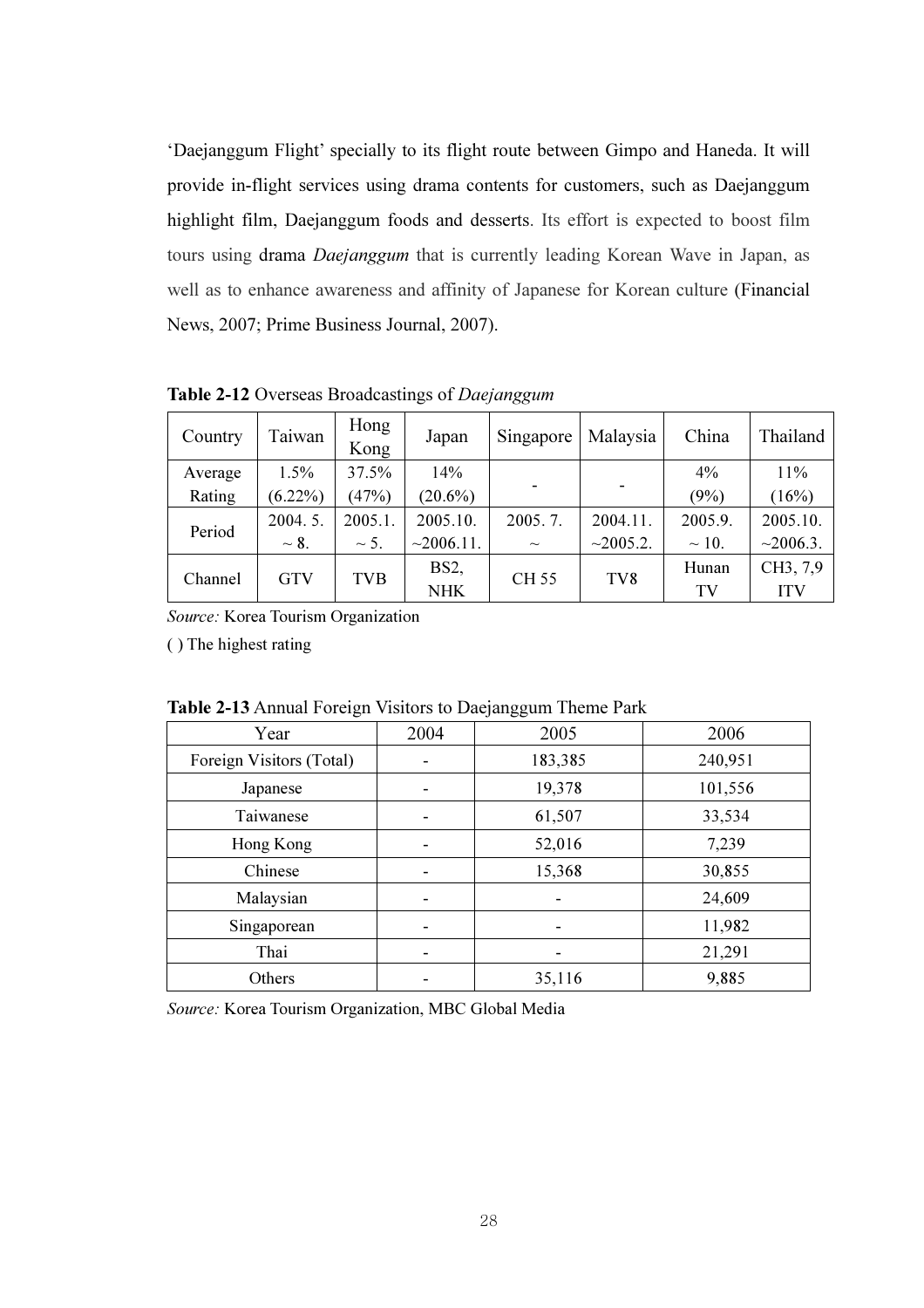'Daejanggum Flight' specially to its flight route between Gimpo and Haneda. It will provide in-flight services using drama contents for customers, such as Daejanggum highlight film, Daejanggum foods and desserts. Its effort is expected to boost film tours using drama *Daejanggum* that is currently leading Korean Wave in Japan, as well as to enhance awareness and affinity of Japanese for Korean culture (Financial News, 2007; Prime Business Journal, 2007).

**Table 2-12** Overseas Broadcastings of *Daejanggum*

| Country | Taiwan | Hong Kong | Japan | Singapore | Malaysia | China | Thailand |
|---|---|---|---|---|---|---|---|
| Average Rating | 1.5% (6.22%) | 37.5% (47%) | 14% (20.6%) | - | - | 4% (9%) | 11% (16%) |
| Period | 2004. 5. ~ 8. | 2005.1. ~ 5. | 2005.10. ~2006.11. | 2005. 7. ~ | 2004.11. ~2005.2. | 2005.9. ~ 10. | 2005.10. ~2006.3. |
| Channel | GTV | TVB | BS2, NHK | CH 55 | TV8 | Hunan TV | CH3, 7,9 ITV |

*Source:* Korea Tourism Organization

( ) The highest rating

**Table 2-13** Annual Foreign Visitors to Daejanggum Theme Park

| Year | 2004 | 2005 | 2006 |
|---|---|---|---|
| Foreign Visitors (Total) | - | 183,385 | 240,951 |
| Japanese | - | 19,378 | 101,556 |
| Taiwanese | - | 61,507 | 33,534 |
| Hong Kong | - | 52,016 | 7,239 |
| Chinese | - | 15,368 | 30,855 |
| Malaysian | - | - | 24,609 |
| Singaporean | - | - | 11,982 |
| Thai | - | - | 21,291 |
| Others | - | 35,116 | 9,885 |

*Source:* Korea Tourism Organization, MBC Global Media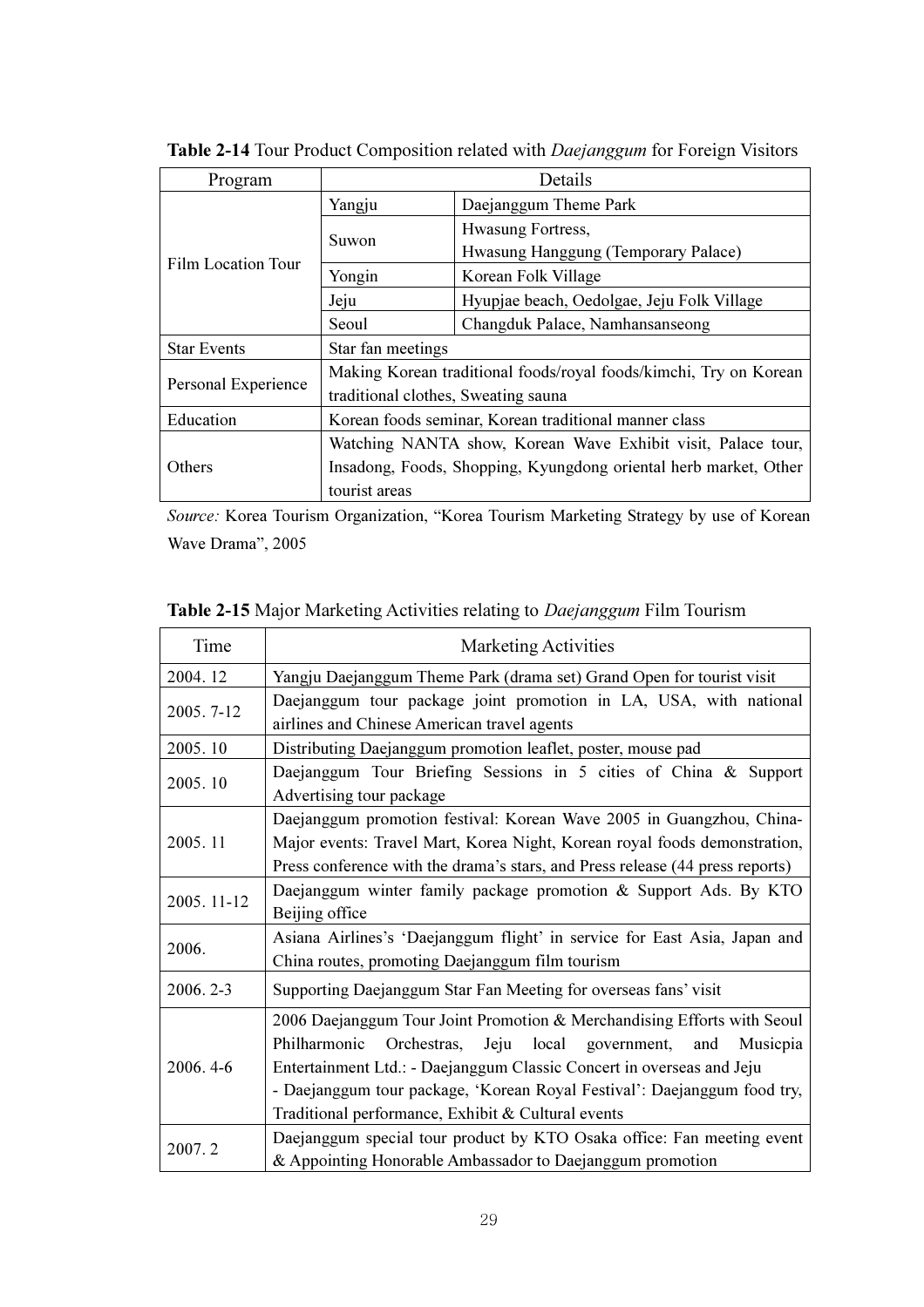**Table 2-14** Tour Product Composition related with *Daejanggum* for Foreign Visitors

| Program | Details | |
|---|---|---|
| Film Location Tour | Yangju | Daejanggum Theme Park |
| | Suwon | Hwasung Fortress, Hwasung Hanggung (Temporary Palace) |
| | Yongin | Korean Folk Village |
| | Jeju | Hyupjae beach, Oedolgae, Jeju Folk Village |
| | Seoul | Changduk Palace, Namhansanseong |
| Star Events | Star fan meetings | |
| Personal Experience | Making Korean traditional foods/royal foods/kimchi, Try on Korean traditional clothes, Sweating sauna | |
| Education | Korean foods seminar, Korean traditional manner class | |
| Others | Watching NANTA show, Korean Wave Exhibit visit, Palace tour, Insadong, Foods, Shopping, Kyungdong oriental herb market, Other tourist areas | |

*Source:* Korea Tourism Organization, "Korea Tourism Marketing Strategy by use of Korean Wave Drama", 2005

**Table 2-15** Major Marketing Activities relating to *Daejanggum* Film Tourism

| Time | Marketing Activities |
|---|---|
| 2004. 12 | Yangju Daejanggum Theme Park (drama set) Grand Open for tourist visit |
| 2005. 7-12 | Daejanggum tour package joint promotion in LA, USA, with national airlines and Chinese American travel agents |
| 2005. 10 | Distributing Daejanggum promotion leaflet, poster, mouse pad |
| 2005. 10 | Daejanggum Tour Briefing Sessions in 5 cities of China & Support Advertising tour package |
| 2005. 11 | Daejanggum promotion festival: Korean Wave 2005 in Guangzhou, China- Major events: Travel Mart, Korea Night, Korean royal foods demonstration, Press conference with the drama's stars, and Press release (44 press reports) |
| 2005. 11-12 | Daejanggum winter family package promotion & Support Ads. By KTO Beijing office |
| 2006. | Asiana Airlines's 'Daejanggum flight' in service for East Asia, Japan and China routes, promoting Daejanggum film tourism |
| 2006. 2-3 | Supporting Daejanggum Star Fan Meeting for overseas fans' visit |
| 2006. 4-6 | 2006 Daejanggum Tour Joint Promotion & Merchandising Efforts with Seoul Philharmonic Orchestras, Jeju local government, and Musicpia Entertainment Ltd.: - Daejanggum Classic Concert in overseas and Jeju<br>- Daejanggum tour package, 'Korean Royal Festival': Daejanggum food try, Traditional performance, Exhibit & Cultural events |
| 2007. 2 | Daejanggum special tour product by KTO Osaka office: Fan meeting event & Appointing Honorable Ambassador to Daejanggum promotion |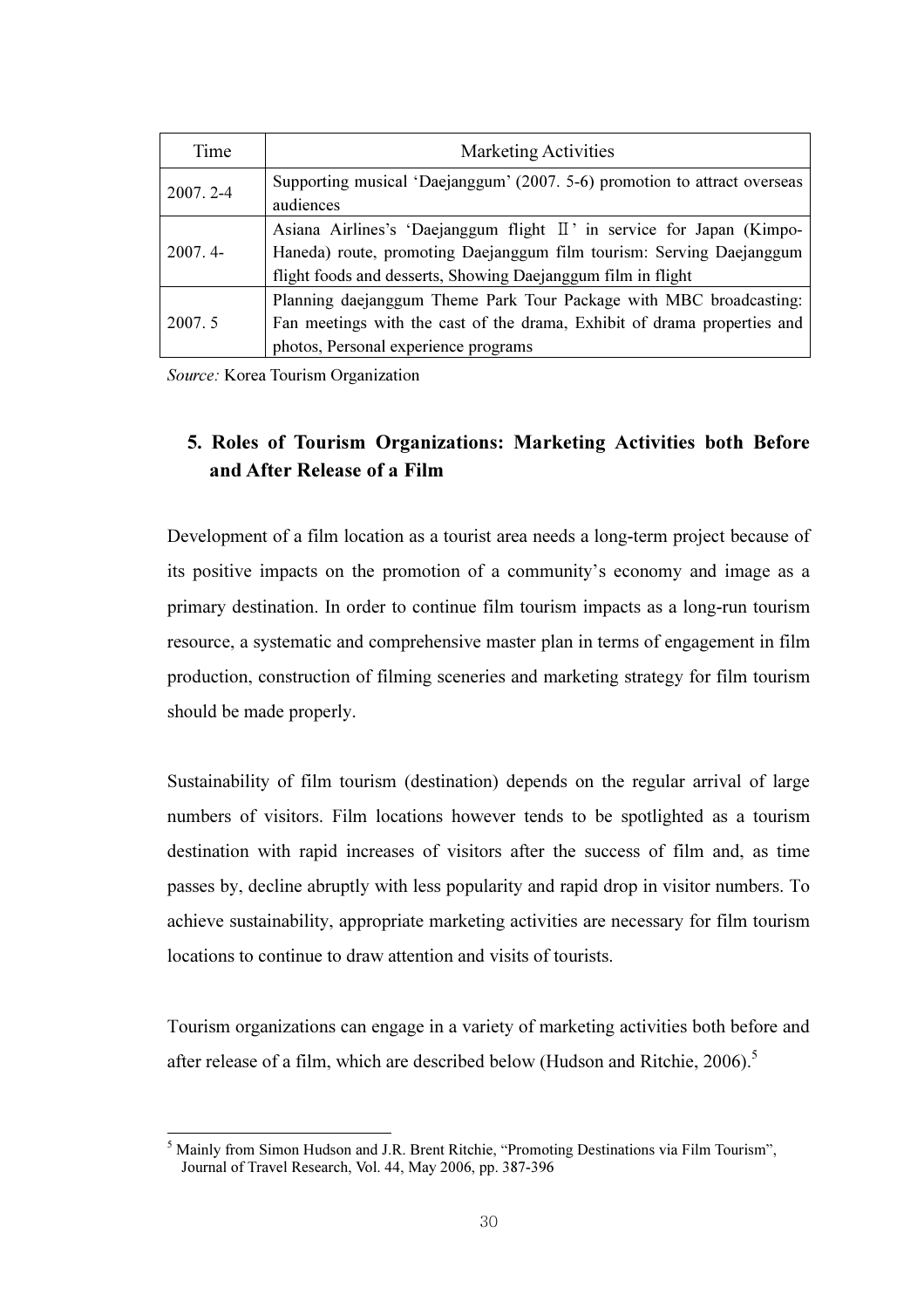| Time | Marketing Activities |
| --- | --- |
| 2007. 2-4 | Supporting musical ‘Daejanggum’ (2007. 5-6) promotion to attract overseas audiences |
| 2007. 4- | Asiana Airlines’s ‘Daejanggum flight Ⅱ’ in service for Japan (Kimpo-Haneda) route, promoting Daejanggum film tourism: Serving Daejanggum flight foods and desserts, Showing Daejanggum film in flight |
| 2007. 5 | Planning daejanggum Theme Park Tour Package with MBC broadcasting: Fan meetings with the cast of the drama, Exhibit of drama properties and photos, Personal experience programs |

*Source:* Korea Tourism Organization

## 5. Roles of Tourism Organizations: Marketing Activities both Before and After Release of a Film

Development of a film location as a tourist area needs a long-term project because of its positive impacts on the promotion of a community’s economy and image as a primary destination. In order to continue film tourism impacts as a long-run tourism resource, a systematic and comprehensive master plan in terms of engagement in film production, construction of filming sceneries and marketing strategy for film tourism should be made properly.

Sustainability of film tourism (destination) depends on the regular arrival of large numbers of visitors. Film locations however tends to be spotlighted as a tourism destination with rapid increases of visitors after the success of film and, as time passes by, decline abruptly with less popularity and rapid drop in visitor numbers. To achieve sustainability, appropriate marketing activities are necessary for film tourism locations to continue to draw attention and visits of tourists.

Tourism organizations can engage in a variety of marketing activities both before and after release of a film, which are described below (Hudson and Ritchie, 2006).[5]

---

[5] Mainly from Simon Hudson and J.R. Brent Ritchie, “Promoting Destinations via Film Tourism”, Journal of Travel Research, Vol. 44, May 2006, pp. 387-396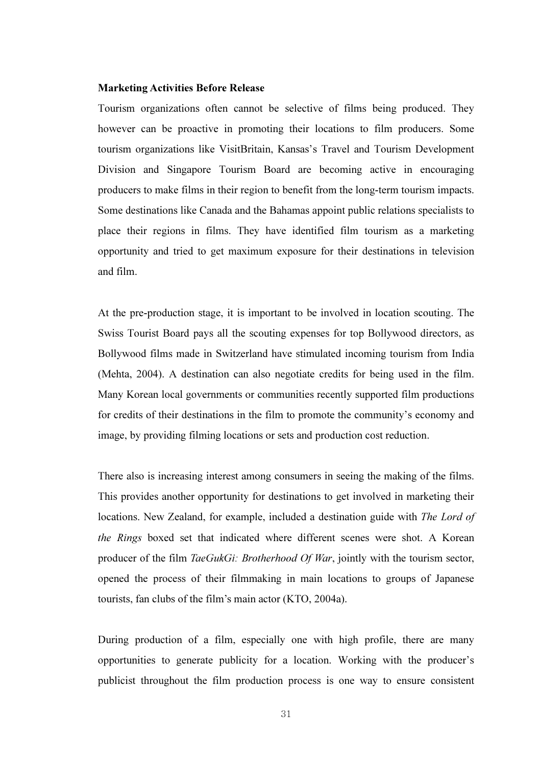**Marketing Activities Before Release**

Tourism organizations often cannot be selective of films being produced. They however can be proactive in promoting their locations to film producers. Some tourism organizations like VisitBritain, Kansas's Travel and Tourism Development Division and Singapore Tourism Board are becoming active in encouraging producers to make films in their region to benefit from the long-term tourism impacts. Some destinations like Canada and the Bahamas appoint public relations specialists to place their regions in films. They have identified film tourism as a marketing opportunity and tried to get maximum exposure for their destinations in television and film.

At the pre-production stage, it is important to be involved in location scouting. The Swiss Tourist Board pays all the scouting expenses for top Bollywood directors, as Bollywood films made in Switzerland have stimulated incoming tourism from India (Mehta, 2004). A destination can also negotiate credits for being used in the film. Many Korean local governments or communities recently supported film productions for credits of their destinations in the film to promote the community's economy and image, by providing filming locations or sets and production cost reduction.

There also is increasing interest among consumers in seeing the making of the films. This provides another opportunity for destinations to get involved in marketing their locations. New Zealand, for example, included a destination guide with *The Lord of the Rings* boxed set that indicated where different scenes were shot. A Korean producer of the film *TaeGukGi: Brotherhood Of War*, jointly with the tourism sector, opened the process of their filmmaking in main locations to groups of Japanese tourists, fan clubs of the film's main actor (KTO, 2004a).

During production of a film, especially one with high profile, there are many opportunities to generate publicity for a location. Working with the producer's publicist throughout the film production process is one way to ensure consistent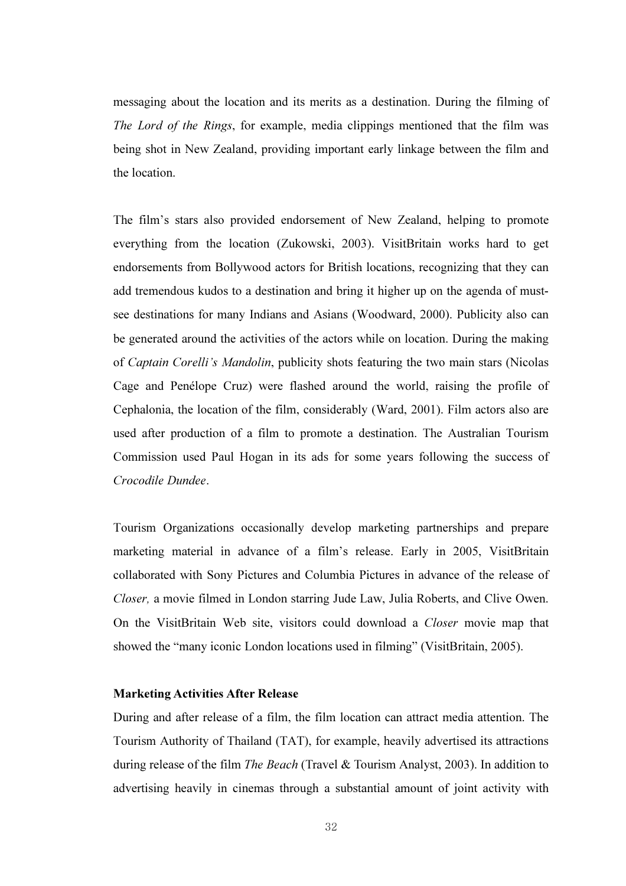messaging about the location and its merits as a destination. During the filming of *The Lord of the Rings*, for example, media clippings mentioned that the film was being shot in New Zealand, providing important early linkage between the film and the location.

The film's stars also provided endorsement of New Zealand, helping to promote everything from the location (Zukowski, 2003). VisitBritain works hard to get endorsements from Bollywood actors for British locations, recognizing that they can add tremendous kudos to a destination and bring it higher up on the agenda of must-see destinations for many Indians and Asians (Woodward, 2000). Publicity also can be generated around the activities of the actors while on location. During the making of *Captain Corelli's Mandolin*, publicity shots featuring the two main stars (Nicolas Cage and Penélope Cruz) were flashed around the world, raising the profile of Cephalonia, the location of the film, considerably (Ward, 2001). Film actors also are used after production of a film to promote a destination. The Australian Tourism Commission used Paul Hogan in its ads for some years following the success of *Crocodile Dundee*.

Tourism Organizations occasionally develop marketing partnerships and prepare marketing material in advance of a film's release. Early in 2005, VisitBritain collaborated with Sony Pictures and Columbia Pictures in advance of the release of *Closer,* a movie filmed in London starring Jude Law, Julia Roberts, and Clive Owen. On the VisitBritain Web site, visitors could download a *Closer* movie map that showed the "many iconic London locations used in filming" (VisitBritain, 2005).

**Marketing Activities After Release**

During and after release of a film, the film location can attract media attention. The Tourism Authority of Thailand (TAT), for example, heavily advertised its attractions during release of the film *The Beach* (Travel & Tourism Analyst, 2003). In addition to advertising heavily in cinemas through a substantial amount of joint activity with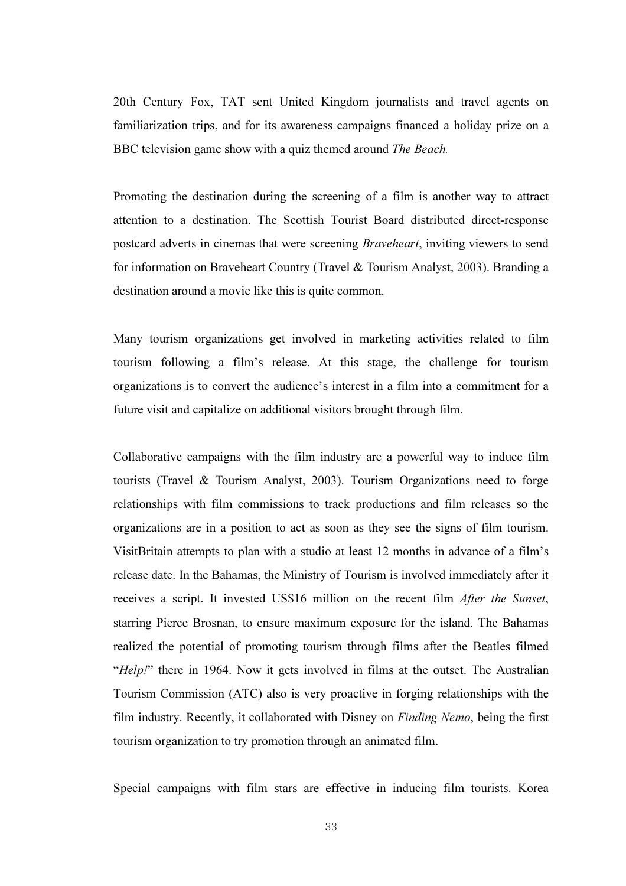20th Century Fox, TAT sent United Kingdom journalists and travel agents on familiarization trips, and for its awareness campaigns financed a holiday prize on a BBC television game show with a quiz themed around *The Beach*.

Promoting the destination during the screening of a film is another way to attract attention to a destination. The Scottish Tourist Board distributed direct-response postcard adverts in cinemas that were screening *Braveheart*, inviting viewers to send for information on Braveheart Country (Travel & Tourism Analyst, 2003). Branding a destination around a movie like this is quite common.

Many tourism organizations get involved in marketing activities related to film tourism following a film's release. At this stage, the challenge for tourism organizations is to convert the audience's interest in a film into a commitment for a future visit and capitalize on additional visitors brought through film.

Collaborative campaigns with the film industry are a powerful way to induce film tourists (Travel & Tourism Analyst, 2003). Tourism Organizations need to forge relationships with film commissions to track productions and film releases so the organizations are in a position to act as soon as they see the signs of film tourism. VisitBritain attempts to plan with a studio at least 12 months in advance of a film's release date. In the Bahamas, the Ministry of Tourism is involved immediately after it receives a script. It invested US$16 million on the recent film *After the Sunset*, starring Pierce Brosnan, to ensure maximum exposure for the island. The Bahamas realized the potential of promoting tourism through films after the Beatles filmed "*Help!*" there in 1964. Now it gets involved in films at the outset. The Australian Tourism Commission (ATC) also is very proactive in forging relationships with the film industry. Recently, it collaborated with Disney on *Finding Nemo*, being the first tourism organization to try promotion through an animated film.

Special campaigns with film stars are effective in inducing film tourists. Korea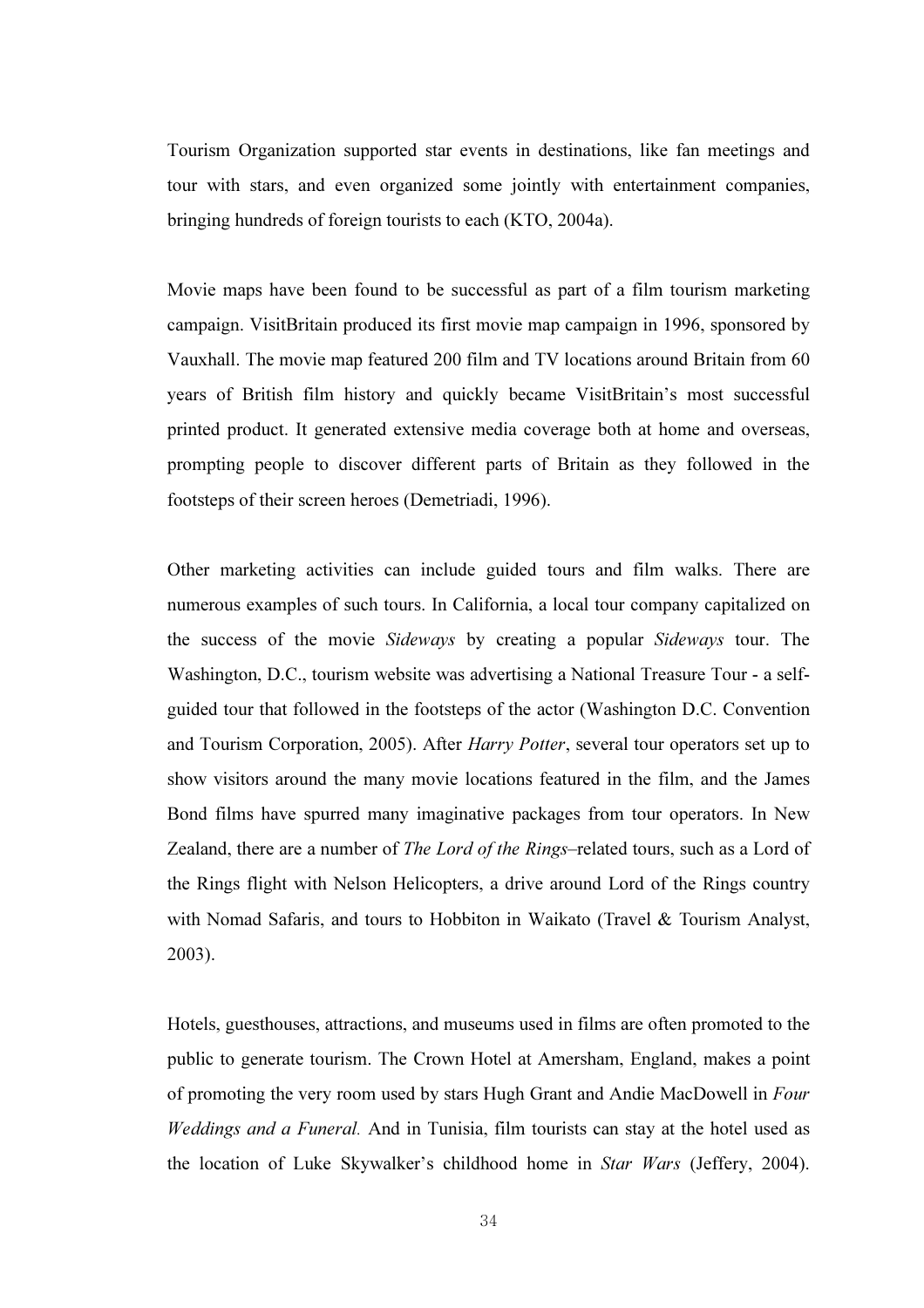Tourism Organization supported star events in destinations, like fan meetings and tour with stars, and even organized some jointly with entertainment companies, bringing hundreds of foreign tourists to each (KTO, 2004a).

Movie maps have been found to be successful as part of a film tourism marketing campaign. VisitBritain produced its first movie map campaign in 1996, sponsored by Vauxhall. The movie map featured 200 film and TV locations around Britain from 60 years of British film history and quickly became VisitBritain's most successful printed product. It generated extensive media coverage both at home and overseas, prompting people to discover different parts of Britain as they followed in the footsteps of their screen heroes (Demetriadi, 1996).

Other marketing activities can include guided tours and film walks. There are numerous examples of such tours. In California, a local tour company capitalized on the success of the movie *Sideways* by creating a popular *Sideways* tour. The Washington, D.C., tourism website was advertising a National Treasure Tour - a self-guided tour that followed in the footsteps of the actor (Washington D.C. Convention and Tourism Corporation, 2005). After *Harry Potter*, several tour operators set up to show visitors around the many movie locations featured in the film, and the James Bond films have spurred many imaginative packages from tour operators. In New Zealand, there are a number of *The Lord of the Rings*–related tours, such as a Lord of the Rings flight with Nelson Helicopters, a drive around Lord of the Rings country with Nomad Safaris, and tours to Hobbiton in Waikato (Travel & Tourism Analyst, 2003).

Hotels, guesthouses, attractions, and museums used in films are often promoted to the public to generate tourism. The Crown Hotel at Amersham, England, makes a point of promoting the very room used by stars Hugh Grant and Andie MacDowell in *Four Weddings and a Funeral.* And in Tunisia, film tourists can stay at the hotel used as the location of Luke Skywalker's childhood home in *Star Wars* (Jeffery, 2004).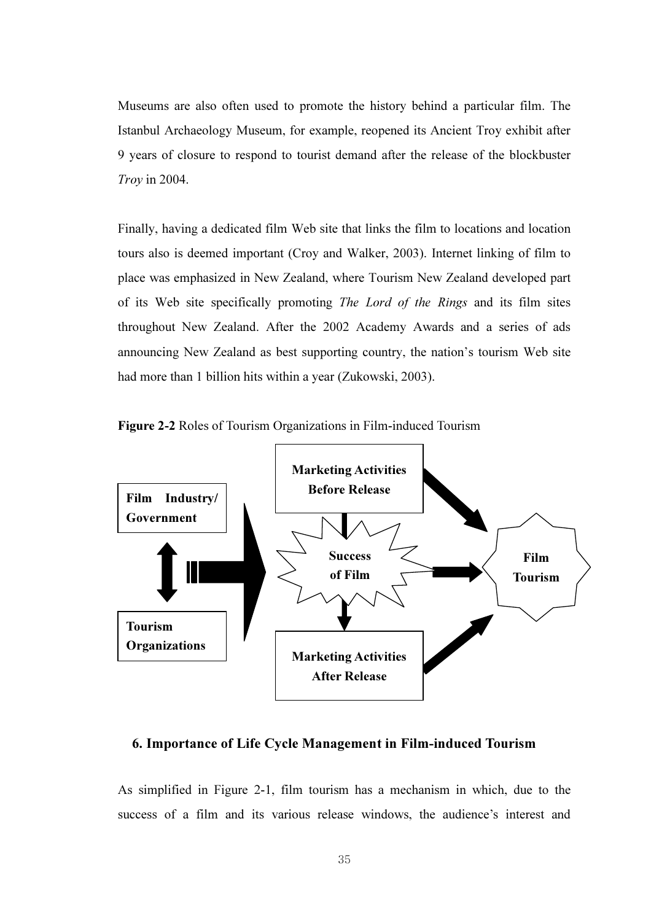Museums are also often used to promote the history behind a particular film. The Istanbul Archaeology Museum, for example, reopened its Ancient Troy exhibit after 9 years of closure to respond to tourist demand after the release of the blockbuster *Troy* in 2004.

Finally, having a dedicated film Web site that links the film to locations and location tours also is deemed important (Croy and Walker, 2003). Internet linking of film to place was emphasized in New Zealand, where Tourism New Zealand developed part of its Web site specifically promoting *The Lord of the Rings* and its film sites throughout New Zealand. After the 2002 Academy Awards and a series of ads announcing New Zealand as best supporting country, the nation's tourism Web site had more than 1 billion hits within a year (Zukowski, 2003).

**Figure 2-2** Roles of Tourism Organizations in Film-induced Tourism

Film Industry/ Government

Tourism Organizations

Marketing Activities Before Release

Success of Film

Marketing Activities After Release

Film Tourism

## 6. Importance of Life Cycle Management in Film-induced Tourism

As simplified in Figure 2-1, film tourism has a mechanism in which, due to the success of a film and its various release windows, the audience's interest and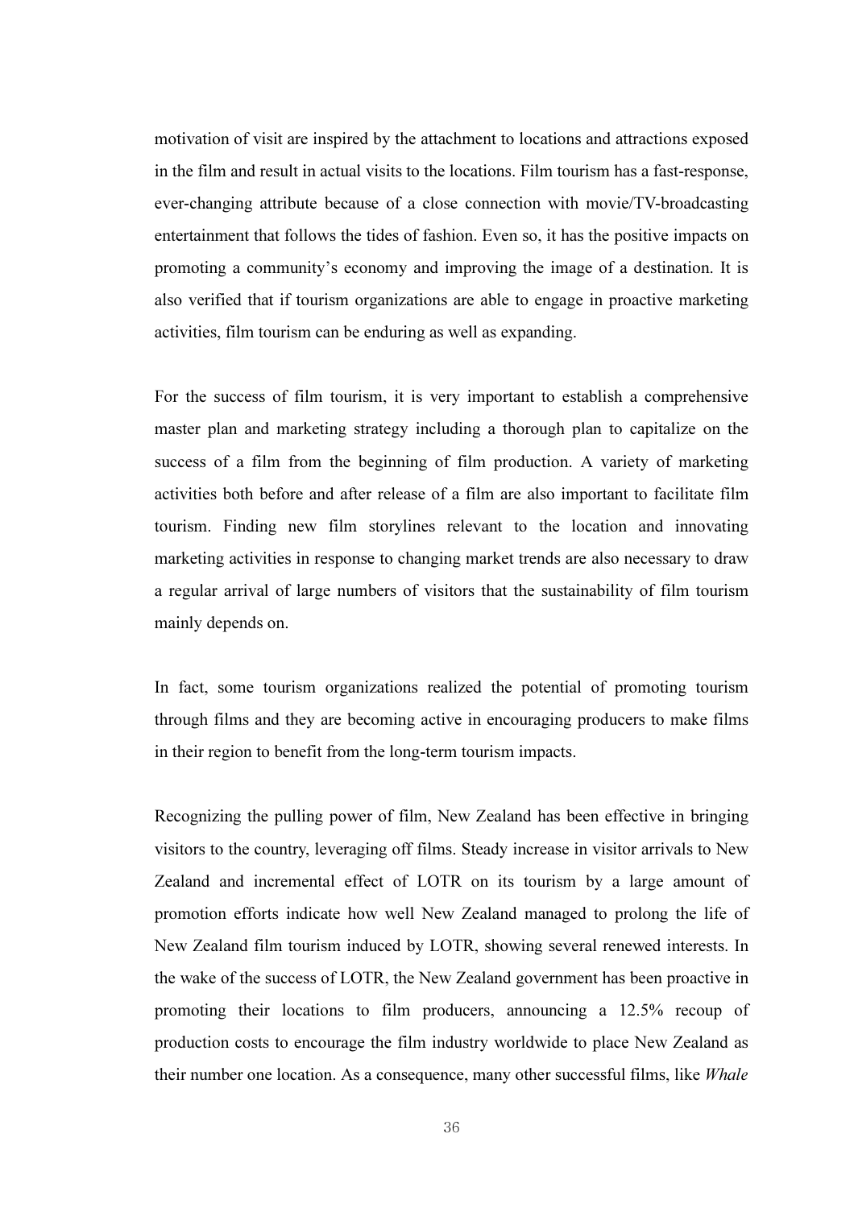motivation of visit are inspired by the attachment to locations and attractions exposed in the film and result in actual visits to the locations. Film tourism has a fast-response, ever-changing attribute because of a close connection with movie/TV-broadcasting entertainment that follows the tides of fashion. Even so, it has the positive impacts on promoting a community's economy and improving the image of a destination. It is also verified that if tourism organizations are able to engage in proactive marketing activities, film tourism can be enduring as well as expanding.

For the success of film tourism, it is very important to establish a comprehensive master plan and marketing strategy including a thorough plan to capitalize on the success of a film from the beginning of film production. A variety of marketing activities both before and after release of a film are also important to facilitate film tourism. Finding new film storylines relevant to the location and innovating marketing activities in response to changing market trends are also necessary to draw a regular arrival of large numbers of visitors that the sustainability of film tourism mainly depends on.

In fact, some tourism organizations realized the potential of promoting tourism through films and they are becoming active in encouraging producers to make films in their region to benefit from the long-term tourism impacts.

Recognizing the pulling power of film, New Zealand has been effective in bringing visitors to the country, leveraging off films. Steady increase in visitor arrivals to New Zealand and incremental effect of LOTR on its tourism by a large amount of promotion efforts indicate how well New Zealand managed to prolong the life of New Zealand film tourism induced by LOTR, showing several renewed interests. In the wake of the success of LOTR, the New Zealand government has been proactive in promoting their locations to film producers, announcing a 12.5% recoup of production costs to encourage the film industry worldwide to place New Zealand as their number one location. As a consequence, many other successful films, like *Whale*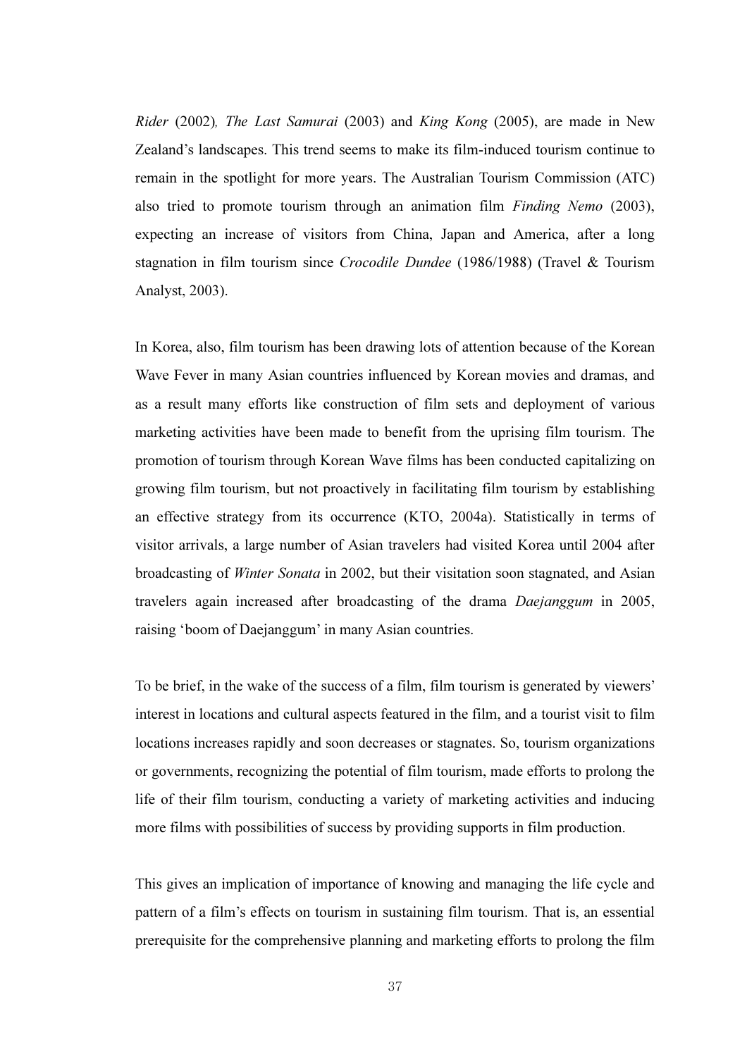*Rider* (2002), *The Last Samurai* (2003) and *King Kong* (2005), are made in New Zealand's landscapes. This trend seems to make its film-induced tourism continue to remain in the spotlight for more years. The Australian Tourism Commission (ATC) also tried to promote tourism through an animation film *Finding Nemo* (2003), expecting an increase of visitors from China, Japan and America, after a long stagnation in film tourism since *Crocodile Dundee* (1986/1988) (Travel & Tourism Analyst, 2003).

In Korea, also, film tourism has been drawing lots of attention because of the Korean Wave Fever in many Asian countries influenced by Korean movies and dramas, and as a result many efforts like construction of film sets and deployment of various marketing activities have been made to benefit from the uprising film tourism. The promotion of tourism through Korean Wave films has been conducted capitalizing on growing film tourism, but not proactively in facilitating film tourism by establishing an effective strategy from its occurrence (KTO, 2004a). Statistically in terms of visitor arrivals, a large number of Asian travelers had visited Korea until 2004 after broadcasting of *Winter Sonata* in 2002, but their visitation soon stagnated, and Asian travelers again increased after broadcasting of the drama *Daejanggum* in 2005, raising 'boom of Daejanggum' in many Asian countries.

To be brief, in the wake of the success of a film, film tourism is generated by viewers' interest in locations and cultural aspects featured in the film, and a tourist visit to film locations increases rapidly and soon decreases or stagnates. So, tourism organizations or governments, recognizing the potential of film tourism, made efforts to prolong the life of their film tourism, conducting a variety of marketing activities and inducing more films with possibilities of success by providing supports in film production.

This gives an implication of importance of knowing and managing the life cycle and pattern of a film's effects on tourism in sustaining film tourism. That is, an essential prerequisite for the comprehensive planning and marketing efforts to prolong the film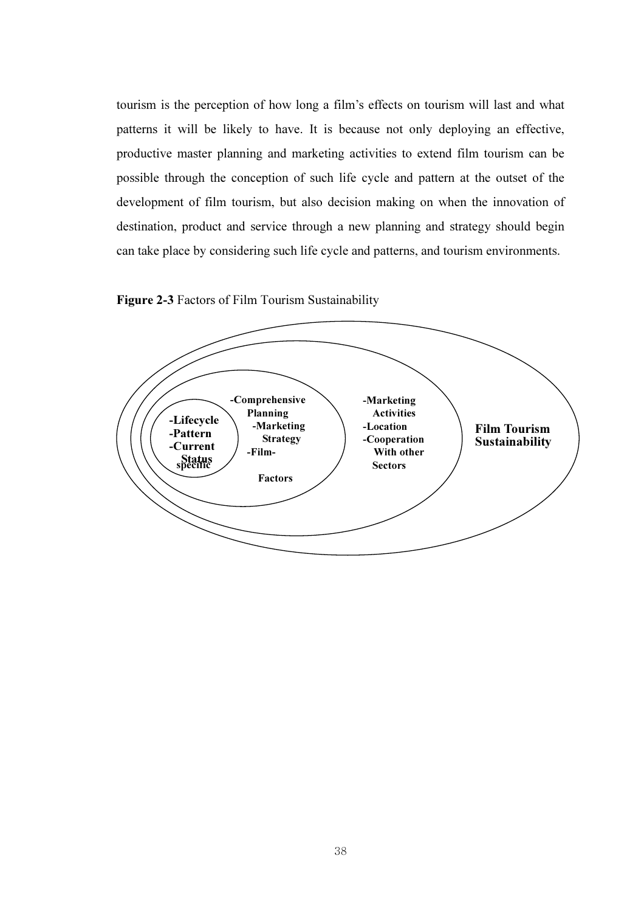tourism is the perception of how long a film's effects on tourism will last and what patterns it will be likely to have. It is because not only deploying an effective, productive master planning and marketing activities to extend film tourism can be possible through the conception of such life cycle and pattern at the outset of the development of film tourism, but also decision making on when the innovation of destination, product and service through a new planning and strategy should begin can take place by considering such life cycle and patterns, and tourism environments.

**Figure 2-3** Factors of Film Tourism Sustainability

**-Lifecycle**
**-Pattern**
**-Current Status**

**-Comprehensive Planning**
**-Marketing Strategy**
**-Film-specific Factors**

**-Marketing Activities**
**-Location**
**-Cooperation With other Sectors**

**Film Tourism Sustainability**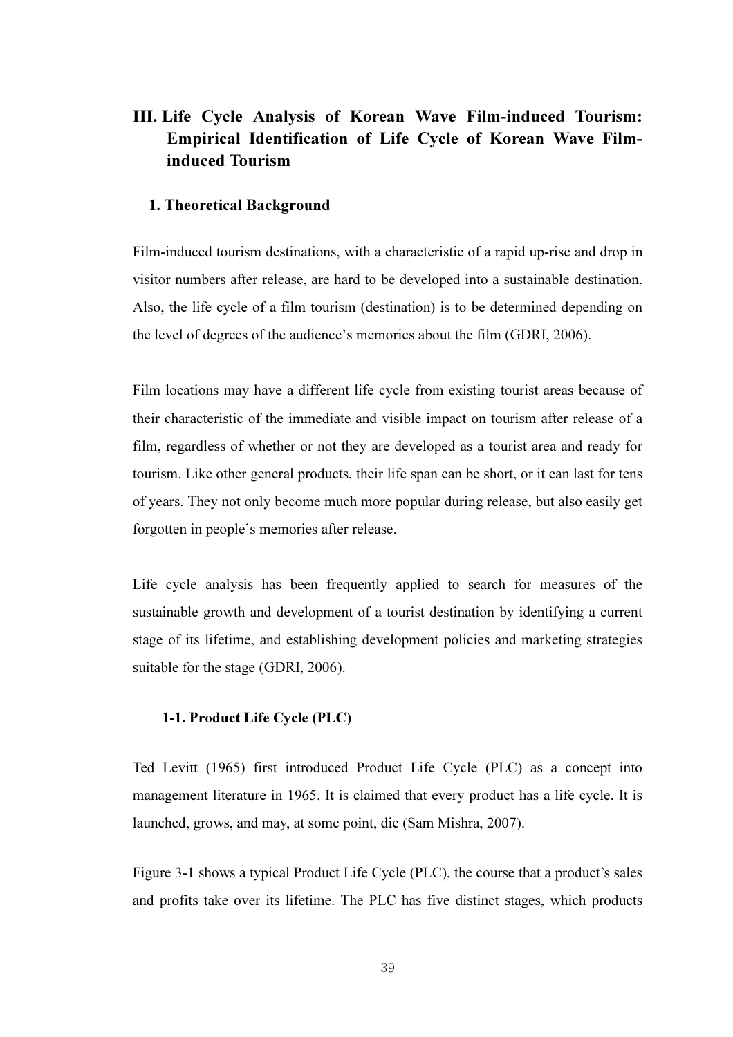## III. Life Cycle Analysis of Korean Wave Film-induced Tourism: Empirical Identification of Life Cycle of Korean Wave Film-induced Tourism

### 1. Theoretical Background

Film-induced tourism destinations, with a characteristic of a rapid up-rise and drop in visitor numbers after release, are hard to be developed into a sustainable destination. Also, the life cycle of a film tourism (destination) is to be determined depending on the level of degrees of the audience's memories about the film (GDRI, 2006).

Film locations may have a different life cycle from existing tourist areas because of their characteristic of the immediate and visible impact on tourism after release of a film, regardless of whether or not they are developed as a tourist area and ready for tourism. Like other general products, their life span can be short, or it can last for tens of years. They not only become much more popular during release, but also easily get forgotten in people's memories after release.

Life cycle analysis has been frequently applied to search for measures of the sustainable growth and development of a tourist destination by identifying a current stage of its lifetime, and establishing development policies and marketing strategies suitable for the stage (GDRI, 2006).

#### 1-1. Product Life Cycle (PLC)

Ted Levitt (1965) first introduced Product Life Cycle (PLC) as a concept into management literature in 1965. It is claimed that every product has a life cycle. It is launched, grows, and may, at some point, die (Sam Mishra, 2007).

Figure 3-1 shows a typical Product Life Cycle (PLC), the course that a product's sales and profits take over its lifetime. The PLC has five distinct stages, which products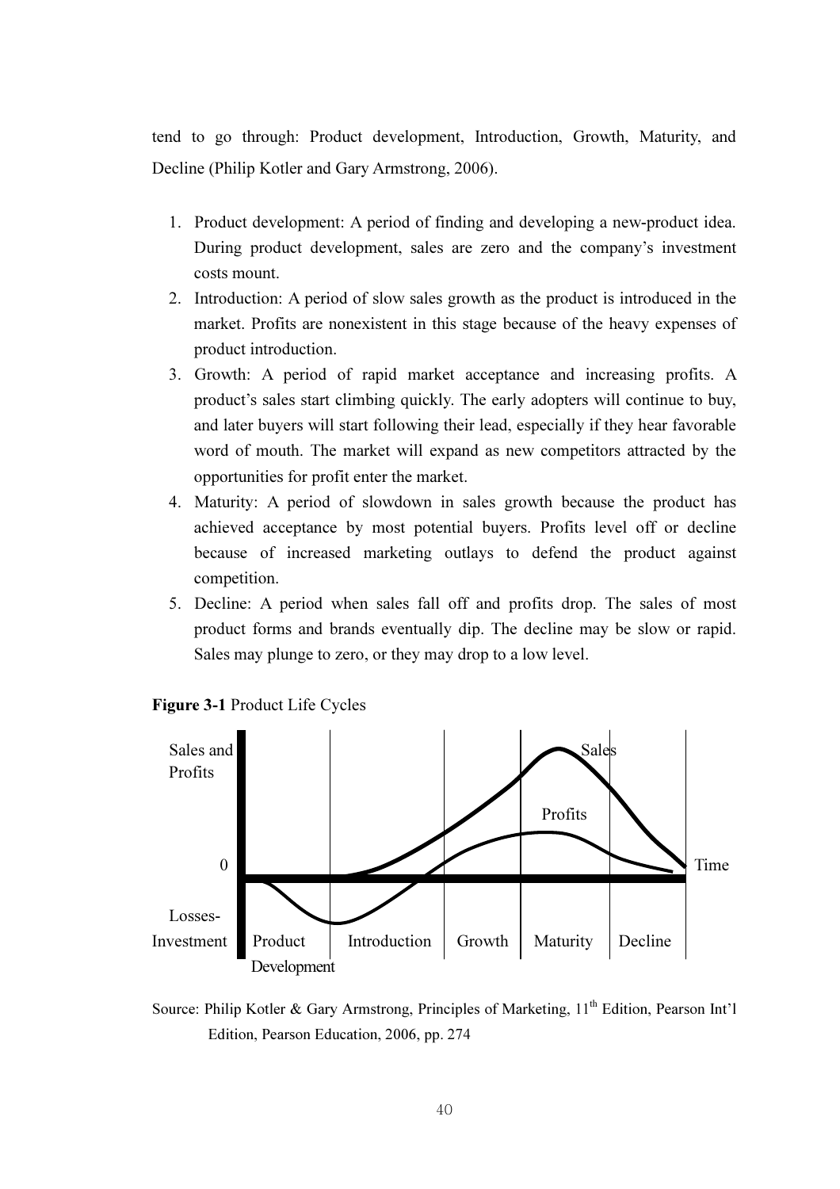tend to go through: Product development, Introduction, Growth, Maturity, and Decline (Philip Kotler and Gary Armstrong, 2006).

1. Product development: A period of finding and developing a new-product idea. During product development, sales are zero and the company's investment costs mount.
2. Introduction: A period of slow sales growth as the product is introduced in the market. Profits are nonexistent in this stage because of the heavy expenses of product introduction.
3. Growth: A period of rapid market acceptance and increasing profits. A product's sales start climbing quickly. The early adopters will continue to buy, and later buyers will start following their lead, especially if they hear favorable word of mouth. The market will expand as new competitors attracted by the opportunities for profit enter the market.
4. Maturity: A period of slowdown in sales growth because the product has achieved acceptance by most potential buyers. Profits level off or decline because of increased marketing outlays to defend the product against competition.
5. Decline: A period when sales fall off and profits drop. The sales of most product forms and brands eventually dip. The decline may be slow or rapid. Sales may plunge to zero, or they may drop to a low level.

**Figure 3-1** Product Life Cycles

Sales and Profits | Sales | Profits | 0 | Time | Losses-Investment | Product Development | Introduction | Growth | Maturity | Decline

Source: Philip Kotler & Gary Armstrong, Principles of Marketing, 11th Edition, Pearson Int'l Edition, Pearson Education, 2006, pp. 274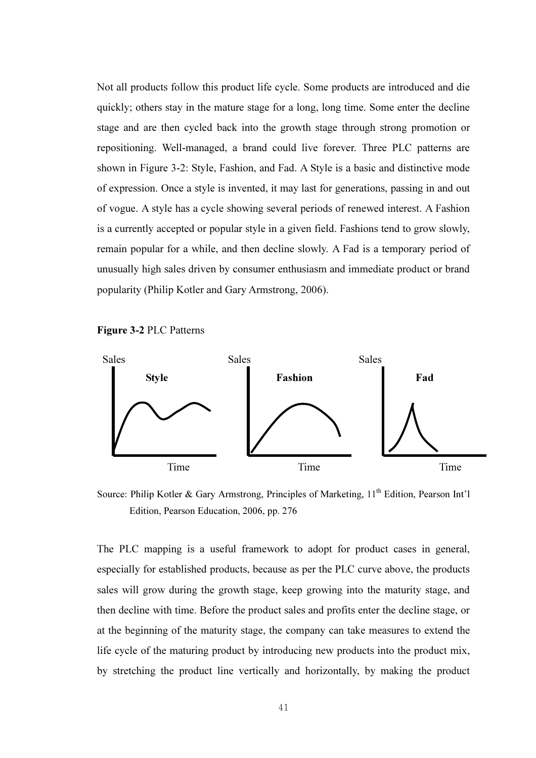Not all products follow this product life cycle. Some products are introduced and die quickly; others stay in the mature stage for a long, long time. Some enter the decline stage and are then cycled back into the growth stage through strong promotion or repositioning. Well-managed, a brand could live forever. Three PLC patterns are shown in Figure 3-2: Style, Fashion, and Fad. A Style is a basic and distinctive mode of expression. Once a style is invented, it may last for generations, passing in and out of vogue. A style has a cycle showing several periods of renewed interest. A Fashion is a currently accepted or popular style in a given field. Fashions tend to grow slowly, remain popular for a while, and then decline slowly. A Fad is a temporary period of unusually high sales driven by consumer enthusiasm and immediate product or brand popularity (Philip Kotler and Gary Armstrong, 2006).

**Figure 3-2** PLC Patterns

Sales | **Style** | Time — Sales | **Fashion** | Time — Sales | **Fad** | Time

Source: Philip Kotler & Gary Armstrong, Principles of Marketing, 11th Edition, Pearson Int'l Edition, Pearson Education, 2006, pp. 276

The PLC mapping is a useful framework to adopt for product cases in general, especially for established products, because as per the PLC curve above, the products sales will grow during the growth stage, keep growing into the maturity stage, and then decline with time. Before the product sales and profits enter the decline stage, or at the beginning of the maturity stage, the company can take measures to extend the life cycle of the maturing product by introducing new products into the product mix, by stretching the product line vertically and horizontally, by making the product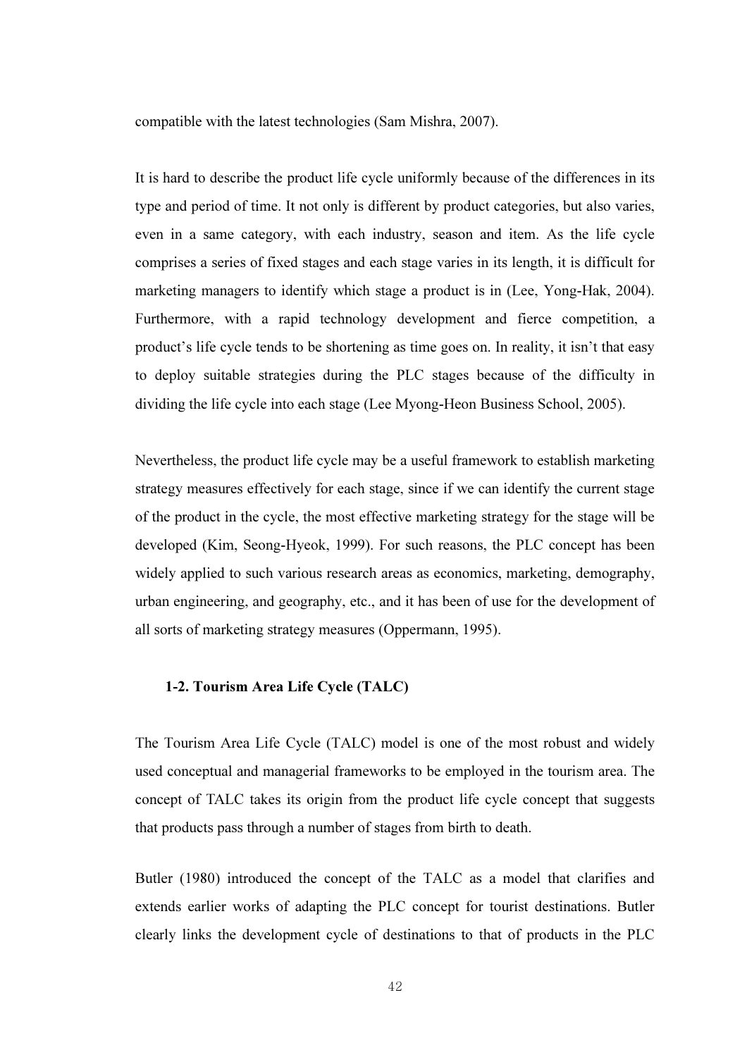compatible with the latest technologies (Sam Mishra, 2007).

It is hard to describe the product life cycle uniformly because of the differences in its type and period of time. It not only is different by product categories, but also varies, even in a same category, with each industry, season and item. As the life cycle comprises a series of fixed stages and each stage varies in its length, it is difficult for marketing managers to identify which stage a product is in (Lee, Yong-Hak, 2004). Furthermore, with a rapid technology development and fierce competition, a product's life cycle tends to be shortening as time goes on. In reality, it isn't that easy to deploy suitable strategies during the PLC stages because of the difficulty in dividing the life cycle into each stage (Lee Myong-Heon Business School, 2005).

Nevertheless, the product life cycle may be a useful framework to establish marketing strategy measures effectively for each stage, since if we can identify the current stage of the product in the cycle, the most effective marketing strategy for the stage will be developed (Kim, Seong-Hyeok, 1999). For such reasons, the PLC concept has been widely applied to such various research areas as economics, marketing, demography, urban engineering, and geography, etc., and it has been of use for the development of all sorts of marketing strategy measures (Oppermann, 1995).

### 1-2. Tourism Area Life Cycle (TALC)

The Tourism Area Life Cycle (TALC) model is one of the most robust and widely used conceptual and managerial frameworks to be employed in the tourism area. The concept of TALC takes its origin from the product life cycle concept that suggests that products pass through a number of stages from birth to death.

Butler (1980) introduced the concept of the TALC as a model that clarifies and extends earlier works of adapting the PLC concept for tourist destinations. Butler clearly links the development cycle of destinations to that of products in the PLC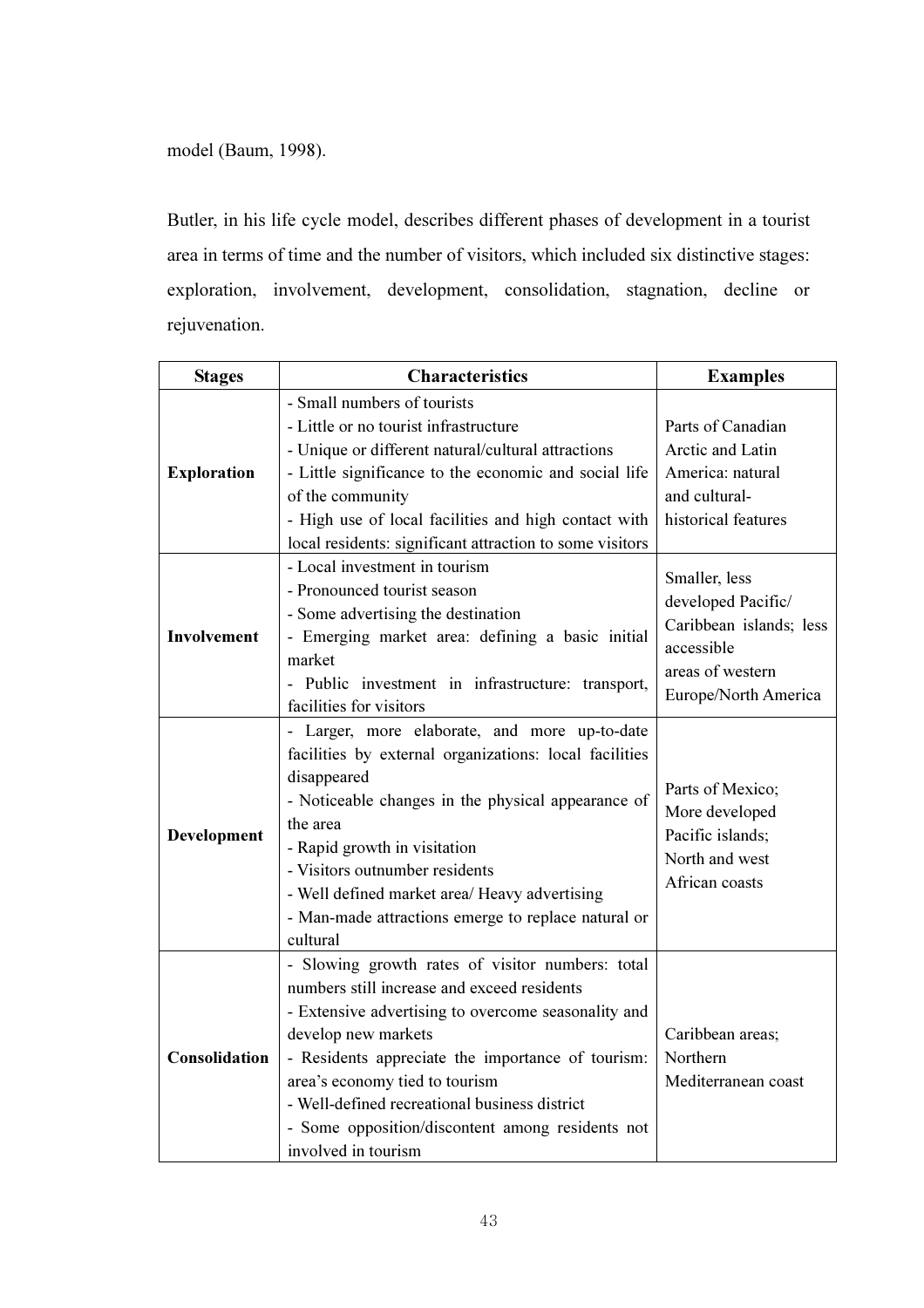model (Baum, 1998).

Butler, in his life cycle model, describes different phases of development in a tourist area in terms of time and the number of visitors, which included six distinctive stages: exploration, involvement, development, consolidation, stagnation, decline or rejuvenation.

| Stages | Characteristics | Examples |
|---|---|---|
| **Exploration** | - Small numbers of tourists<br>- Little or no tourist infrastructure<br>- Unique or different natural/cultural attractions<br>- Little significance to the economic and social life of the community<br>- High use of local facilities and high contact with local residents: significant attraction to some visitors | Parts of Canadian Arctic and Latin America: natural and cultural-historical features |
| **Involvement** | - Local investment in tourism<br>- Pronounced tourist season<br>- Some advertising the destination<br>- Emerging market area: defining a basic initial market<br>- Public investment in infrastructure: transport, facilities for visitors | Smaller, less developed Pacific/ Caribbean islands; less accessible areas of western Europe/North America |
| **Development** | - Larger, more elaborate, and more up-to-date facilities by external organizations: local facilities disappeared<br>- Noticeable changes in the physical appearance of the area<br>- Rapid growth in visitation<br>- Visitors outnumber residents<br>- Well defined market area/ Heavy advertising<br>- Man-made attractions emerge to replace natural or cultural | Parts of Mexico; More developed Pacific islands; North and west African coasts |
| **Consolidation** | - Slowing growth rates of visitor numbers: total numbers still increase and exceed residents<br>- Extensive advertising to overcome seasonality and develop new markets<br>- Residents appreciate the importance of tourism: area's economy tied to tourism<br>- Well-defined recreational business district<br>- Some opposition/discontent among residents not involved in tourism | Caribbean areas; Northern Mediterranean coast |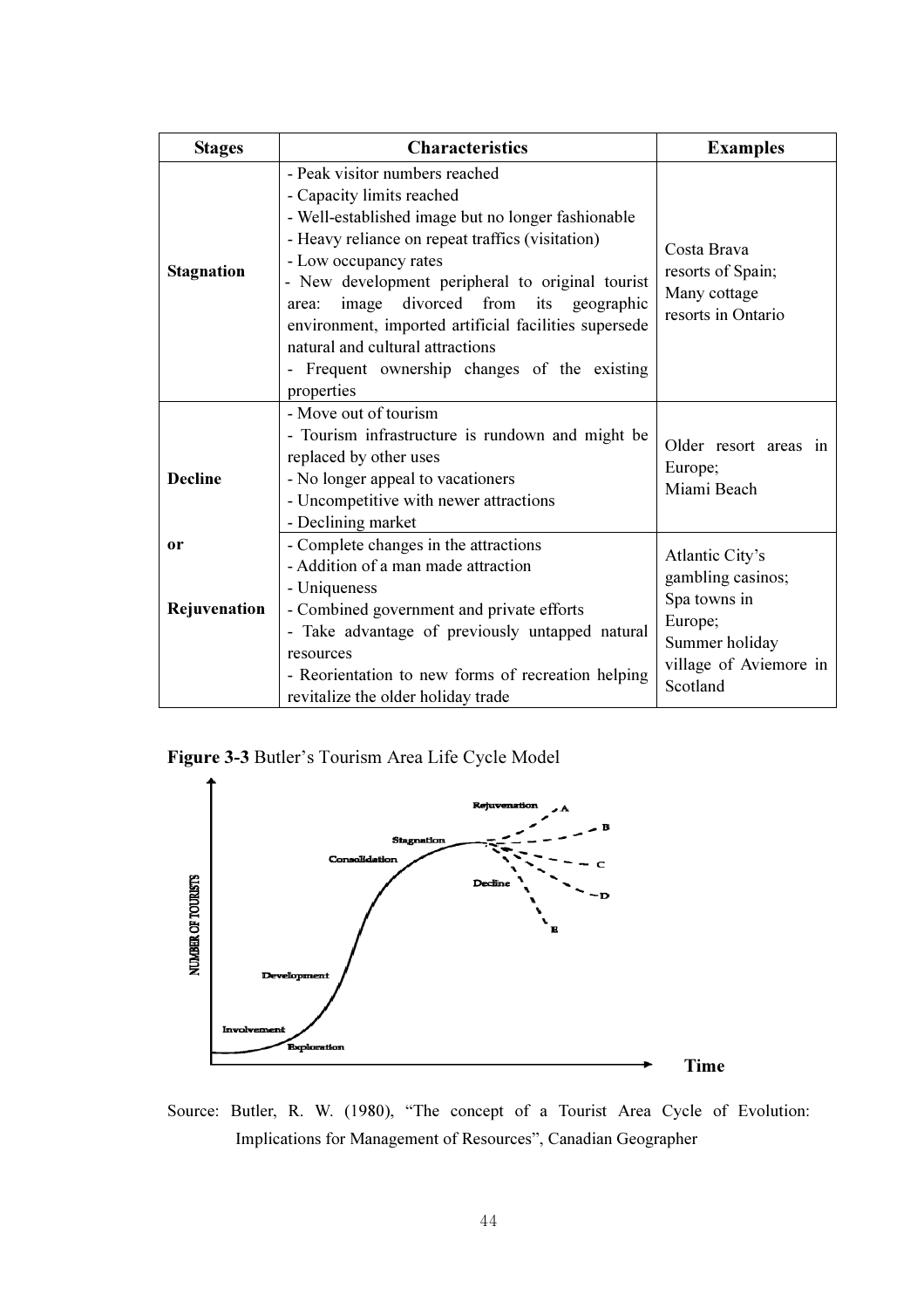| Stages | Characteristics | Examples |
|---|---|---|
| **Stagnation** | - Peak visitor numbers reached<br>- Capacity limits reached<br>- Well-established image but no longer fashionable<br>- Heavy reliance on repeat traffics (visitation)<br>- Low occupancy rates<br>- New development peripheral to original tourist area: image divorced from its geographic environment, imported artificial facilities supersede natural and cultural attractions<br>- Frequent ownership changes of the existing properties | Costa Brava resorts of Spain;<br>Many cottage resorts in Ontario |
| **Decline** | - Move out of tourism<br>- Tourism infrastructure is rundown and might be replaced by other uses<br>- No longer appeal to vacationers<br>- Uncompetitive with newer attractions<br>- Declining market | Older resort areas in Europe;<br>Miami Beach |
| **or**<br><br>**Rejuvenation** | - Complete changes in the attractions<br>- Addition of a man made attraction<br>- Uniqueness<br>- Combined government and private efforts<br>- Take advantage of previously untapped natural resources<br>- Reorientation to new forms of recreation helping revitalize the older holiday trade | Atlantic City's gambling casinos;<br>Spa towns in Europe;<br>Summer holiday village of Aviemore in Scotland |

**Figure 3-3** Butler's Tourism Area Life Cycle Model

Source: Butler, R. W. (1980), "The concept of a Tourist Area Cycle of Evolution: Implications for Management of Resources", Canadian Geographer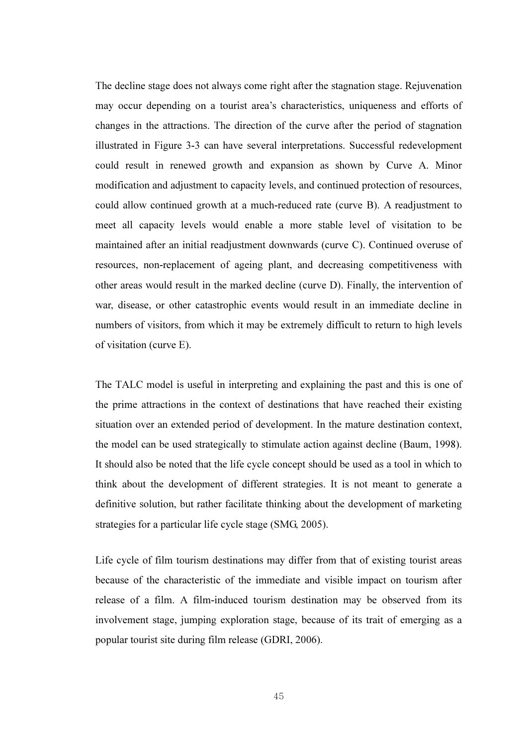The decline stage does not always come right after the stagnation stage. Rejuvenation may occur depending on a tourist area's characteristics, uniqueness and efforts of changes in the attractions. The direction of the curve after the period of stagnation illustrated in Figure 3-3 can have several interpretations. Successful redevelopment could result in renewed growth and expansion as shown by Curve A. Minor modification and adjustment to capacity levels, and continued protection of resources, could allow continued growth at a much-reduced rate (curve B). A readjustment to meet all capacity levels would enable a more stable level of visitation to be maintained after an initial readjustment downwards (curve C). Continued overuse of resources, non-replacement of ageing plant, and decreasing competitiveness with other areas would result in the marked decline (curve D). Finally, the intervention of war, disease, or other catastrophic events would result in an immediate decline in numbers of visitors, from which it may be extremely difficult to return to high levels of visitation (curve E).

The TALC model is useful in interpreting and explaining the past and this is one of the prime attractions in the context of destinations that have reached their existing situation over an extended period of development. In the mature destination context, the model can be used strategically to stimulate action against decline (Baum, 1998). It should also be noted that the life cycle concept should be used as a tool in which to think about the development of different strategies. It is not meant to generate a definitive solution, but rather facilitate thinking about the development of marketing strategies for a particular life cycle stage (SMG, 2005).

Life cycle of film tourism destinations may differ from that of existing tourist areas because of the characteristic of the immediate and visible impact on tourism after release of a film. A film-induced tourism destination may be observed from its involvement stage, jumping exploration stage, because of its trait of emerging as a popular tourist site during film release (GDRI, 2006).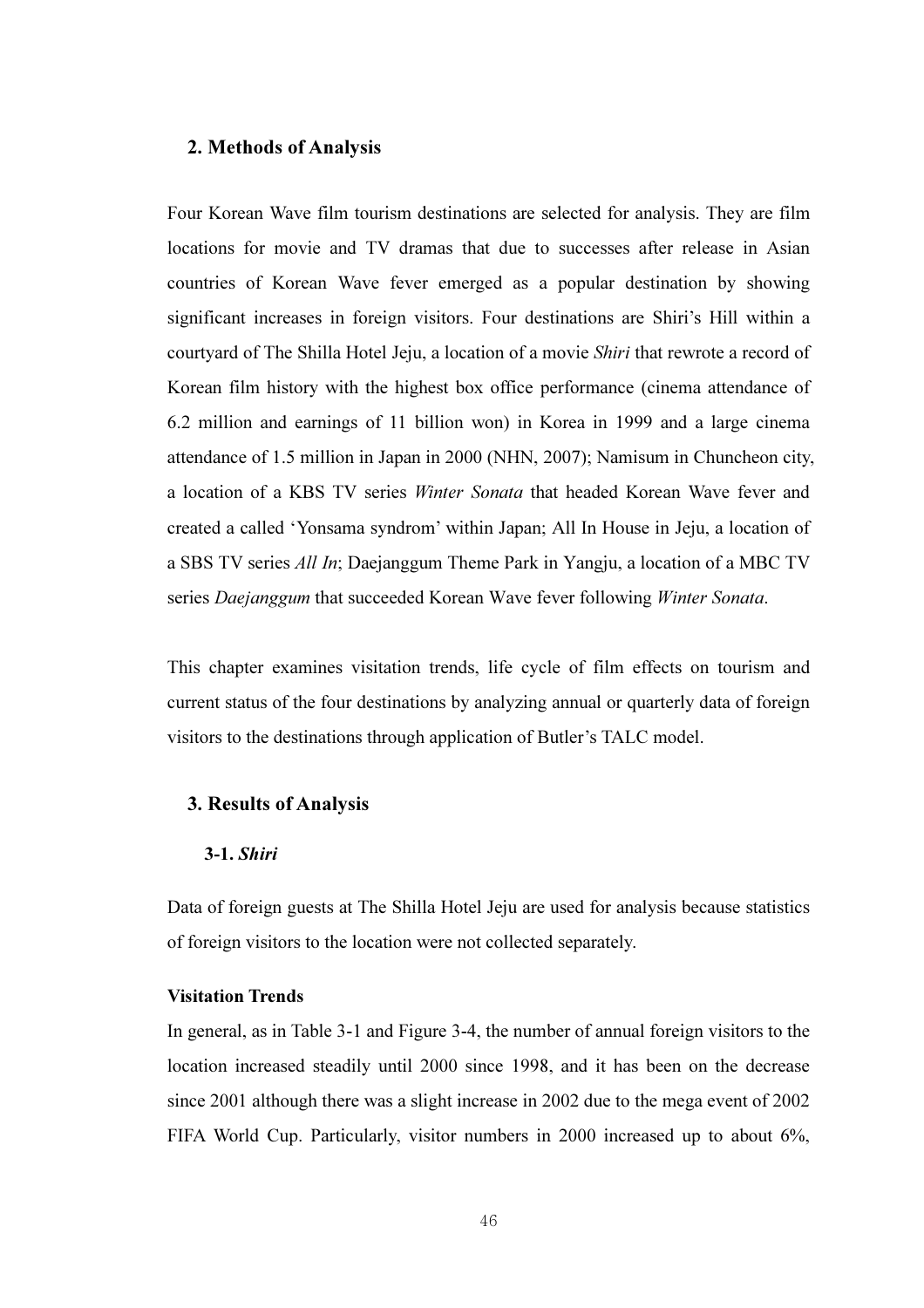## 2. Methods of Analysis

Four Korean Wave film tourism destinations are selected for analysis. They are film locations for movie and TV dramas that due to successes after release in Asian countries of Korean Wave fever emerged as a popular destination by showing significant increases in foreign visitors. Four destinations are Shiri's Hill within a courtyard of The Shilla Hotel Jeju, a location of a movie *Shiri* that rewrote a record of Korean film history with the highest box office performance (cinema attendance of 6.2 million and earnings of 11 billion won) in Korea in 1999 and a large cinema attendance of 1.5 million in Japan in 2000 (NHN, 2007); Namisum in Chuncheon city, a location of a KBS TV series *Winter Sonata* that headed Korean Wave fever and created a called 'Yonsama syndrom' within Japan; All In House in Jeju, a location of a SBS TV series *All In*; Daejanggum Theme Park in Yangju, a location of a MBC TV series *Daejanggum* that succeeded Korean Wave fever following *Winter Sonata*.

This chapter examines visitation trends, life cycle of film effects on tourism and current status of the four destinations by analyzing annual or quarterly data of foreign visitors to the destinations through application of Butler's TALC model.

## 3. Results of Analysis

### 3-1. *Shiri*

Data of foreign guests at The Shilla Hotel Jeju are used for analysis because statistics of foreign visitors to the location were not collected separately.

**Visitation Trends**

In general, as in Table 3-1 and Figure 3-4, the number of annual foreign visitors to the location increased steadily until 2000 since 1998, and it has been on the decrease since 2001 although there was a slight increase in 2002 due to the mega event of 2002 FIFA World Cup. Particularly, visitor numbers in 2000 increased up to about 6%,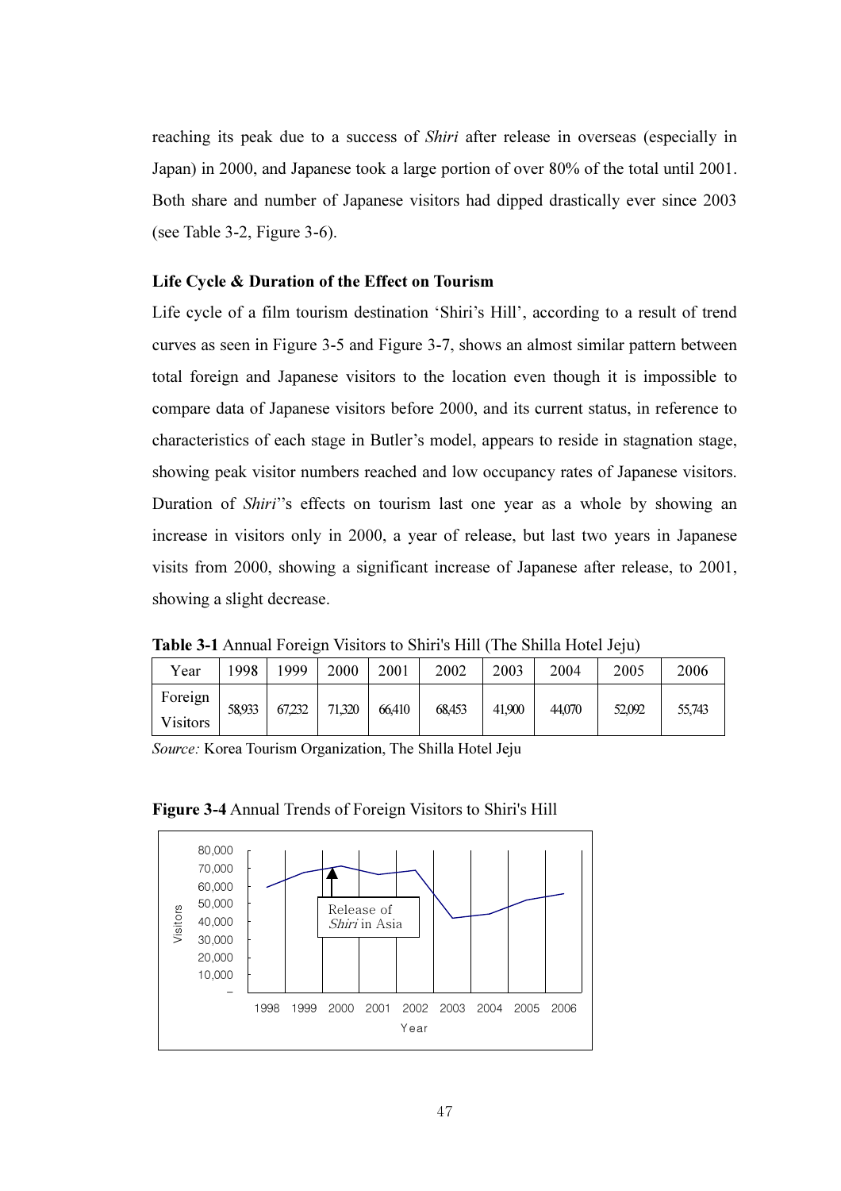reaching its peak due to a success of *Shiri* after release in overseas (especially in Japan) in 2000, and Japanese took a large portion of over 80% of the total until 2001. Both share and number of Japanese visitors had dipped drastically ever since 2003 (see Table 3-2, Figure 3-6).

**Life Cycle & Duration of the Effect on Tourism**

Life cycle of a film tourism destination 'Shiri's Hill', according to a result of trend curves as seen in Figure 3-5 and Figure 3-7, shows an almost similar pattern between total foreign and Japanese visitors to the location even though it is impossible to compare data of Japanese visitors before 2000, and its current status, in reference to characteristics of each stage in Butler's model, appears to reside in stagnation stage, showing peak visitor numbers reached and low occupancy rates of Japanese visitors. Duration of *Shiri*''s effects on tourism last one year as a whole by showing an increase in visitors only in 2000, a year of release, but last two years in Japanese visits from 2000, showing a significant increase of Japanese after release, to 2001, showing a slight decrease.

**Table 3-1** Annual Foreign Visitors to Shiri's Hill (The Shilla Hotel Jeju)

| Year | 1998 | 1999 | 2000 | 2001 | 2002 | 2003 | 2004 | 2005 | 2006 |
|---|---|---|---|---|---|---|---|---|---|
| Foreign Visitors | 58,933 | 67,232 | 71,320 | 66,410 | 68,453 | 41,900 | 44,070 | 52,092 | 55,743 |

*Source:* Korea Tourism Organization, The Shilla Hotel Jeju

**Figure 3-4** Annual Trends of Foreign Visitors to Shiri's Hill

| Year | 1998 | 1999 | 2000 | 2001 | 2002 | 2003 | 2004 | 2005 | 2006 |
|---|---|---|---|---|---|---|---|---|---|
| Visitors | 58,933 | 67,232 | 71,320 | 66,410 | 68,453 | 41,900 | 44,070 | 52,092 | 55,743 |

(Annotation at 2000: Release of *Shiri* in Asia)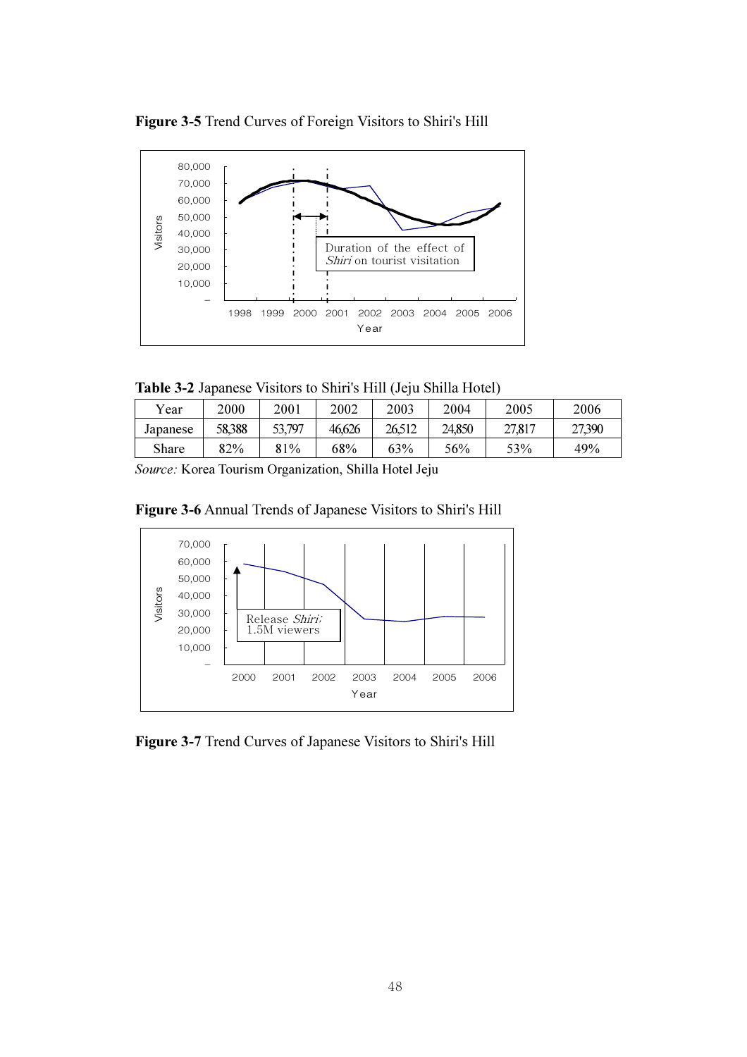**Figure 3-5** Trend Curves of Foreign Visitors to Shiri's Hill

**Table 3-2** Japanese Visitors to Shiri's Hill (Jeju Shilla Hotel)

| Year | 2000 | 2001 | 2002 | 2003 | 2004 | 2005 | 2006 |
|---|---|---|---|---|---|---|---|
| Japanese | 58,388 | 53,797 | 46,626 | 26,512 | 24,850 | 27,817 | 27,390 |
| Share | 82% | 81% | 68% | 63% | 56% | 53% | 49% |

*Source:* Korea Tourism Organization, Shilla Hotel Jeju

**Figure 3-6** Annual Trends of Japanese Visitors to Shiri's Hill

**Figure 3-7** Trend Curves of Japanese Visitors to Shiri's Hill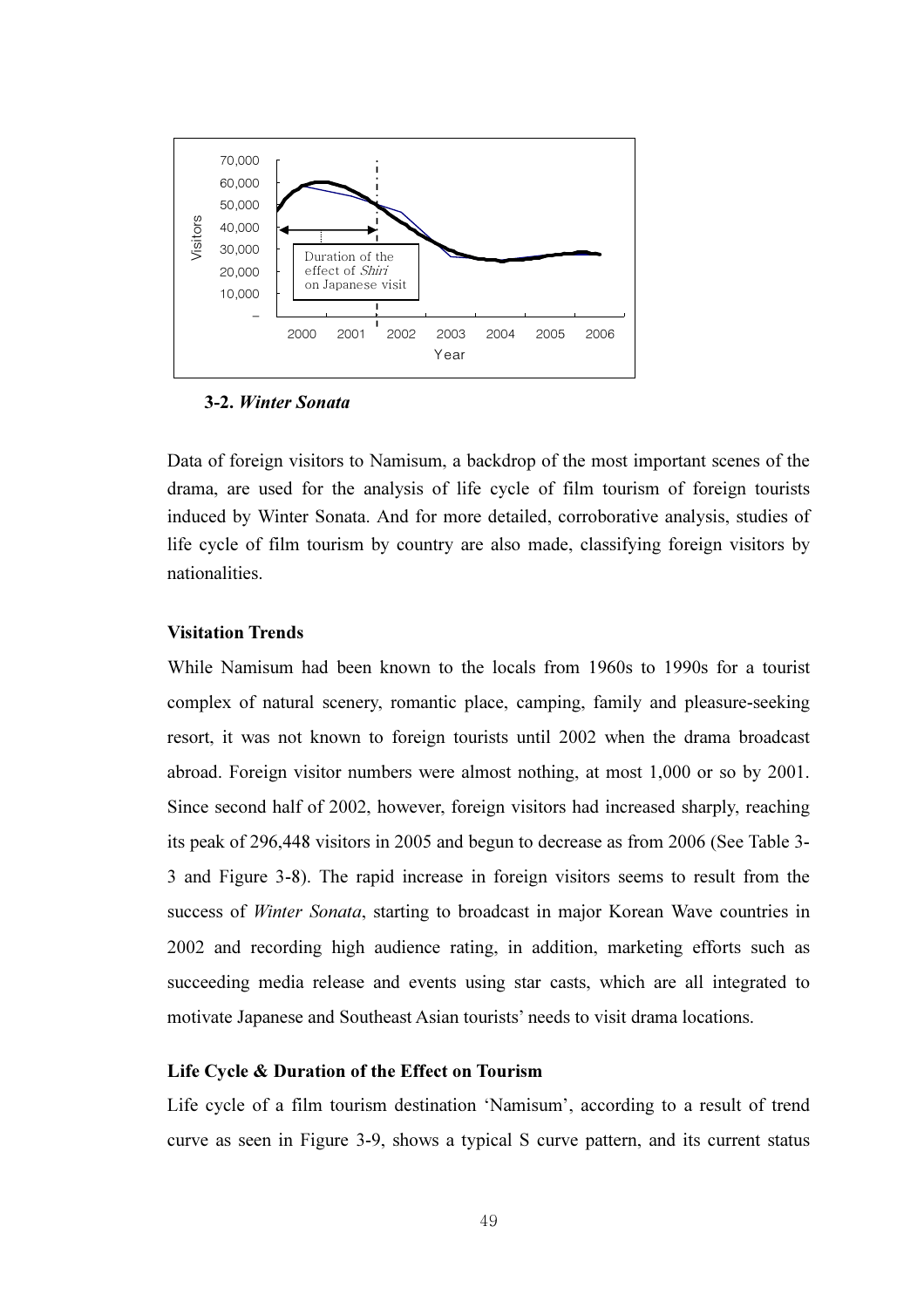70,000
60,000
50,000
40,000
30,000
20,000
10,000
–

Visitors

Duration of the effect of *Shiri* on Japanese visit

2000 2001 2002 2003 2004 2005 2006

Year

**3-2. *Winter Sonata***

Data of foreign visitors to Namisum, a backdrop of the most important scenes of the drama, are used for the analysis of life cycle of film tourism of foreign tourists induced by Winter Sonata. And for more detailed, corroborative analysis, studies of life cycle of film tourism by country are also made, classifying foreign visitors by nationalities.

**Visitation Trends**

While Namisum had been known to the locals from 1960s to 1990s for a tourist complex of natural scenery, romantic place, camping, family and pleasure-seeking resort, it was not known to foreign tourists until 2002 when the drama broadcast abroad. Foreign visitor numbers were almost nothing, at most 1,000 or so by 2001. Since second half of 2002, however, foreign visitors had increased sharply, reaching its peak of 296,448 visitors in 2005 and begun to decrease as from 2006 (See Table 3-3 and Figure 3-8). The rapid increase in foreign visitors seems to result from the success of *Winter Sonata*, starting to broadcast in major Korean Wave countries in 2002 and recording high audience rating, in addition, marketing efforts such as succeeding media release and events using star casts, which are all integrated to motivate Japanese and Southeast Asian tourists' needs to visit drama locations.

**Life Cycle & Duration of the Effect on Tourism**

Life cycle of a film tourism destination 'Namisum', according to a result of trend curve as seen in Figure 3-9, shows a typical S curve pattern, and its current status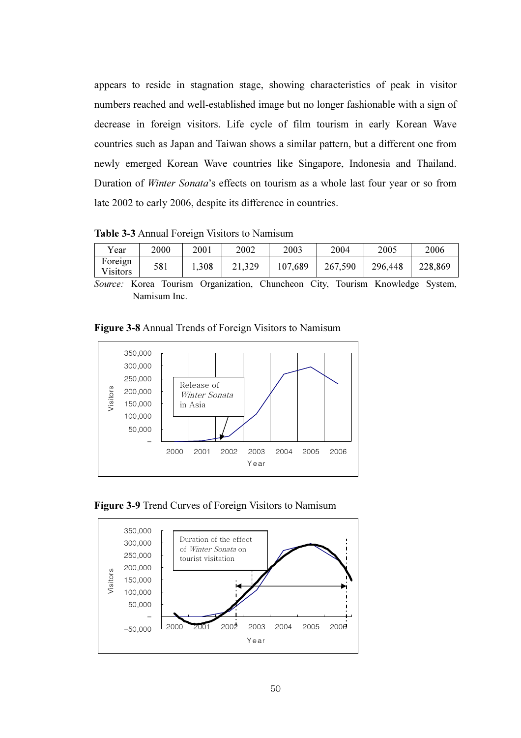appears to reside in stagnation stage, showing characteristics of peak in visitor numbers reached and well-established image but no longer fashionable with a sign of decrease in foreign visitors. Life cycle of film tourism in early Korean Wave countries such as Japan and Taiwan shows a similar pattern, but a different one from newly emerged Korean Wave countries like Singapore, Indonesia and Thailand. Duration of *Winter Sonata*'s effects on tourism as a whole last four year or so from late 2002 to early 2006, despite its difference in countries.

**Table 3-3** Annual Foreign Visitors to Namisum

| Year | 2000 | 2001 | 2002 | 2003 | 2004 | 2005 | 2006 |
|---|---|---|---|---|---|---|---|
| Foreign Visitors | 581 | 1,308 | 21,329 | 107,689 | 267,590 | 296,448 | 228,869 |

*Source:* Korea Tourism Organization, Chuncheon City, Tourism Knowledge System, Namisum Inc.

**Figure 3-8** Annual Trends of Foreign Visitors to Namisum

**Figure 3-9** Trend Curves of Foreign Visitors to Namisum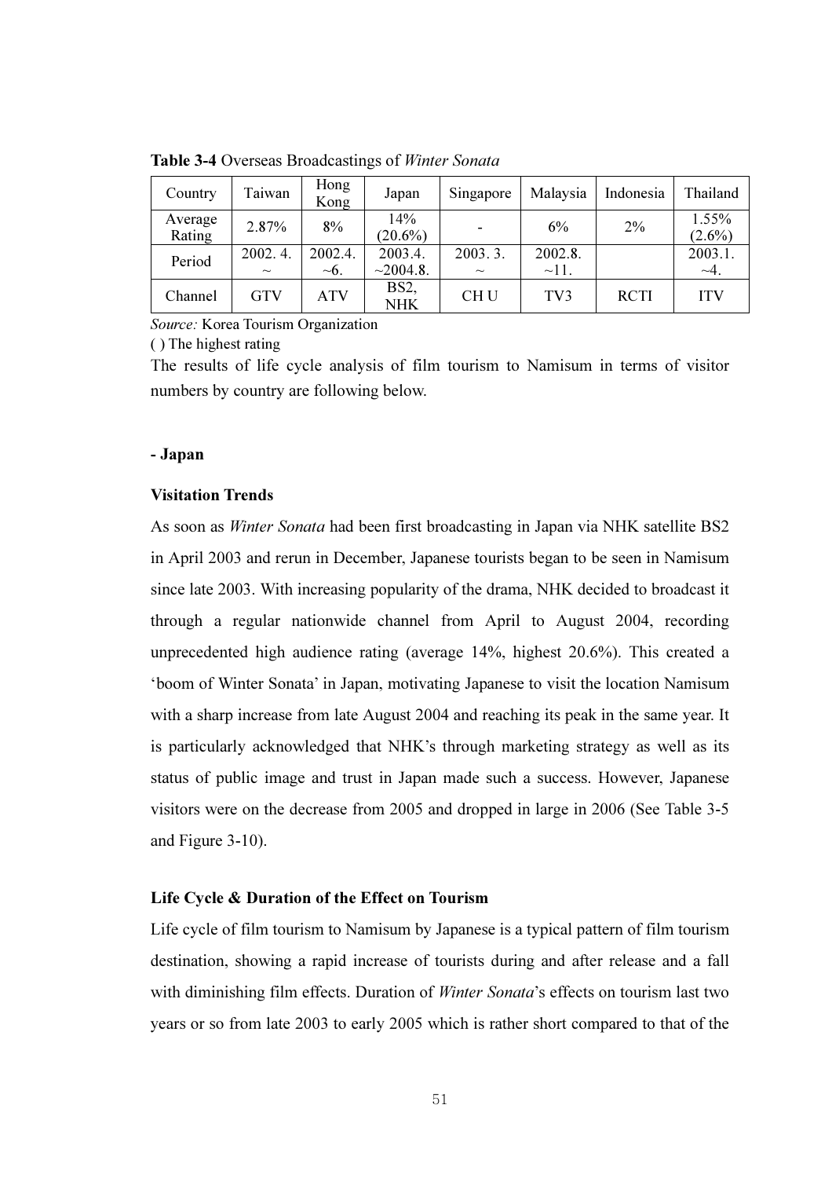**Table 3-4** Overseas Broadcastings of *Winter Sonata*

| Country | Taiwan | Hong Kong | Japan | Singapore | Malaysia | Indonesia | Thailand |
|---|---|---|---|---|---|---|---|
| Average Rating | 2.87% | 8% | 14% (20.6%) | - | 6% | 2% | 1.55% (2.6%) |
| Period | 2002. 4. ~ | 2002.4. ~6. | 2003.4. ~2004.8. | 2003. 3. ~ | 2002.8. ~11. | | 2003.1. ~4. |
| Channel | GTV | ATV | BS2, NHK | CH U | TV3 | RCTI | ITV |

*Source:* Korea Tourism Organization

( ) The highest rating

The results of life cycle analysis of film tourism to Namisum in terms of visitor numbers by country are following below.

**- Japan**

**Visitation Trends**

As soon as *Winter Sonata* had been first broadcasting in Japan via NHK satellite BS2 in April 2003 and rerun in December, Japanese tourists began to be seen in Namisum since late 2003. With increasing popularity of the drama, NHK decided to broadcast it through a regular nationwide channel from April to August 2004, recording unprecedented high audience rating (average 14%, highest 20.6%). This created a 'boom of Winter Sonata' in Japan, motivating Japanese to visit the location Namisum with a sharp increase from late August 2004 and reaching its peak in the same year. It is particularly acknowledged that NHK's through marketing strategy as well as its status of public image and trust in Japan made such a success. However, Japanese visitors were on the decrease from 2005 and dropped in large in 2006 (See Table 3-5 and Figure 3-10).

**Life Cycle & Duration of the Effect on Tourism**

Life cycle of film tourism to Namisum by Japanese is a typical pattern of film tourism destination, showing a rapid increase of tourists during and after release and a fall with diminishing film effects. Duration of *Winter Sonata*'s effects on tourism last two years or so from late 2003 to early 2005 which is rather short compared to that of the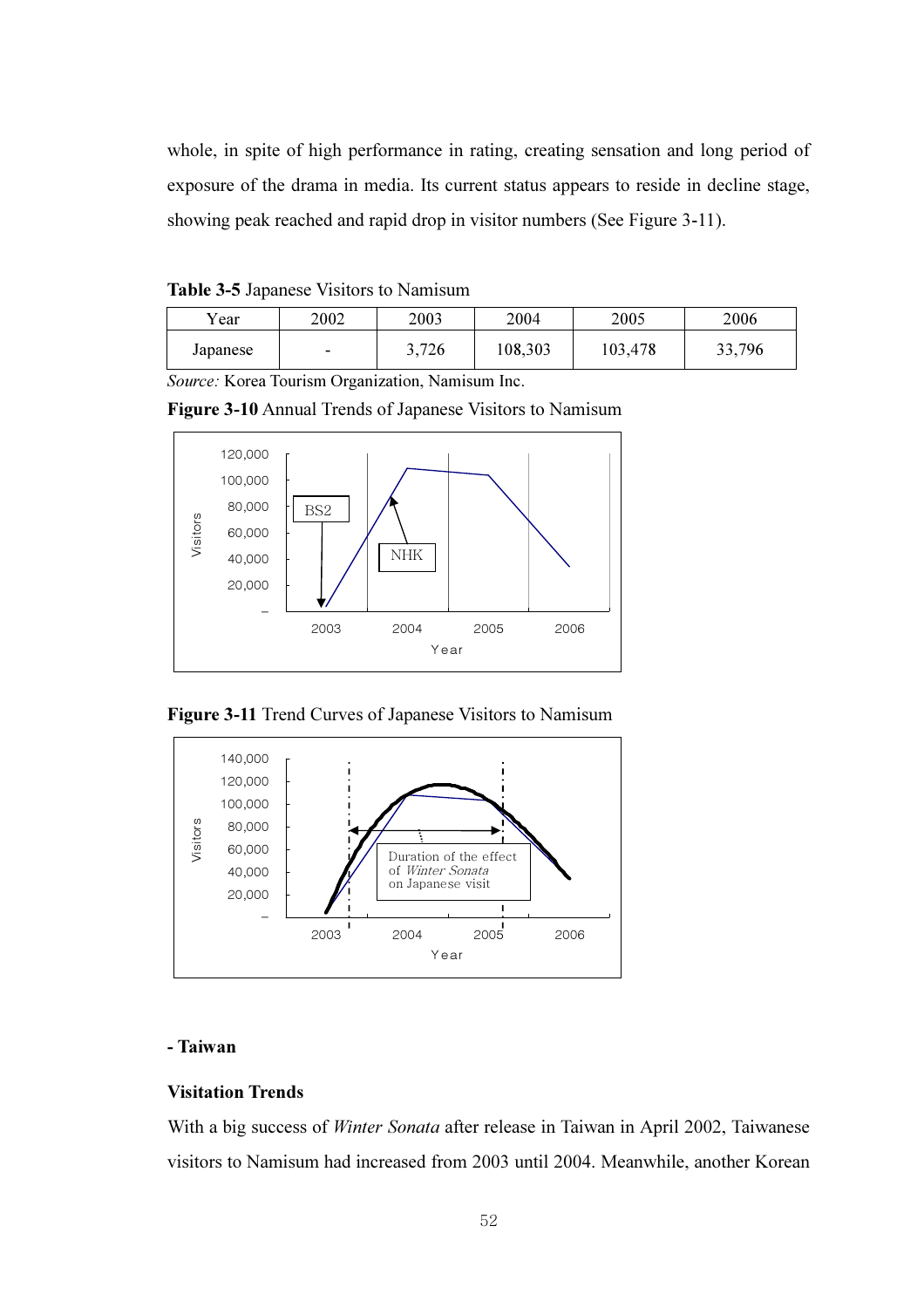whole, in spite of high performance in rating, creating sensation and long period of exposure of the drama in media. Its current status appears to reside in decline stage, showing peak reached and rapid drop in visitor numbers (See Figure 3-11).

**Table 3-5** Japanese Visitors to Namisum

| Year | 2002 | 2003 | 2004 | 2005 | 2006 |
|---|---|---|---|---|---|
| Japanese | - | 3,726 | 108,303 | 103,478 | 33,796 |

*Source:* Korea Tourism Organization, Namisum Inc.

**Figure 3-10** Annual Trends of Japanese Visitors to Namisum

**Figure 3-11** Trend Curves of Japanese Visitors to Namisum

**- Taiwan**

**Visitation Trends**

With a big success of *Winter Sonata* after release in Taiwan in April 2002, Taiwanese visitors to Namisum had increased from 2003 until 2004. Meanwhile, another Korean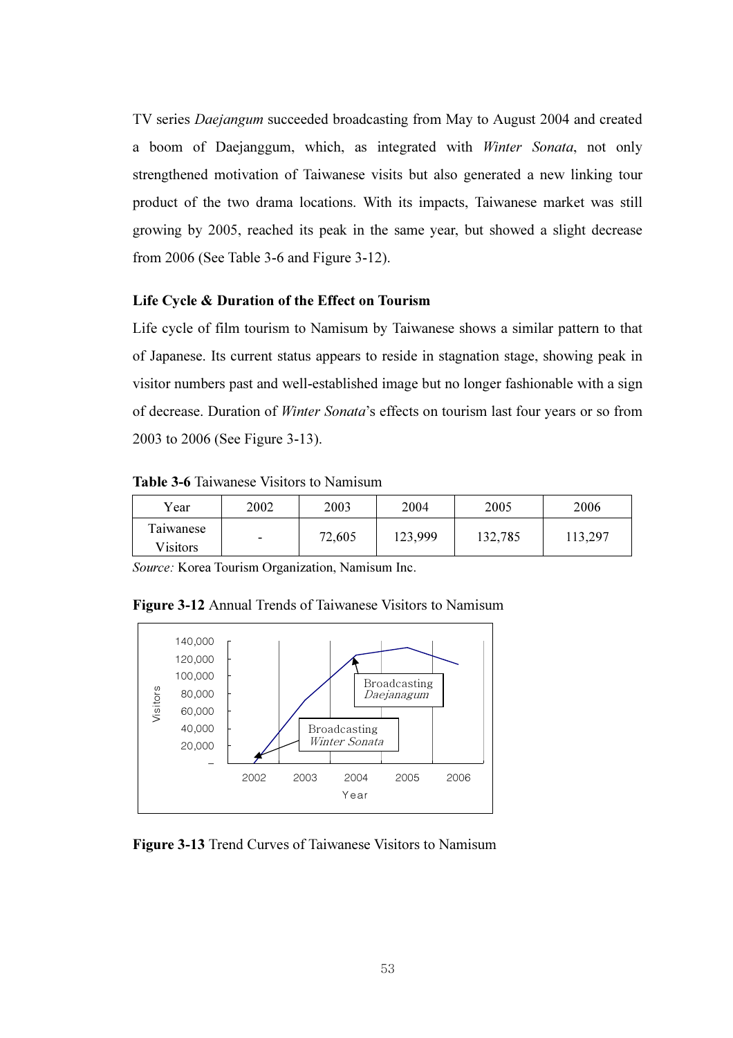TV series *Daejangum* succeeded broadcasting from May to August 2004 and created a boom of Daejanggum, which, as integrated with *Winter Sonata*, not only strengthened motivation of Taiwanese visits but also generated a new linking tour product of the two drama locations. With its impacts, Taiwanese market was still growing by 2005, reached its peak in the same year, but showed a slight decrease from 2006 (See Table 3-6 and Figure 3-12).

**Life Cycle & Duration of the Effect on Tourism**

Life cycle of film tourism to Namisum by Taiwanese shows a similar pattern to that of Japanese. Its current status appears to reside in stagnation stage, showing peak in visitor numbers past and well-established image but no longer fashionable with a sign of decrease. Duration of *Winter Sonata*'s effects on tourism last four years or so from 2003 to 2006 (See Figure 3-13).

**Table 3-6** Taiwanese Visitors to Namisum

| Year | 2002 | 2003 | 2004 | 2005 | 2006 |
|---|---|---|---|---|---|
| Taiwanese Visitors | - | 72,605 | 123,999 | 132,785 | 113,297 |

*Source:* Korea Tourism Organization, Namisum Inc.

**Figure 3-12** Annual Trends of Taiwanese Visitors to Namisum

**Figure 3-13** Trend Curves of Taiwanese Visitors to Namisum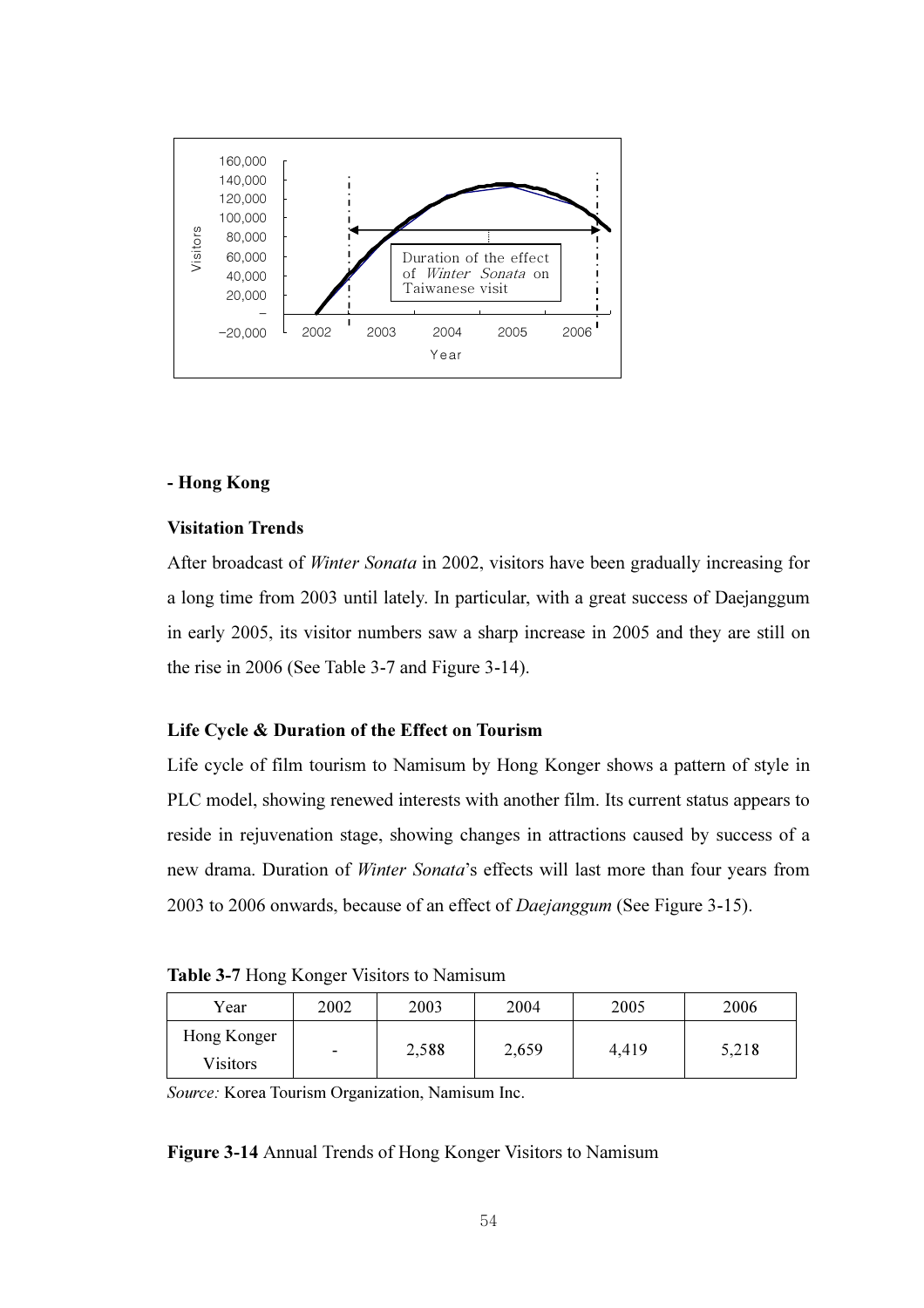160,000
140,000
120,000
100,000
80,000
60,000
40,000
20,000
–
−20,000

Visitors

2002 2003 2004 2005 2006

Year

Duration of the effect of *Winter Sonata* on Taiwanese visit

**- Hong Kong**

**Visitation Trends**

After broadcast of *Winter Sonata* in 2002, visitors have been gradually increasing for a long time from 2003 until lately. In particular, with a great success of Daejanggum in early 2005, its visitor numbers saw a sharp increase in 2005 and they are still on the rise in 2006 (See Table 3-7 and Figure 3-14).

**Life Cycle & Duration of the Effect on Tourism**

Life cycle of film tourism to Namisum by Hong Konger shows a pattern of style in PLC model, showing renewed interests with another film. Its current status appears to reside in rejuvenation stage, showing changes in attractions caused by success of a new drama. Duration of *Winter Sonata*'s effects will last more than four years from 2003 to 2006 onwards, because of an effect of *Daejanggum* (See Figure 3-15).

**Table 3-7** Hong Konger Visitors to Namisum

| Year | 2002 | 2003 | 2004 | 2005 | 2006 |
|---|---|---|---|---|---|
| Hong Konger Visitors | - | 2,588 | 2,659 | 4,419 | 5,218 |

*Source:* Korea Tourism Organization, Namisum Inc.

**Figure 3-14** Annual Trends of Hong Konger Visitors to Namisum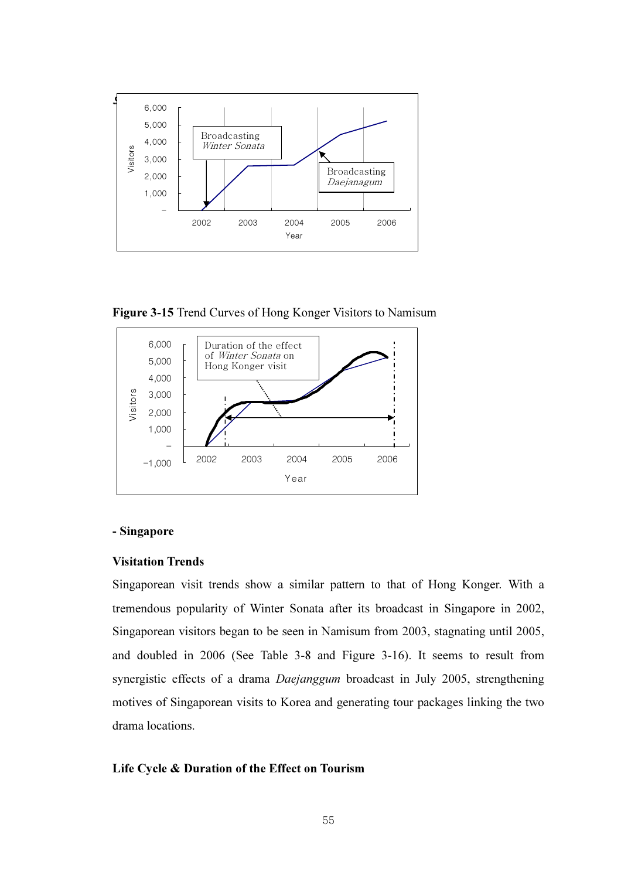**Figure 3-15** Trend Curves of Hong Konger Visitors to Namisum

## - Singapore

### Visitation Trends

Singaporean visit trends show a similar pattern to that of Hong Konger. With a tremendous popularity of Winter Sonata after its broadcast in Singapore in 2002, Singaporean visitors began to be seen in Namisum from 2003, stagnating until 2005, and doubled in 2006 (See Table 3-8 and Figure 3-16). It seems to result from synergistic effects of a drama *Daejanggum* broadcast in July 2005, strengthening motives of Singaporean visits to Korea and generating tour packages linking the two drama locations.

### Life Cycle & Duration of the Effect on Tourism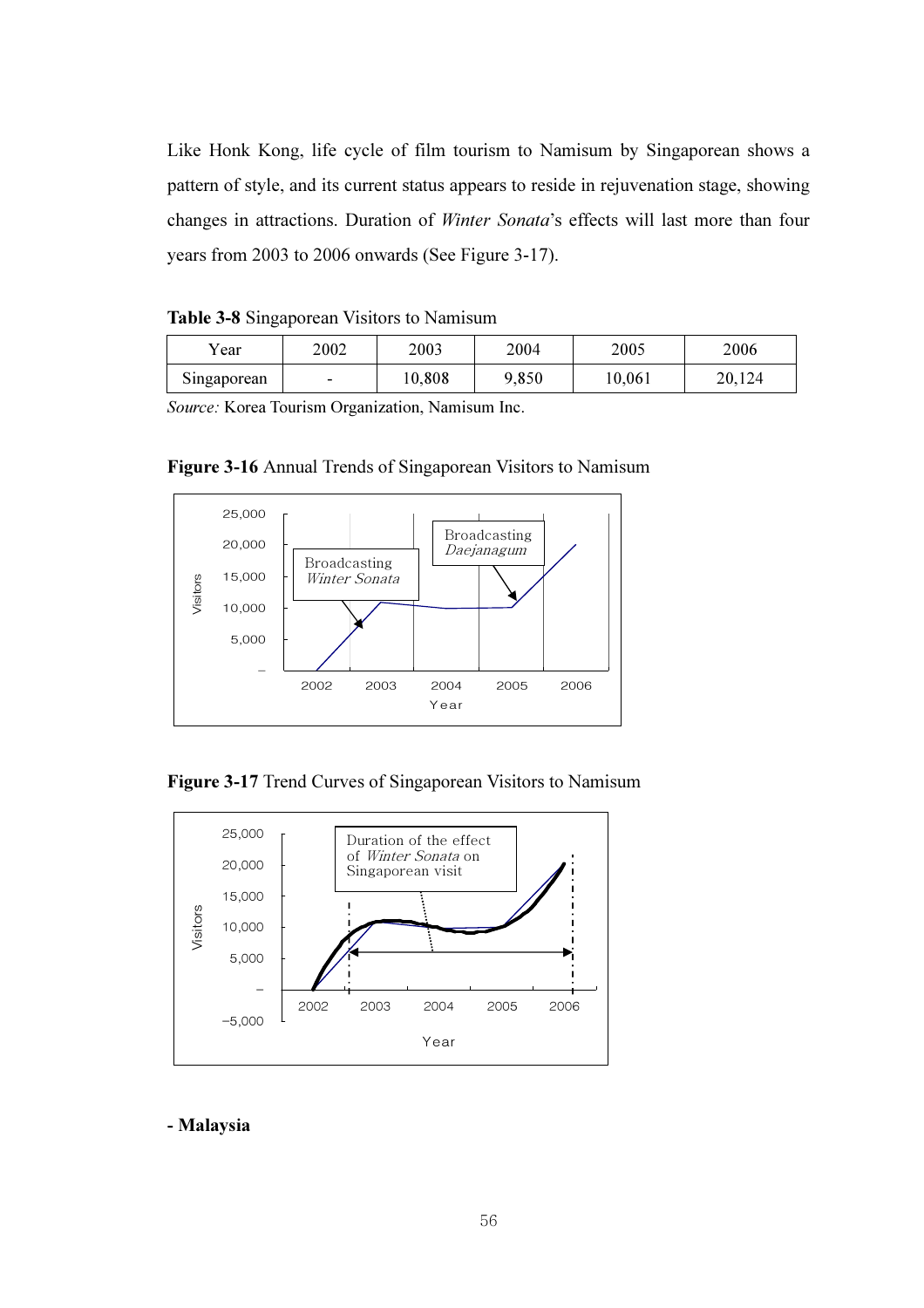Like Honk Kong, life cycle of film tourism to Namisum by Singaporean shows a pattern of style, and its current status appears to reside in rejuvenation stage, showing changes in attractions. Duration of *Winter Sonata*'s effects will last more than four years from 2003 to 2006 onwards (See Figure 3-17).

**Table 3-8** Singaporean Visitors to Namisum

| Year | 2002 | 2003 | 2004 | 2005 | 2006 |
|---|---|---|---|---|---|
| Singaporean | - | 10,808 | 9,850 | 10,061 | 20,124 |

*Source:* Korea Tourism Organization, Namisum Inc.

**Figure 3-16** Annual Trends of Singaporean Visitors to Namisum

**Figure 3-17** Trend Curves of Singaporean Visitors to Namisum

**- Malaysia**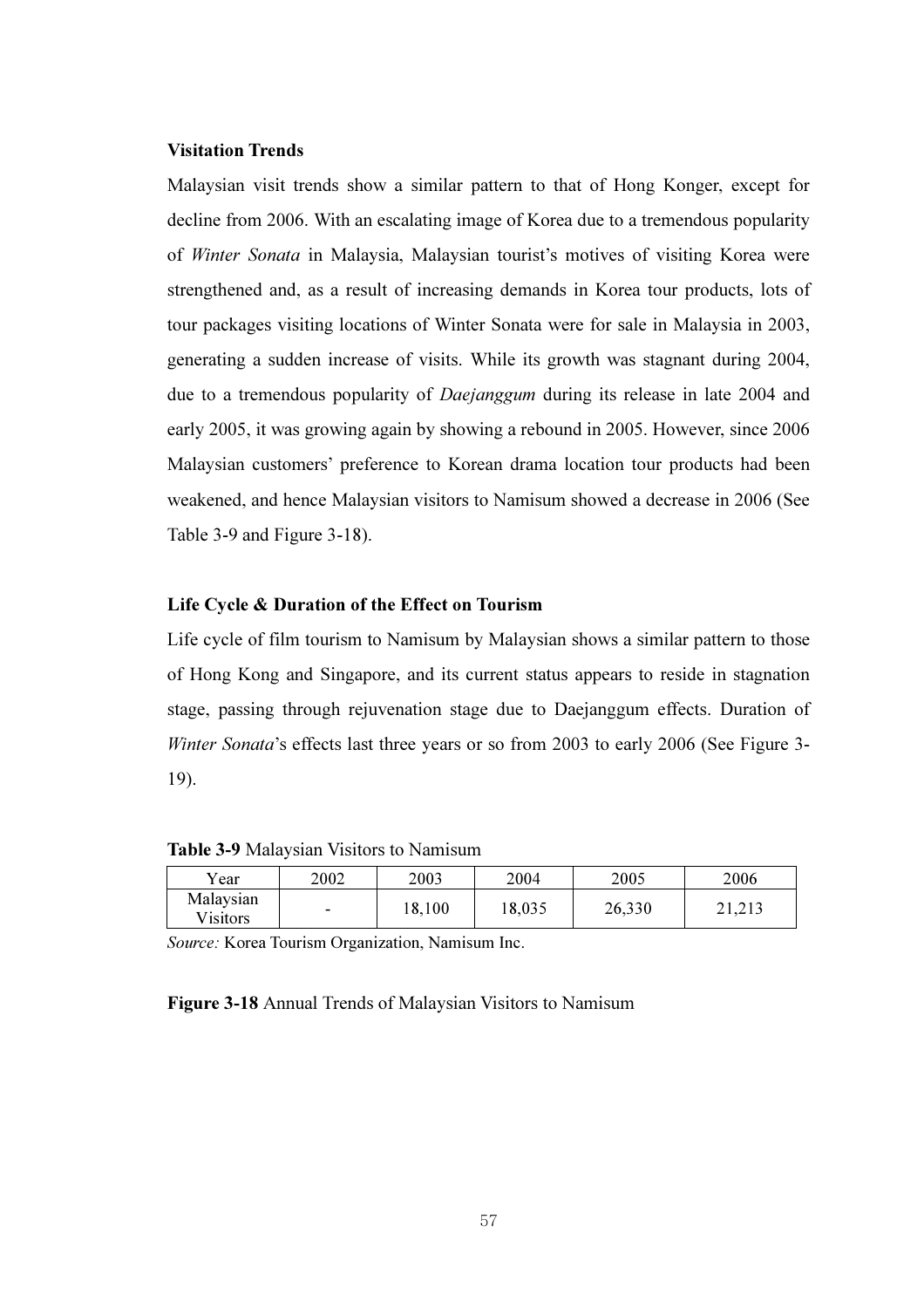**Visitation Trends**

Malaysian visit trends show a similar pattern to that of Hong Konger, except for decline from 2006. With an escalating image of Korea due to a tremendous popularity of *Winter Sonata* in Malaysia, Malaysian tourist's motives of visiting Korea were strengthened and, as a result of increasing demands in Korea tour products, lots of tour packages visiting locations of Winter Sonata were for sale in Malaysia in 2003, generating a sudden increase of visits. While its growth was stagnant during 2004, due to a tremendous popularity of *Daejanggum* during its release in late 2004 and early 2005, it was growing again by showing a rebound in 2005. However, since 2006 Malaysian customers' preference to Korean drama location tour products had been weakened, and hence Malaysian visitors to Namisum showed a decrease in 2006 (See Table 3-9 and Figure 3-18).

**Life Cycle & Duration of the Effect on Tourism**

Life cycle of film tourism to Namisum by Malaysian shows a similar pattern to those of Hong Kong and Singapore, and its current status appears to reside in stagnation stage, passing through rejuvenation stage due to Daejanggum effects. Duration of *Winter Sonata*'s effects last three years or so from 2003 to early 2006 (See Figure 3-19).

**Table 3-9** Malaysian Visitors to Namisum

| Year | 2002 | 2003 | 2004 | 2005 | 2006 |
|---|---|---|---|---|---|
| Malaysian Visitors | - | 18,100 | 18,035 | 26,330 | 21,213 |

*Source:* Korea Tourism Organization, Namisum Inc.

**Figure 3-18** Annual Trends of Malaysian Visitors to Namisum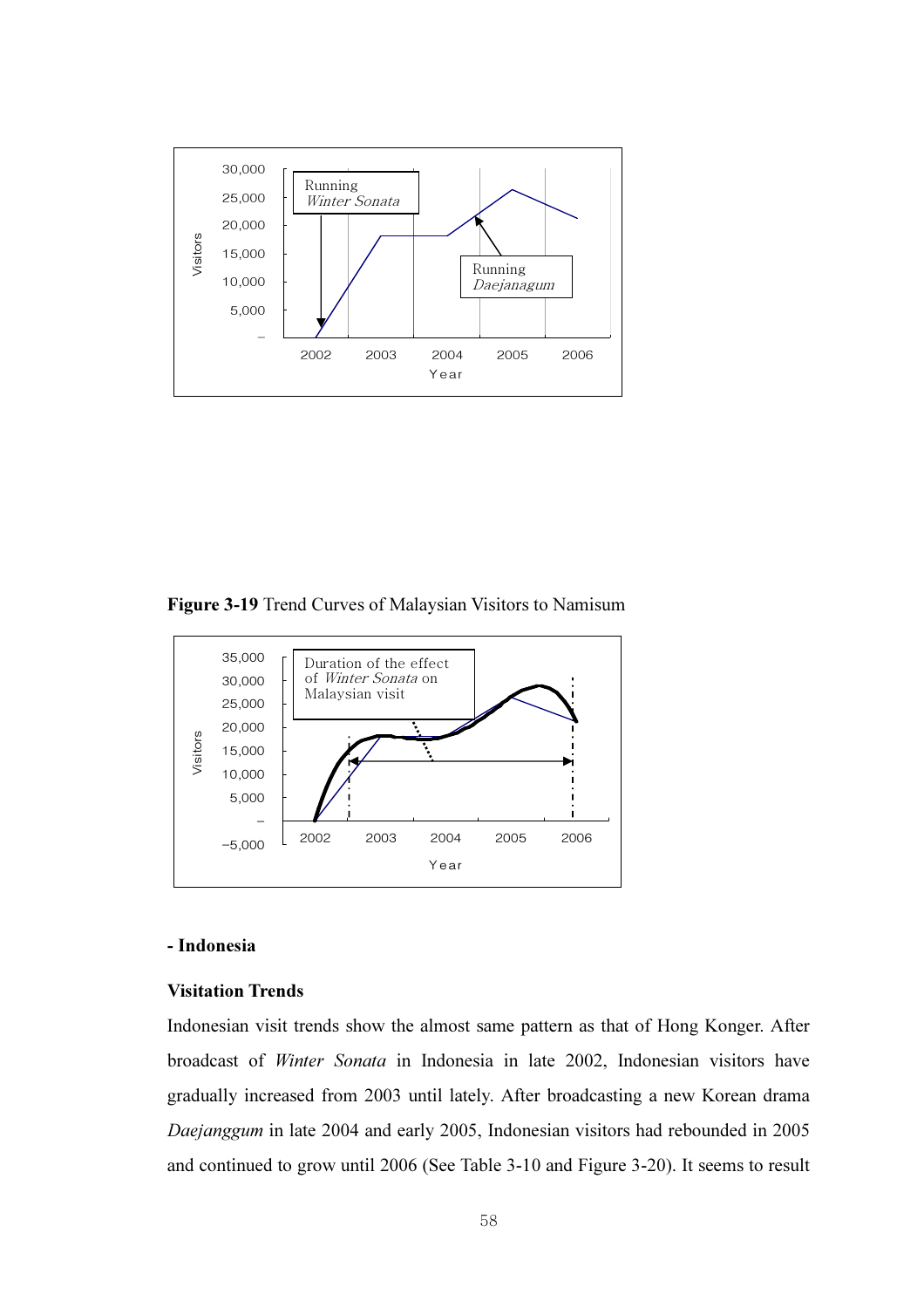**Figure 3-19** Trend Curves of Malaysian Visitors to Namisum

- Indonesia

**Visitation Trends**

Indonesian visit trends show the almost same pattern as that of Hong Konger. After broadcast of *Winter Sonata* in Indonesia in late 2002, Indonesian visitors have gradually increased from 2003 until lately. After broadcasting a new Korean drama *Daejanggum* in late 2004 and early 2005, Indonesian visitors had rebounded in 2005 and continued to grow until 2006 (See Table 3-10 and Figure 3-20). It seems to result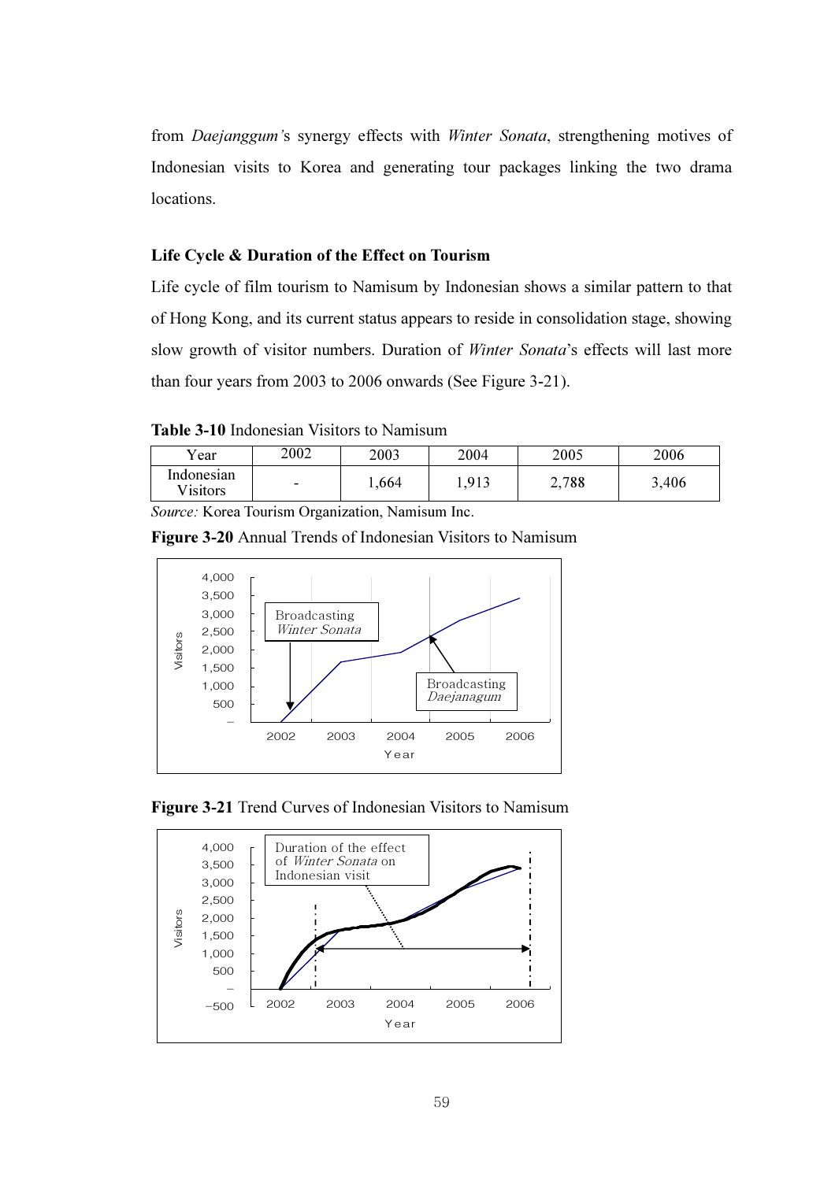from *Daejanggum*'s synergy effects with *Winter Sonata*, strengthening motives of Indonesian visits to Korea and generating tour packages linking the two drama locations.

**Life Cycle & Duration of the Effect on Tourism**

Life cycle of film tourism to Namisum by Indonesian shows a similar pattern to that of Hong Kong, and its current status appears to reside in consolidation stage, showing slow growth of visitor numbers. Duration of *Winter Sonata*'s effects will last more than four years from 2003 to 2006 onwards (See Figure 3-21).

**Table 3-10** Indonesian Visitors to Namisum

| Year | 2002 | 2003 | 2004 | 2005 | 2006 |
|---|---|---|---|---|---|
| Indonesian Visitors | - | 1,664 | 1,913 | 2,788 | 3,406 |

*Source:* Korea Tourism Organization, Namisum Inc.

**Figure 3-20** Annual Trends of Indonesian Visitors to Namisum

**Figure 3-21** Trend Curves of Indonesian Visitors to Namisum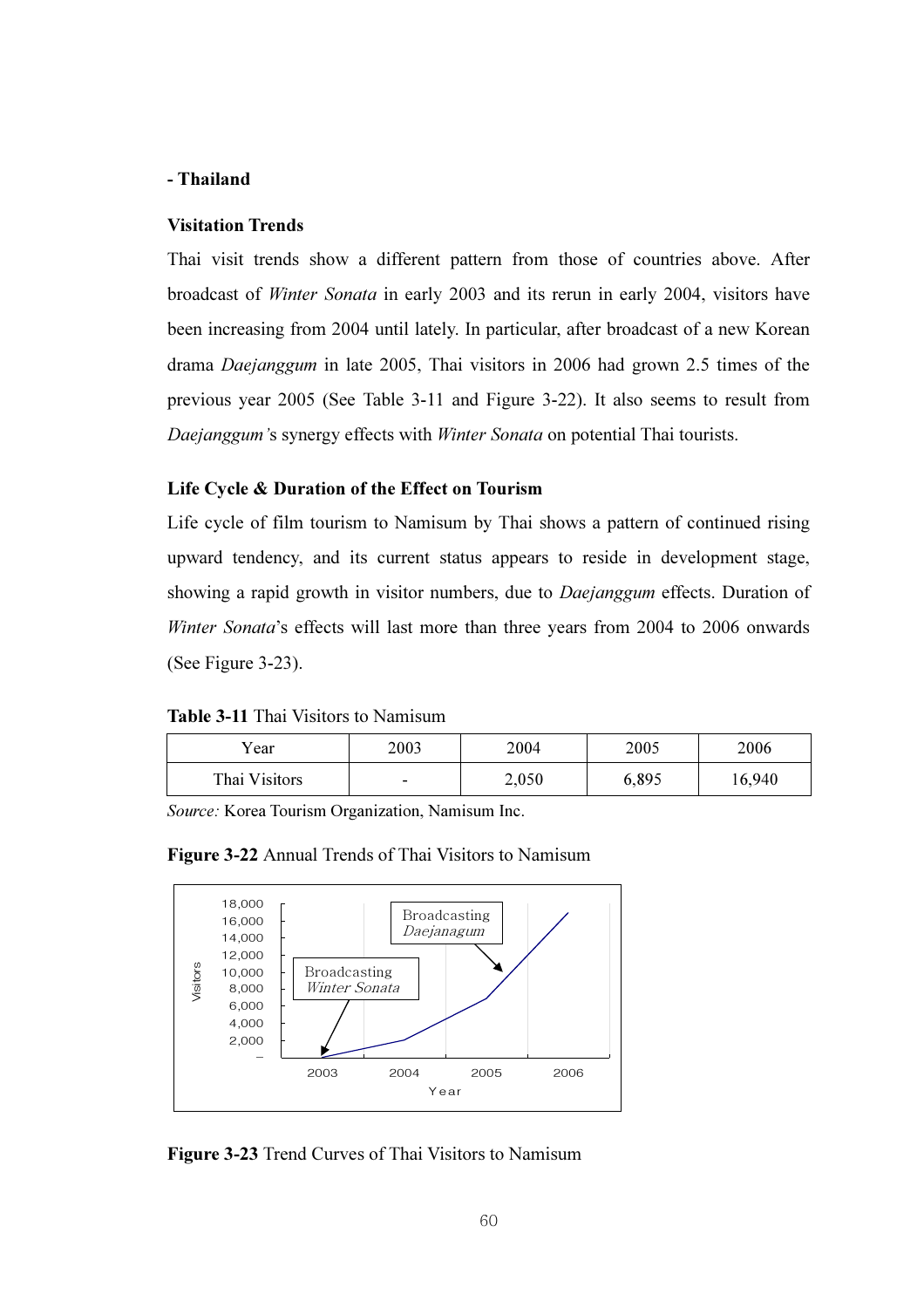**- Thailand**

**Visitation Trends**

Thai visit trends show a different pattern from those of countries above. After broadcast of *Winter Sonata* in early 2003 and its rerun in early 2004, visitors have been increasing from 2004 until lately. In particular, after broadcast of a new Korean drama *Daejanggum* in late 2005, Thai visitors in 2006 had grown 2.5 times of the previous year 2005 (See Table 3-11 and Figure 3-22). It also seems to result from *Daejanggum's* synergy effects with *Winter Sonata* on potential Thai tourists.

**Life Cycle & Duration of the Effect on Tourism**

Life cycle of film tourism to Namisum by Thai shows a pattern of continued rising upward tendency, and its current status appears to reside in development stage, showing a rapid growth in visitor numbers, due to *Daejanggum* effects. Duration of *Winter Sonata*'s effects will last more than three years from 2004 to 2006 onwards (See Figure 3-23).

**Table 3-11** Thai Visitors to Namisum

| Year | 2003 | 2004 | 2005 | 2006 |
|---|---|---|---|---|
| Thai Visitors | - | 2,050 | 6,895 | 16,940 |

*Source:* Korea Tourism Organization, Namisum Inc.

**Figure 3-22** Annual Trends of Thai Visitors to Namisum

**Figure 3-23** Trend Curves of Thai Visitors to Namisum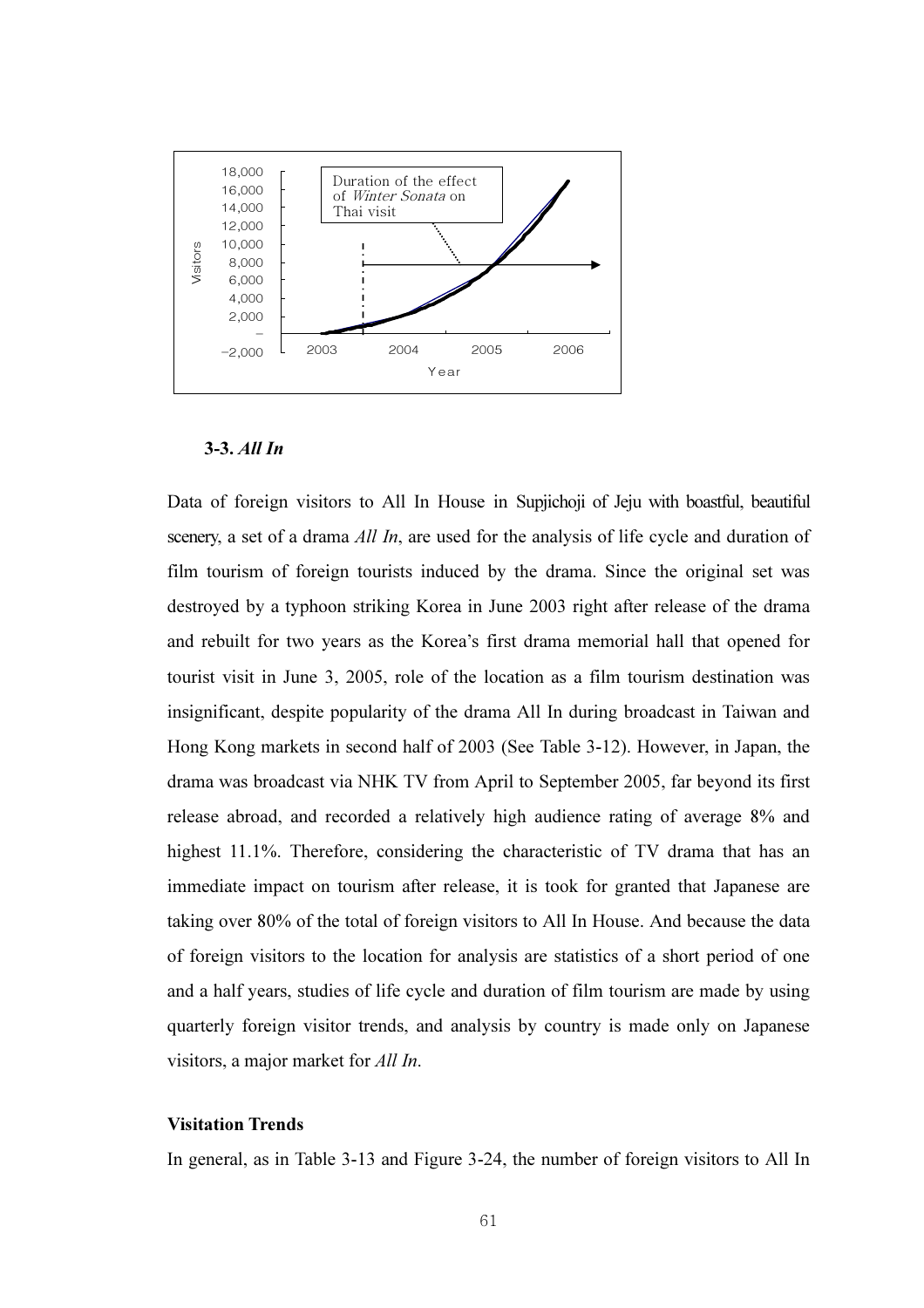**3-3.** ***All In***

Data of foreign visitors to All In House in Supjichoji of Jeju with boastful, beautiful scenery, a set of a drama *All In*, are used for the analysis of life cycle and duration of film tourism of foreign tourists induced by the drama. Since the original set was destroyed by a typhoon striking Korea in June 2003 right after release of the drama and rebuilt for two years as the Korea's first drama memorial hall that opened for tourist visit in June 3, 2005, role of the location as a film tourism destination was insignificant, despite popularity of the drama All In during broadcast in Taiwan and Hong Kong markets in second half of 2003 (See Table 3-12). However, in Japan, the drama was broadcast via NHK TV from April to September 2005, far beyond its first release abroad, and recorded a relatively high audience rating of average 8% and highest 11.1%. Therefore, considering the characteristic of TV drama that has an immediate impact on tourism after release, it is took for granted that Japanese are taking over 80% of the total of foreign visitors to All In House. And because the data of foreign visitors to the location for analysis are statistics of a short period of one and a half years, studies of life cycle and duration of film tourism are made by using quarterly foreign visitor trends, and analysis by country is made only on Japanese visitors, a major market for *All In*.

**Visitation Trends**

In general, as in Table 3-13 and Figure 3-24, the number of foreign visitors to All In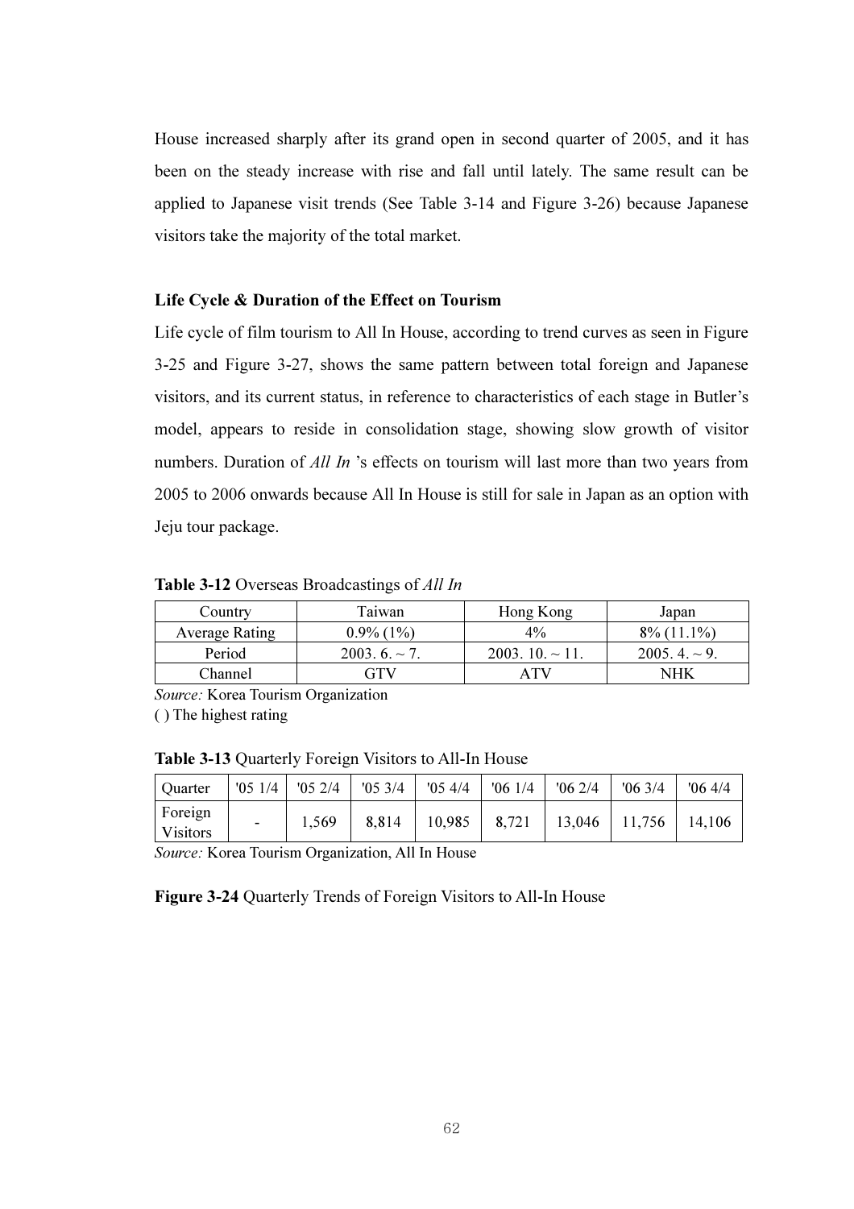House increased sharply after its grand open in second quarter of 2005, and it has been on the steady increase with rise and fall until lately. The same result can be applied to Japanese visit trends (See Table 3-14 and Figure 3-26) because Japanese visitors take the majority of the total market.

**Life Cycle & Duration of the Effect on Tourism**

Life cycle of film tourism to All In House, according to trend curves as seen in Figure 3-25 and Figure 3-27, shows the same pattern between total foreign and Japanese visitors, and its current status, in reference to characteristics of each stage in Butler's model, appears to reside in consolidation stage, showing slow growth of visitor numbers. Duration of *All In* 's effects on tourism will last more than two years from 2005 to 2006 onwards because All In House is still for sale in Japan as an option with Jeju tour package.

**Table 3-12** Overseas Broadcastings of *All In*

| Country | Taiwan | Hong Kong | Japan |
|---|---|---|---|
| Average Rating | 0.9% (1%) | 4% | 8% (11.1%) |
| Period | 2003. 6. ~ 7. | 2003. 10. ~ 11. | 2005. 4. ~ 9. |
| Channel | GTV | ATV | NHK |

*Source:* Korea Tourism Organization
( ) The highest rating

**Table 3-13** Quarterly Foreign Visitors to All-In House

| Quarter | '05 1/4 | '05 2/4 | '05 3/4 | '05 4/4 | '06 1/4 | '06 2/4 | '06 3/4 | '06 4/4 |
|---|---|---|---|---|---|---|---|---|
| Foreign Visitors | - | 1,569 | 8,814 | 10,985 | 8,721 | 13,046 | 11,756 | 14,106 |

*Source:* Korea Tourism Organization, All In House

**Figure 3-24** Quarterly Trends of Foreign Visitors to All-In House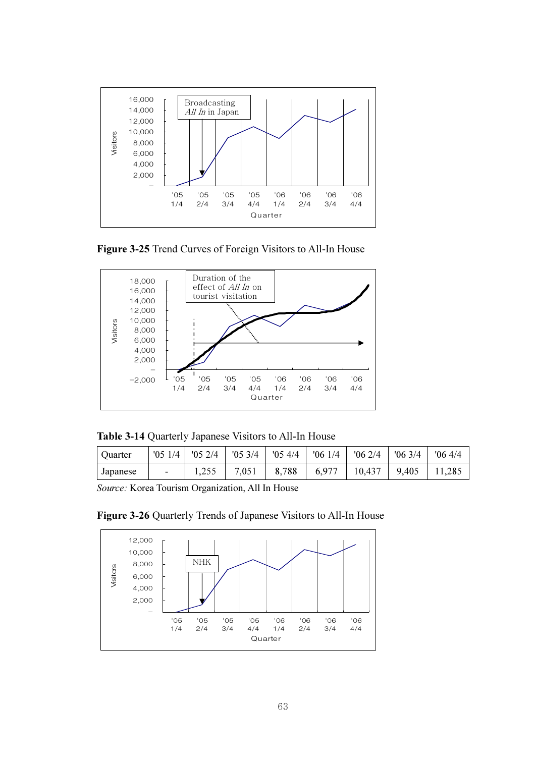**Figure 3-25** Trend Curves of Foreign Visitors to All-In House

**Table 3-14** Quarterly Japanese Visitors to All-In House

| Quarter | '05 1/4 | '05 2/4 | '05 3/4 | '05 4/4 | '06 1/4 | '06 2/4 | '06 3/4 | '06 4/4 |
|---|---|---|---|---|---|---|---|---|
| Japanese | - | 1,255 | 7,051 | 8,788 | 6,977 | 10,437 | 9,405 | 11,285 |

*Source:* Korea Tourism Organization, All In House

**Figure 3-26** Quarterly Trends of Japanese Visitors to All-In House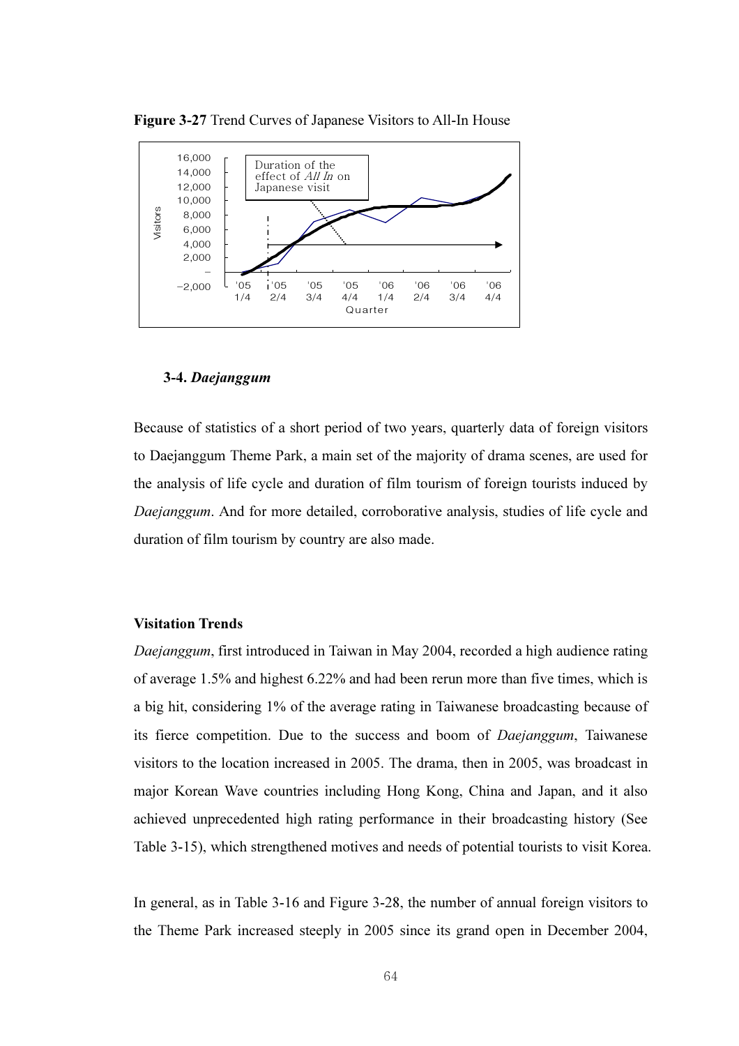**Figure 3-27** Trend Curves of Japanese Visitors to All-In House

### 3-4. *Daejanggum*

Because of statistics of a short period of two years, quarterly data of foreign visitors to Daejanggum Theme Park, a main set of the majority of drama scenes, are used for the analysis of life cycle and duration of film tourism of foreign tourists induced by *Daejanggum*. And for more detailed, corroborative analysis, studies of life cycle and duration of film tourism by country are also made.

**Visitation Trends**

*Daejanggum*, first introduced in Taiwan in May 2004, recorded a high audience rating of average 1.5% and highest 6.22% and had been rerun more than five times, which is a big hit, considering 1% of the average rating in Taiwanese broadcasting because of its fierce competition. Due to the success and boom of *Daejanggum*, Taiwanese visitors to the location increased in 2005. The drama, then in 2005, was broadcast in major Korean Wave countries including Hong Kong, China and Japan, and it also achieved unprecedented high rating performance in their broadcasting history (See Table 3-15), which strengthened motives and needs of potential tourists to visit Korea.

In general, as in Table 3-16 and Figure 3-28, the number of annual foreign visitors to the Theme Park increased steeply in 2005 since its grand open in December 2004,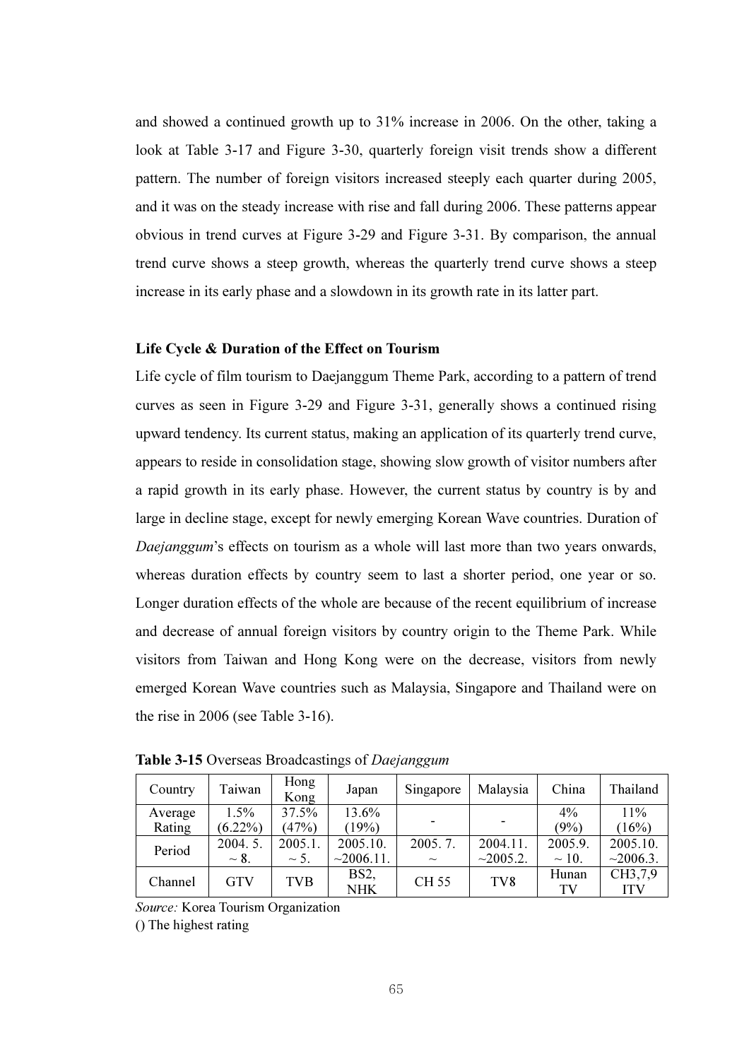and showed a continued growth up to 31% increase in 2006. On the other, taking a look at Table 3-17 and Figure 3-30, quarterly foreign visit trends show a different pattern. The number of foreign visitors increased steeply each quarter during 2005, and it was on the steady increase with rise and fall during 2006. These patterns appear obvious in trend curves at Figure 3-29 and Figure 3-31. By comparison, the annual trend curve shows a steep growth, whereas the quarterly trend curve shows a steep increase in its early phase and a slowdown in its growth rate in its latter part.

**Life Cycle & Duration of the Effect on Tourism**

Life cycle of film tourism to Daejanggum Theme Park, according to a pattern of trend curves as seen in Figure 3-29 and Figure 3-31, generally shows a continued rising upward tendency. Its current status, making an application of its quarterly trend curve, appears to reside in consolidation stage, showing slow growth of visitor numbers after a rapid growth in its early phase. However, the current status by country is by and large in decline stage, except for newly emerging Korean Wave countries. Duration of *Daejanggum*'s effects on tourism as a whole will last more than two years onwards, whereas duration effects by country seem to last a shorter period, one year or so. Longer duration effects of the whole are because of the recent equilibrium of increase and decrease of annual foreign visitors by country origin to the Theme Park. While visitors from Taiwan and Hong Kong were on the decrease, visitors from newly emerged Korean Wave countries such as Malaysia, Singapore and Thailand were on the rise in 2006 (see Table 3-16).

**Table 3-15** Overseas Broadcastings of *Daejanggum*

| Country | Taiwan | Hong Kong | Japan | Singapore | Malaysia | China | Thailand |
|---|---|---|---|---|---|---|---|
| Average Rating | 1.5% (6.22%) | 37.5% (47%) | 13.6% (19%) | - | - | 4% (9%) | 11% (16%) |
| Period | 2004. 5. ~ 8. | 2005.1. ~ 5. | 2005.10. ~2006.11. | 2005. 7. ~ | 2004.11. ~2005.2. | 2005.9. ~ 10. | 2005.10. ~2006.3. |
| Channel | GTV | TVB | BS2, NHK | CH 55 | TV8 | Hunan TV | CH3,7,9 ITV |

*Source:* Korea Tourism Organization

() The highest rating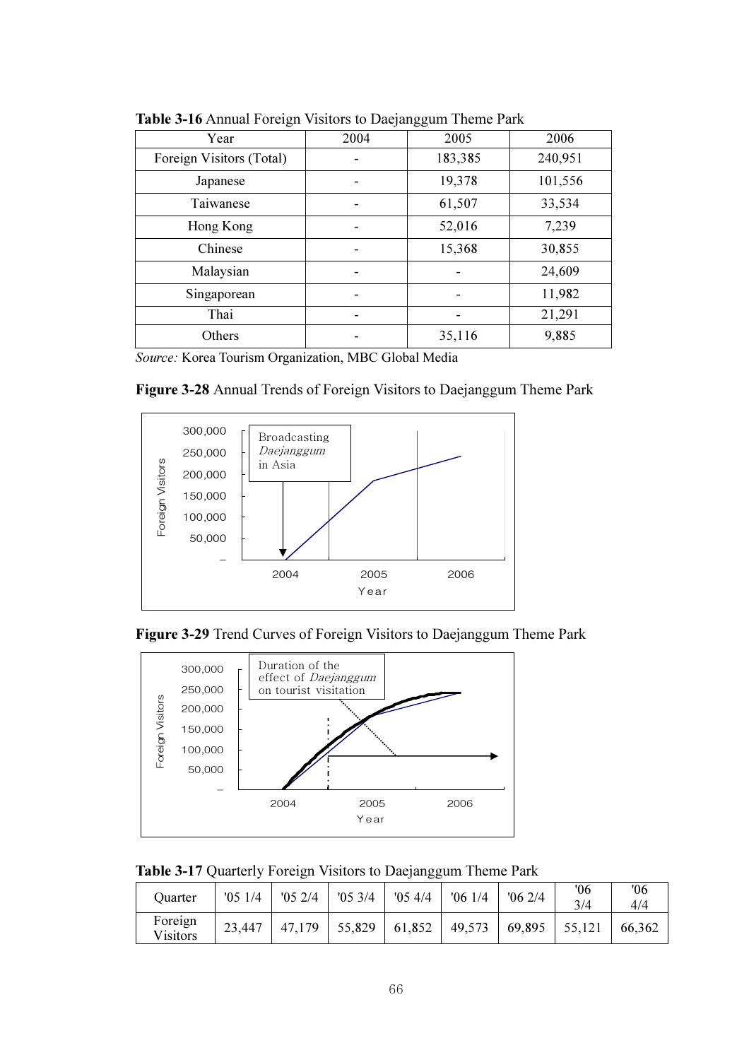**Table 3-16** Annual Foreign Visitors to Daejanggum Theme Park

| Year | 2004 | 2005 | 2006 |
|---|---|---|---|
| Foreign Visitors (Total) | - | 183,385 | 240,951 |
| Japanese | - | 19,378 | 101,556 |
| Taiwanese | - | 61,507 | 33,534 |
| Hong Kong | - | 52,016 | 7,239 |
| Chinese | - | 15,368 | 30,855 |
| Malaysian | - | - | 24,609 |
| Singaporean | - | - | 11,982 |
| Thai | - | - | 21,291 |
| Others | - | 35,116 | 9,885 |

*Source:* Korea Tourism Organization, MBC Global Media

**Figure 3-28** Annual Trends of Foreign Visitors to Daejanggum Theme Park

**Figure 3-29** Trend Curves of Foreign Visitors to Daejanggum Theme Park

**Table 3-17** Quarterly Foreign Visitors to Daejanggum Theme Park

| Quarter | '05 1/4 | '05 2/4 | '05 3/4 | '05 4/4 | '06 1/4 | '06 2/4 | '06 3/4 | '06 4/4 |
|---|---|---|---|---|---|---|---|---|
| Foreign Visitors | 23,447 | 47,179 | 55,829 | 61,852 | 49,573 | 69,895 | 55,121 | 66,362 |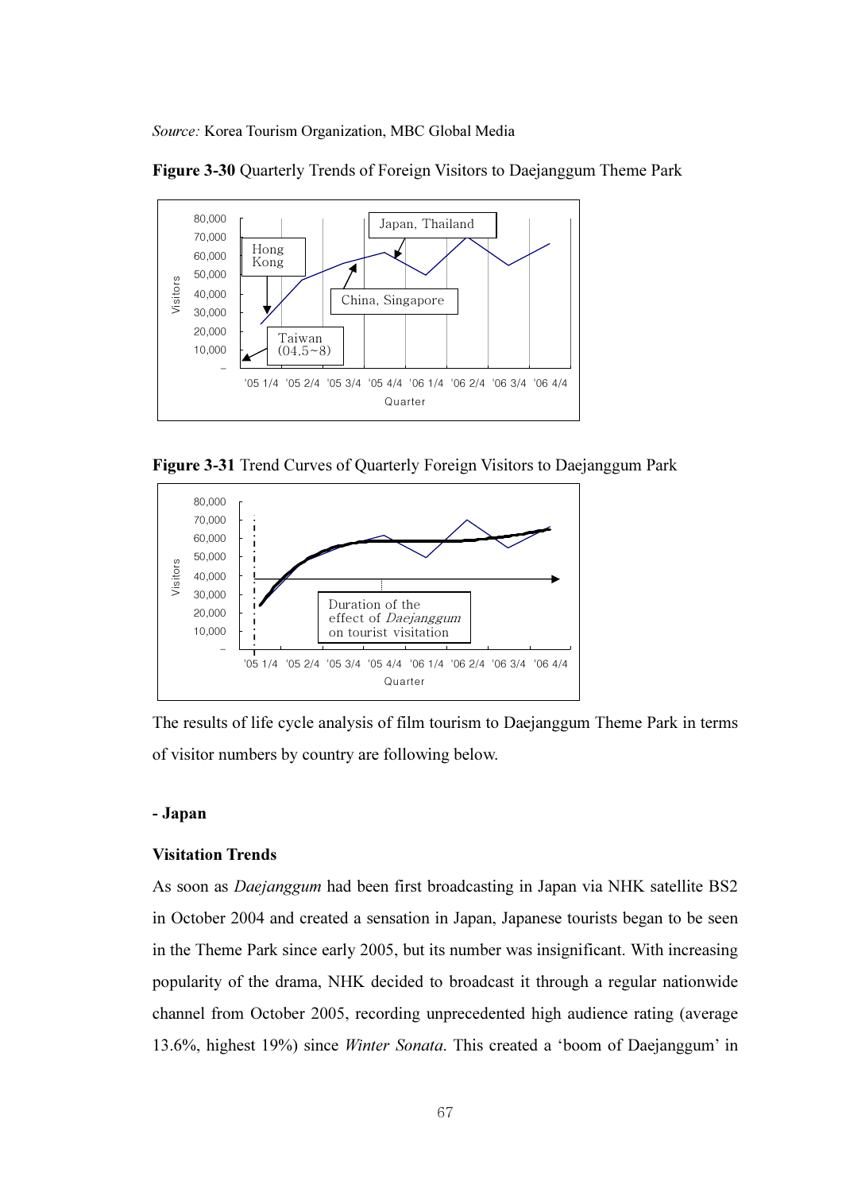*Source:* Korea Tourism Organization, MBC Global Media

**Figure 3-30** Quarterly Trends of Foreign Visitors to Daejanggum Theme Park

**Figure 3-31** Trend Curves of Quarterly Foreign Visitors to Daejanggum Park

The results of life cycle analysis of film tourism to Daejanggum Theme Park in terms of visitor numbers by country are following below.

**- Japan**

**Visitation Trends**

As soon as *Daejanggum* had been first broadcasting in Japan via NHK satellite BS2 in October 2004 and created a sensation in Japan, Japanese tourists began to be seen in the Theme Park since early 2005, but its number was insignificant. With increasing popularity of the drama, NHK decided to broadcast it through a regular nationwide channel from October 2005, recording unprecedented high audience rating (average 13.6%, highest 19%) since *Winter Sonata*. This created a 'boom of Daejanggum' in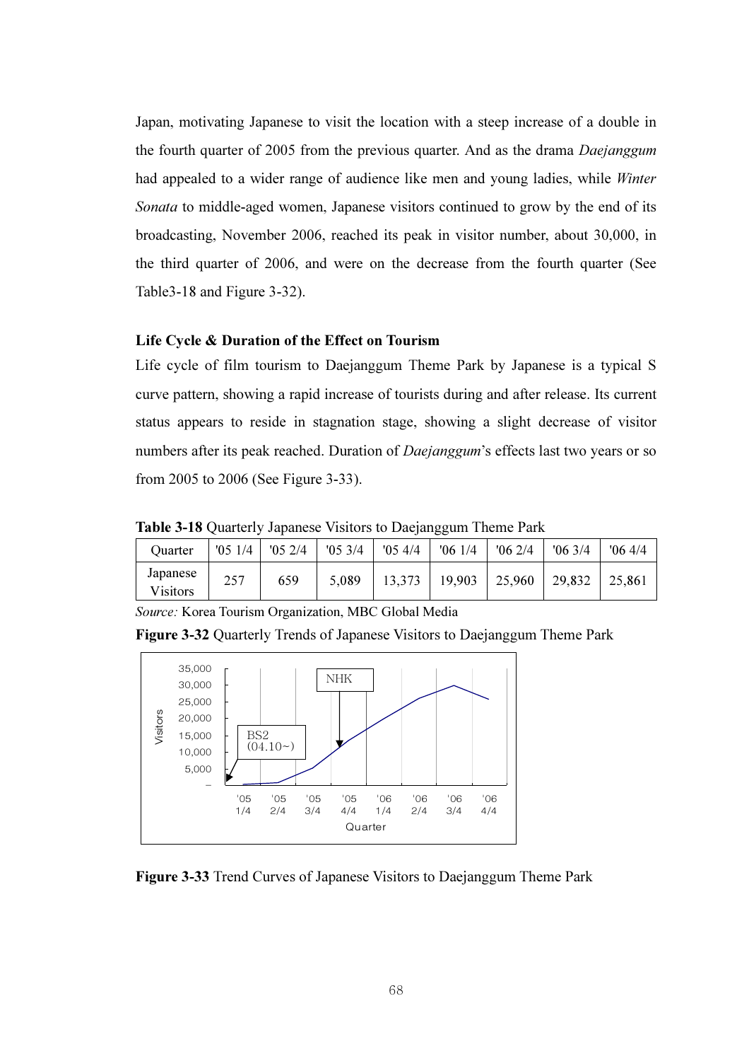Japan, motivating Japanese to visit the location with a steep increase of a double in the fourth quarter of 2005 from the previous quarter. And as the drama *Daejanggum* had appealed to a wider range of audience like men and young ladies, while *Winter Sonata* to middle-aged women, Japanese visitors continued to grow by the end of its broadcasting, November 2006, reached its peak in visitor number, about 30,000, in the third quarter of 2006, and were on the decrease from the fourth quarter (See Table3-18 and Figure 3-32).

**Life Cycle & Duration of the Effect on Tourism**

Life cycle of film tourism to Daejanggum Theme Park by Japanese is a typical S curve pattern, showing a rapid increase of tourists during and after release. Its current status appears to reside in stagnation stage, showing a slight decrease of visitor numbers after its peak reached. Duration of *Daejanggum*'s effects last two years or so from 2005 to 2006 (See Figure 3-33).

**Table 3-18** Quarterly Japanese Visitors to Daejanggum Theme Park

| Quarter | '05 1/4 | '05 2/4 | '05 3/4 | '05 4/4 | '06 1/4 | '06 2/4 | '06 3/4 | '06 4/4 |
|---|---|---|---|---|---|---|---|---|
| Japanese Visitors | 257 | 659 | 5,089 | 13,373 | 19,903 | 25,960 | 29,832 | 25,861 |

*Source:* Korea Tourism Organization, MBC Global Media

**Figure 3-32** Quarterly Trends of Japanese Visitors to Daejanggum Theme Park

**Figure 3-33** Trend Curves of Japanese Visitors to Daejanggum Theme Park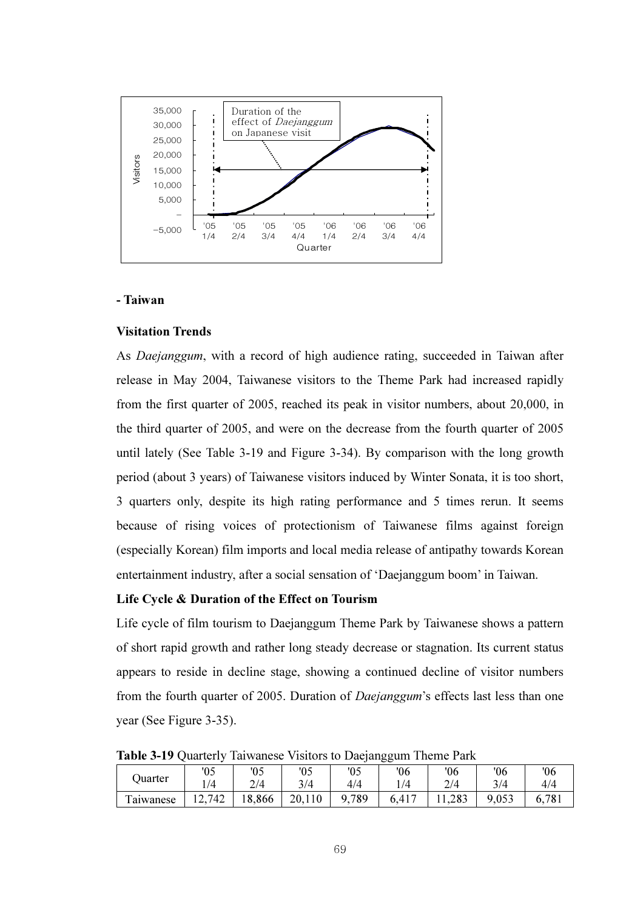- **Taiwan**

**Visitation Trends**

As *Daejanggum*, with a record of high audience rating, succeeded in Taiwan after release in May 2004, Taiwanese visitors to the Theme Park had increased rapidly from the first quarter of 2005, reached its peak in visitor numbers, about 20,000, in the third quarter of 2005, and were on the decrease from the fourth quarter of 2005 until lately (See Table 3-19 and Figure 3-34). By comparison with the long growth period (about 3 years) of Taiwanese visitors induced by Winter Sonata, it is too short, 3 quarters only, despite its high rating performance and 5 times rerun. It seems because of rising voices of protectionism of Taiwanese films against foreign (especially Korean) film imports and local media release of antipathy towards Korean entertainment industry, after a social sensation of 'Daejanggum boom' in Taiwan.

**Life Cycle & Duration of the Effect on Tourism**

Life cycle of film tourism to Daejanggum Theme Park by Taiwanese shows a pattern of short rapid growth and rather long steady decrease or stagnation. Its current status appears to reside in decline stage, showing a continued decline of visitor numbers from the fourth quarter of 2005. Duration of *Daejanggum*'s effects last less than one year (See Figure 3-35).

**Table 3-19** Quarterly Taiwanese Visitors to Daejanggum Theme Park

| Quarter | '05 1/4 | '05 2/4 | '05 3/4 | '05 4/4 | '06 1/4 | '06 2/4 | '06 3/4 | '06 4/4 |
|---|---|---|---|---|---|---|---|---|
| Taiwanese | 12,742 | 18,866 | 20,110 | 9,789 | 6,417 | 11,283 | 9,053 | 6,781 |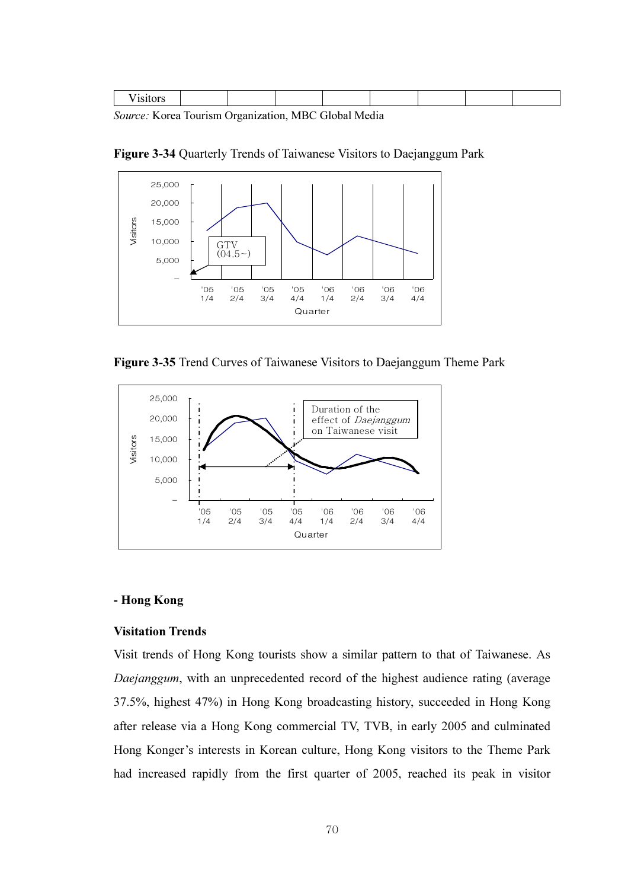| Visitors | | | | | | | | |
|---|---|---|---|---|---|---|---|---|

*Source:* Korea Tourism Organization, MBC Global Media

**Figure 3-34** Quarterly Trends of Taiwanese Visitors to Daejanggum Park

**Figure 3-35** Trend Curves of Taiwanese Visitors to Daejanggum Theme Park

## - Hong Kong

### Visitation Trends

Visit trends of Hong Kong tourists show a similar pattern to that of Taiwanese. As *Daejanggum*, with an unprecedented record of the highest audience rating (average 37.5%, highest 47%) in Hong Kong broadcasting history, succeeded in Hong Kong after release via a Hong Kong commercial TV, TVB, in early 2005 and culminated Hong Konger's interests in Korean culture, Hong Kong visitors to the Theme Park had increased rapidly from the first quarter of 2005, reached its peak in visitor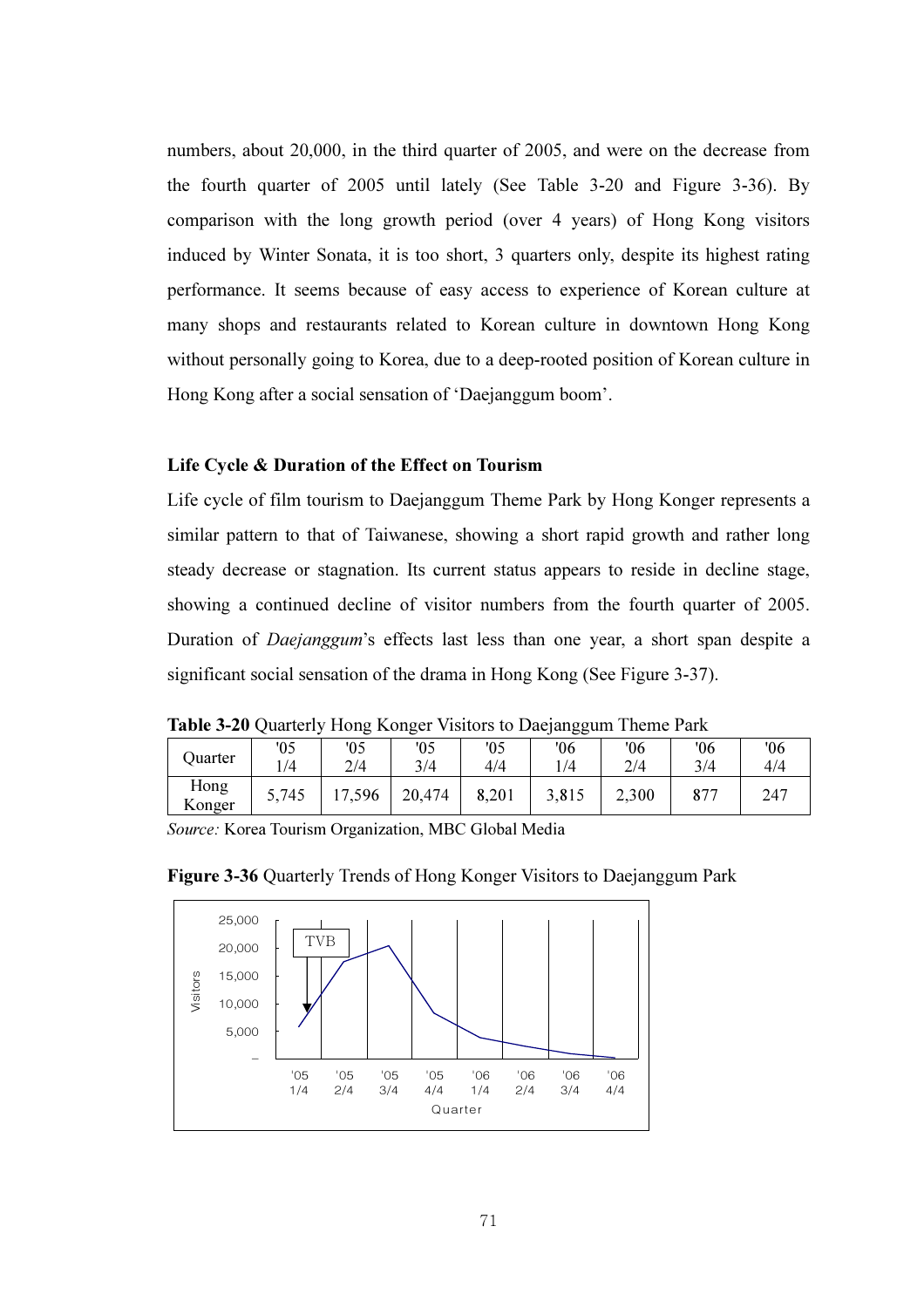numbers, about 20,000, in the third quarter of 2005, and were on the decrease from the fourth quarter of 2005 until lately (See Table 3-20 and Figure 3-36). By comparison with the long growth period (over 4 years) of Hong Kong visitors induced by Winter Sonata, it is too short, 3 quarters only, despite its highest rating performance. It seems because of easy access to experience of Korean culture at many shops and restaurants related to Korean culture in downtown Hong Kong without personally going to Korea, due to a deep-rooted position of Korean culture in Hong Kong after a social sensation of 'Daejanggum boom'.

**Life Cycle & Duration of the Effect on Tourism**

Life cycle of film tourism to Daejanggum Theme Park by Hong Konger represents a similar pattern to that of Taiwanese, showing a short rapid growth and rather long steady decrease or stagnation. Its current status appears to reside in decline stage, showing a continued decline of visitor numbers from the fourth quarter of 2005. Duration of *Daejanggum*'s effects last less than one year, a short span despite a significant social sensation of the drama in Hong Kong (See Figure 3-37).

**Table 3-20** Quarterly Hong Konger Visitors to Daejanggum Theme Park

| Quarter | '05 1/4 | '05 2/4 | '05 3/4 | '05 4/4 | '06 1/4 | '06 2/4 | '06 3/4 | '06 4/4 |
|---|---|---|---|---|---|---|---|---|
| Hong Konger | 5,745 | 17,596 | 20,474 | 8,201 | 3,815 | 2,300 | 877 | 247 |

*Source:* Korea Tourism Organization, MBC Global Media

**Figure 3-36** Quarterly Trends of Hong Konger Visitors to Daejanggum Park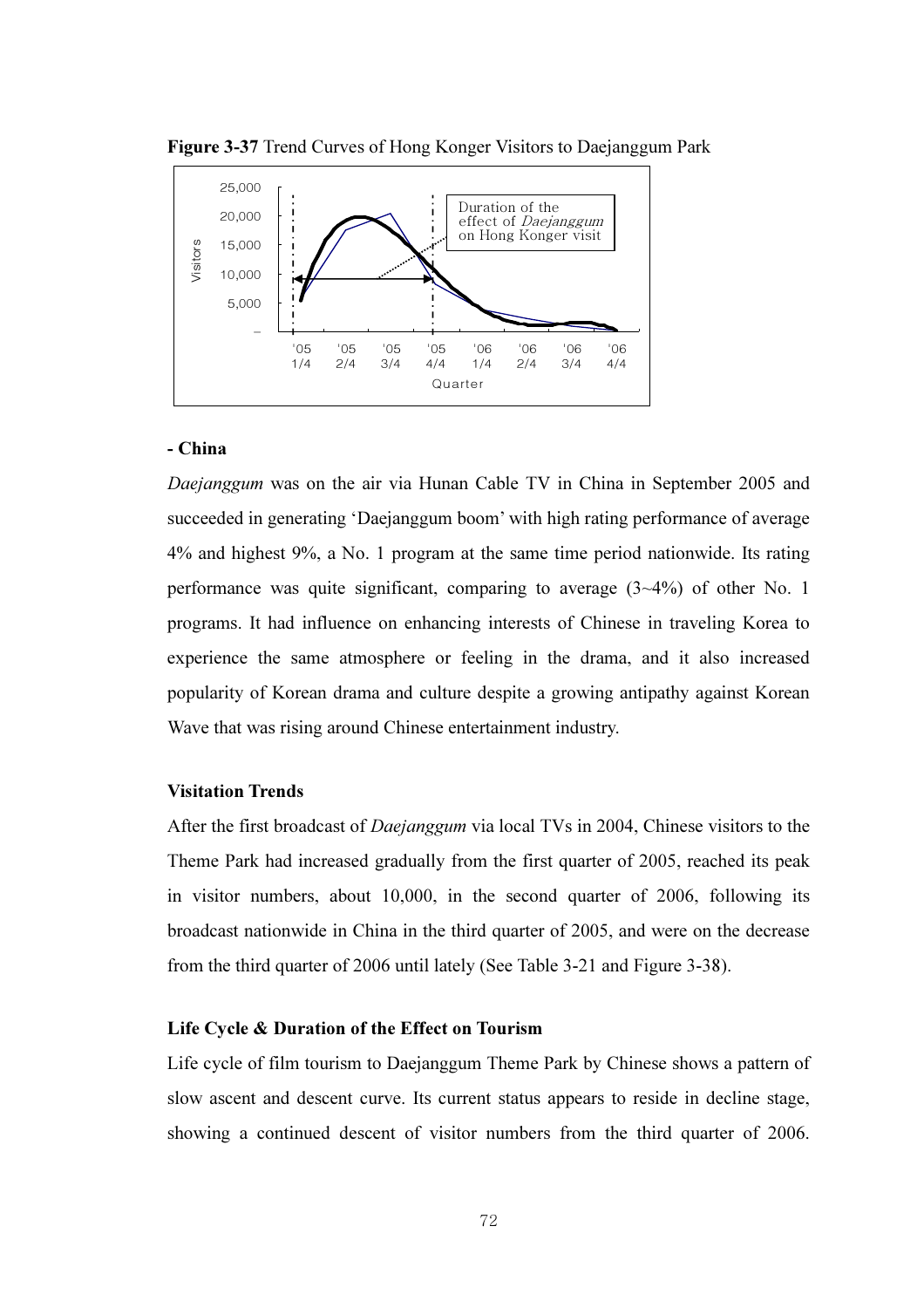**Figure 3-37** Trend Curves of Hong Konger Visitors to Daejanggum Park

- China

*Daejanggum* was on the air via Hunan Cable TV in China in September 2005 and succeeded in generating 'Daejanggum boom' with high rating performance of average 4% and highest 9%, a No. 1 program at the same time period nationwide. Its rating performance was quite significant, comparing to average (3~4%) of other No. 1 programs. It had influence on enhancing interests of Chinese in traveling Korea to experience the same atmosphere or feeling in the drama, and it also increased popularity of Korean drama and culture despite a growing antipathy against Korean Wave that was rising around Chinese entertainment industry.

**Visitation Trends**

After the first broadcast of *Daejanggum* via local TVs in 2004, Chinese visitors to the Theme Park had increased gradually from the first quarter of 2005, reached its peak in visitor numbers, about 10,000, in the second quarter of 2006, following its broadcast nationwide in China in the third quarter of 2005, and were on the decrease from the third quarter of 2006 until lately (See Table 3-21 and Figure 3-38).

**Life Cycle & Duration of the Effect on Tourism**

Life cycle of film tourism to Daejanggum Theme Park by Chinese shows a pattern of slow ascent and descent curve. Its current status appears to reside in decline stage, showing a continued descent of visitor numbers from the third quarter of 2006.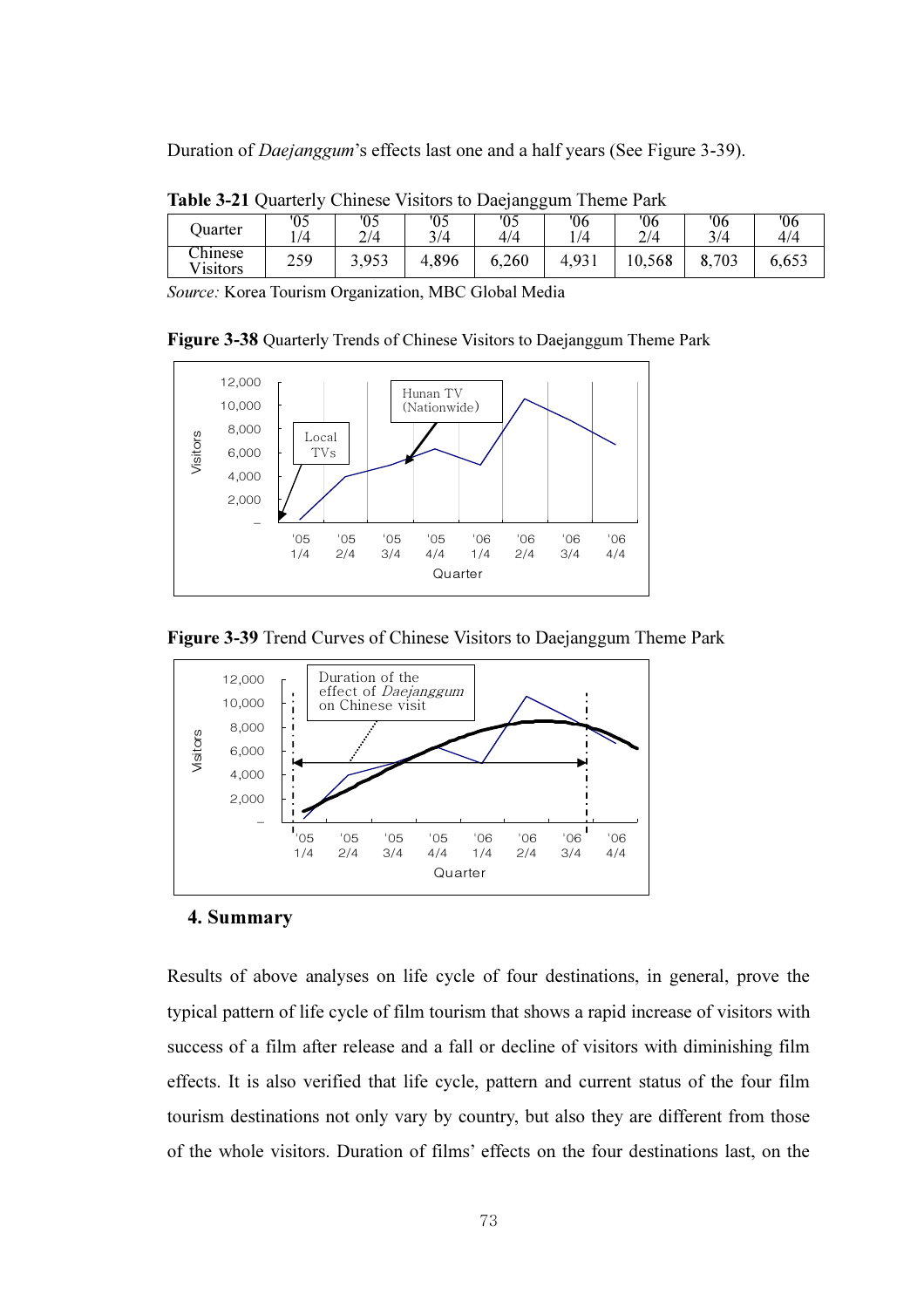Duration of *Daejanggum*'s effects last one and a half years (See Figure 3-39).

**Table 3-21** Quarterly Chinese Visitors to Daejanggum Theme Park

| Quarter | '05 1/4 | '05 2/4 | '05 3/4 | '05 4/4 | '06 1/4 | '06 2/4 | '06 3/4 | '06 4/4 |
|---|---|---|---|---|---|---|---|---|
| Chinese Visitors | 259 | 3,953 | 4,896 | 6,260 | 4,931 | 10,568 | 8,703 | 6,653 |

*Source:* Korea Tourism Organization, MBC Global Media

**Figure 3-38** Quarterly Trends of Chinese Visitors to Daejanggum Theme Park

**Figure 3-39** Trend Curves of Chinese Visitors to Daejanggum Theme Park

## 4. Summary

Results of above analyses on life cycle of four destinations, in general, prove the typical pattern of life cycle of film tourism that shows a rapid increase of visitors with success of a film after release and a fall or decline of visitors with diminishing film effects. It is also verified that life cycle, pattern and current status of the four film tourism destinations not only vary by country, but also they are different from those of the whole visitors. Duration of films' effects on the four destinations last, on the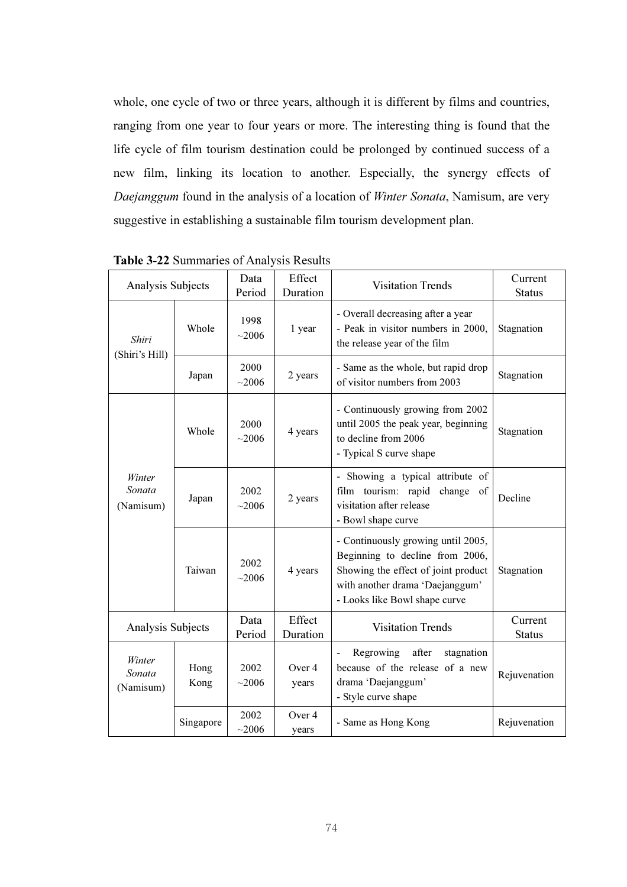whole, one cycle of two or three years, although it is different by films and countries, ranging from one year to four years or more. The interesting thing is found that the life cycle of film tourism destination could be prolonged by continued success of a new film, linking its location to another. Especially, the synergy effects of *Daejanggum* found in the analysis of a location of *Winter Sonata*, Namisum, are very suggestive in establishing a sustainable film tourism development plan.

**Table 3-22** Summaries of Analysis Results

| Analysis Subjects | | Data Period | Effect Duration | Visitation Trends | Current Status |
|---|---|---|---|---|---|
| *Shiri* (Shiri's Hill) | Whole | 1998 ~2006 | 1 year | - Overall decreasing after a year<br>- Peak in visitor numbers in 2000, the release year of the film | Stagnation |
| | Japan | 2000 ~2006 | 2 years | - Same as the whole, but rapid drop of visitor numbers from 2003 | Stagnation |
| *Winter Sonata* (Namisum) | Whole | 2000 ~2006 | 4 years | - Continuously growing from 2002 until 2005 the peak year, beginning to decline from 2006<br>- Typical S curve shape | Stagnation |
| | Japan | 2002 ~2006 | 2 years | - Showing a typical attribute of film tourism: rapid change of visitation after release<br>- Bowl shape curve | Decline |
| | Taiwan | 2002 ~2006 | 4 years | - Continuously growing until 2005, Beginning to decline from 2006, Showing the effect of joint product with another drama 'Daejanggum'<br>- Looks like Bowl shape curve | Stagnation |
| *Winter Sonata* (Namisum) | Hong Kong | 2002 ~2006 | Over 4 years | - Regrowing after stagnation because of the release of a new drama 'Daejanggum'<br>- Style curve shape | Rejuvenation |
| | Singapore | 2002 ~2006 | Over 4 years | - Same as Hong Kong | Rejuvenation |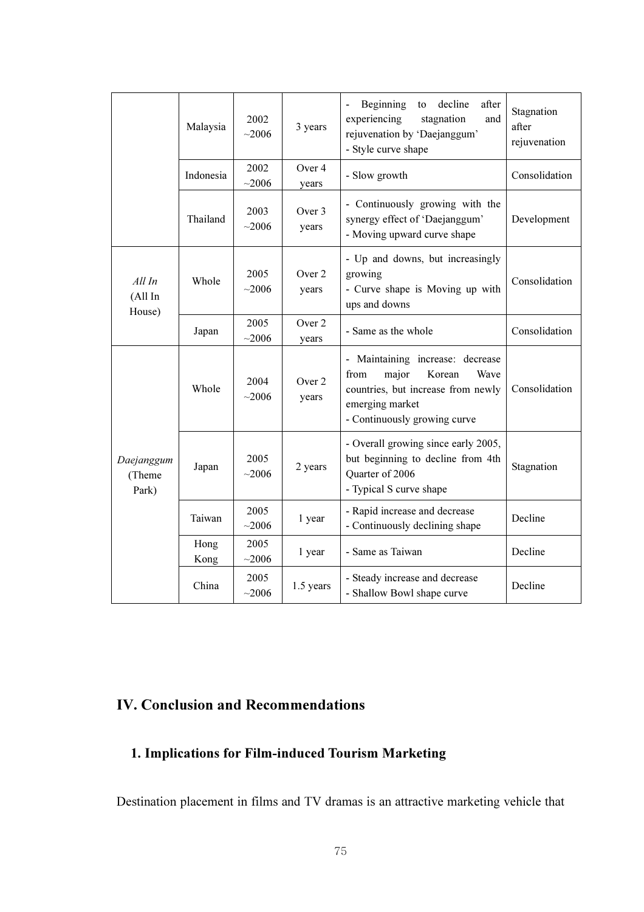| | | | | | |
|---|---|---|---|---|---|
| | Malaysia | 2002 ~2006 | 3 years | - Beginning to decline after experiencing stagnation and rejuvenation by 'Daejanggum'<br>- Style curve shape | Stagnation after rejuvenation |
| | Indonesia | 2002 ~2006 | Over 4 years | - Slow growth | Consolidation |
| | Thailand | 2003 ~2006 | Over 3 years | - Continuously growing with the synergy effect of 'Daejanggum'<br>- Moving upward curve shape | Development |
| *All In* (All In House) | Whole | 2005 ~2006 | Over 2 years | - Up and downs, but increasingly growing<br>- Curve shape is Moving up with ups and downs | Consolidation |
| | Japan | 2005 ~2006 | Over 2 years | - Same as the whole | Consolidation |
| *Daejanggum* (Theme Park) | Whole | 2004 ~2006 | Over 2 years | - Maintaining increase: decrease from major Korean Wave countries, but increase from newly emerging market<br>- Continuously growing curve | Consolidation |
| | Japan | 2005 ~2006 | 2 years | - Overall growing since early 2005, but beginning to decline from 4th Quarter of 2006<br>- Typical S curve shape | Stagnation |
| | Taiwan | 2005 ~2006 | 1 year | - Rapid increase and decrease<br>- Continuously declining shape | Decline |
| | Hong Kong | 2005 ~2006 | 1 year | - Same as Taiwan | Decline |
| | China | 2005 ~2006 | 1.5 years | - Steady increase and decrease<br>- Shallow Bowl shape curve | Decline |

## IV. Conclusion and Recommendations

### 1. Implications for Film-induced Tourism Marketing

Destination placement in films and TV dramas is an attractive marketing vehicle that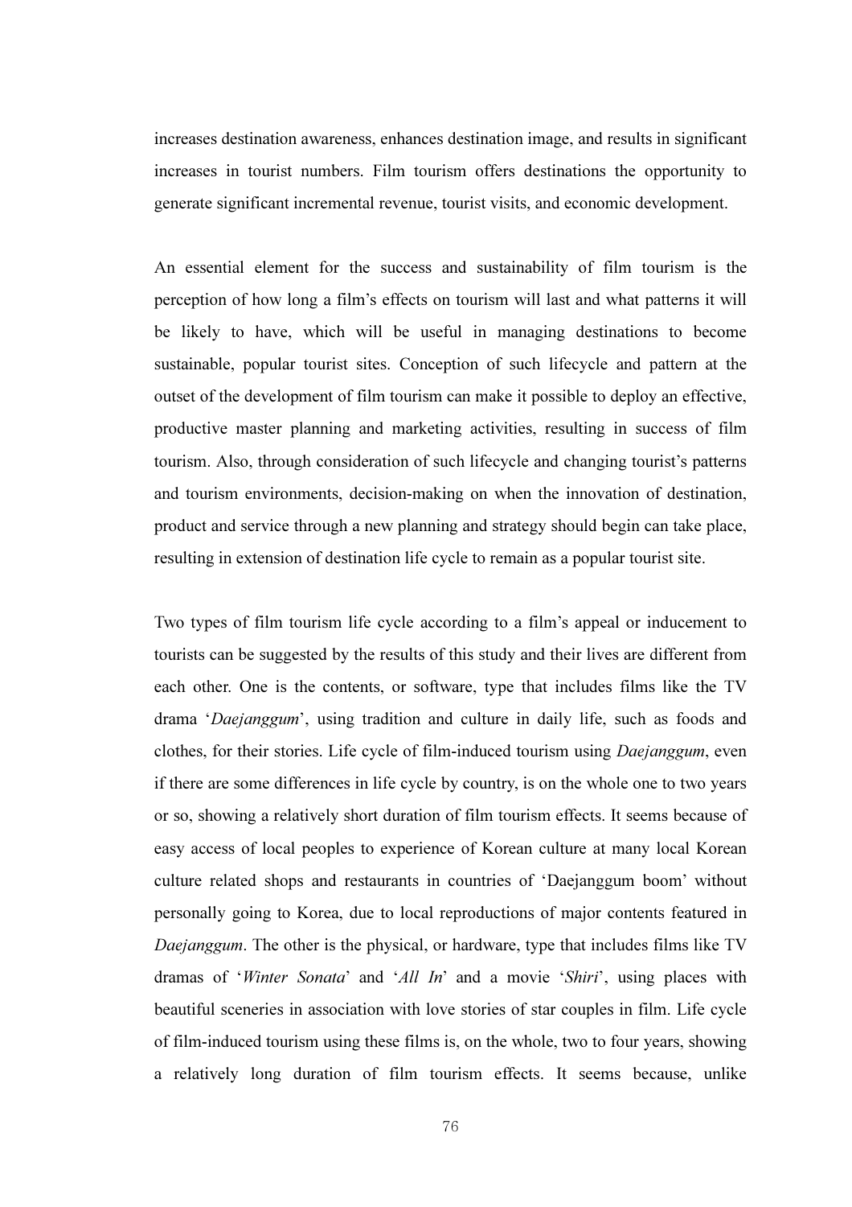increases destination awareness, enhances destination image, and results in significant increases in tourist numbers. Film tourism offers destinations the opportunity to generate significant incremental revenue, tourist visits, and economic development.

An essential element for the success and sustainability of film tourism is the perception of how long a film's effects on tourism will last and what patterns it will be likely to have, which will be useful in managing destinations to become sustainable, popular tourist sites. Conception of such lifecycle and pattern at the outset of the development of film tourism can make it possible to deploy an effective, productive master planning and marketing activities, resulting in success of film tourism. Also, through consideration of such lifecycle and changing tourist's patterns and tourism environments, decision-making on when the innovation of destination, product and service through a new planning and strategy should begin can take place, resulting in extension of destination life cycle to remain as a popular tourist site.

Two types of film tourism life cycle according to a film's appeal or inducement to tourists can be suggested by the results of this study and their lives are different from each other. One is the contents, or software, type that includes films like the TV drama '*Daejanggum*', using tradition and culture in daily life, such as foods and clothes, for their stories. Life cycle of film-induced tourism using *Daejanggum*, even if there are some differences in life cycle by country, is on the whole one to two years or so, showing a relatively short duration of film tourism effects. It seems because of easy access of local peoples to experience of Korean culture at many local Korean culture related shops and restaurants in countries of 'Daejanggum boom' without personally going to Korea, due to local reproductions of major contents featured in *Daejanggum*. The other is the physical, or hardware, type that includes films like TV dramas of '*Winter Sonata*' and '*All In*' and a movie '*Shiri*', using places with beautiful sceneries in association with love stories of star couples in film. Life cycle of film-induced tourism using these films is, on the whole, two to four years, showing a relatively long duration of film tourism effects. It seems because, unlike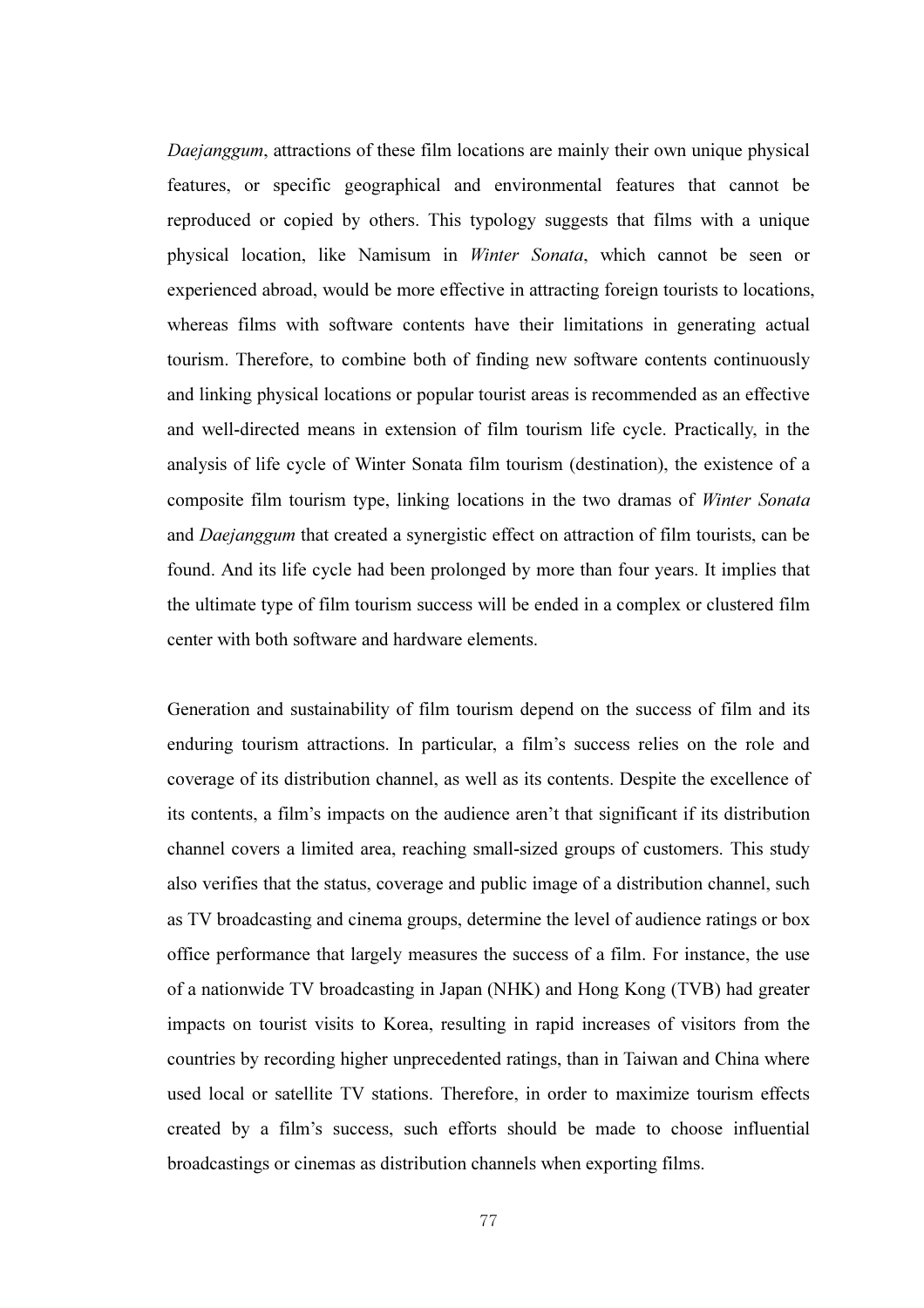*Daejanggum*, attractions of these film locations are mainly their own unique physical features, or specific geographical and environmental features that cannot be reproduced or copied by others. This typology suggests that films with a unique physical location, like Namisum in *Winter Sonata*, which cannot be seen or experienced abroad, would be more effective in attracting foreign tourists to locations, whereas films with software contents have their limitations in generating actual tourism. Therefore, to combine both of finding new software contents continuously and linking physical locations or popular tourist areas is recommended as an effective and well-directed means in extension of film tourism life cycle. Practically, in the analysis of life cycle of Winter Sonata film tourism (destination), the existence of a composite film tourism type, linking locations in the two dramas of *Winter Sonata* and *Daejanggum* that created a synergistic effect on attraction of film tourists, can be found. And its life cycle had been prolonged by more than four years. It implies that the ultimate type of film tourism success will be ended in a complex or clustered film center with both software and hardware elements.

Generation and sustainability of film tourism depend on the success of film and its enduring tourism attractions. In particular, a film's success relies on the role and coverage of its distribution channel, as well as its contents. Despite the excellence of its contents, a film's impacts on the audience aren't that significant if its distribution channel covers a limited area, reaching small-sized groups of customers. This study also verifies that the status, coverage and public image of a distribution channel, such as TV broadcasting and cinema groups, determine the level of audience ratings or box office performance that largely measures the success of a film. For instance, the use of a nationwide TV broadcasting in Japan (NHK) and Hong Kong (TVB) had greater impacts on tourist visits to Korea, resulting in rapid increases of visitors from the countries by recording higher unprecedented ratings, than in Taiwan and China where used local or satellite TV stations. Therefore, in order to maximize tourism effects created by a film's success, such efforts should be made to choose influential broadcastings or cinemas as distribution channels when exporting films.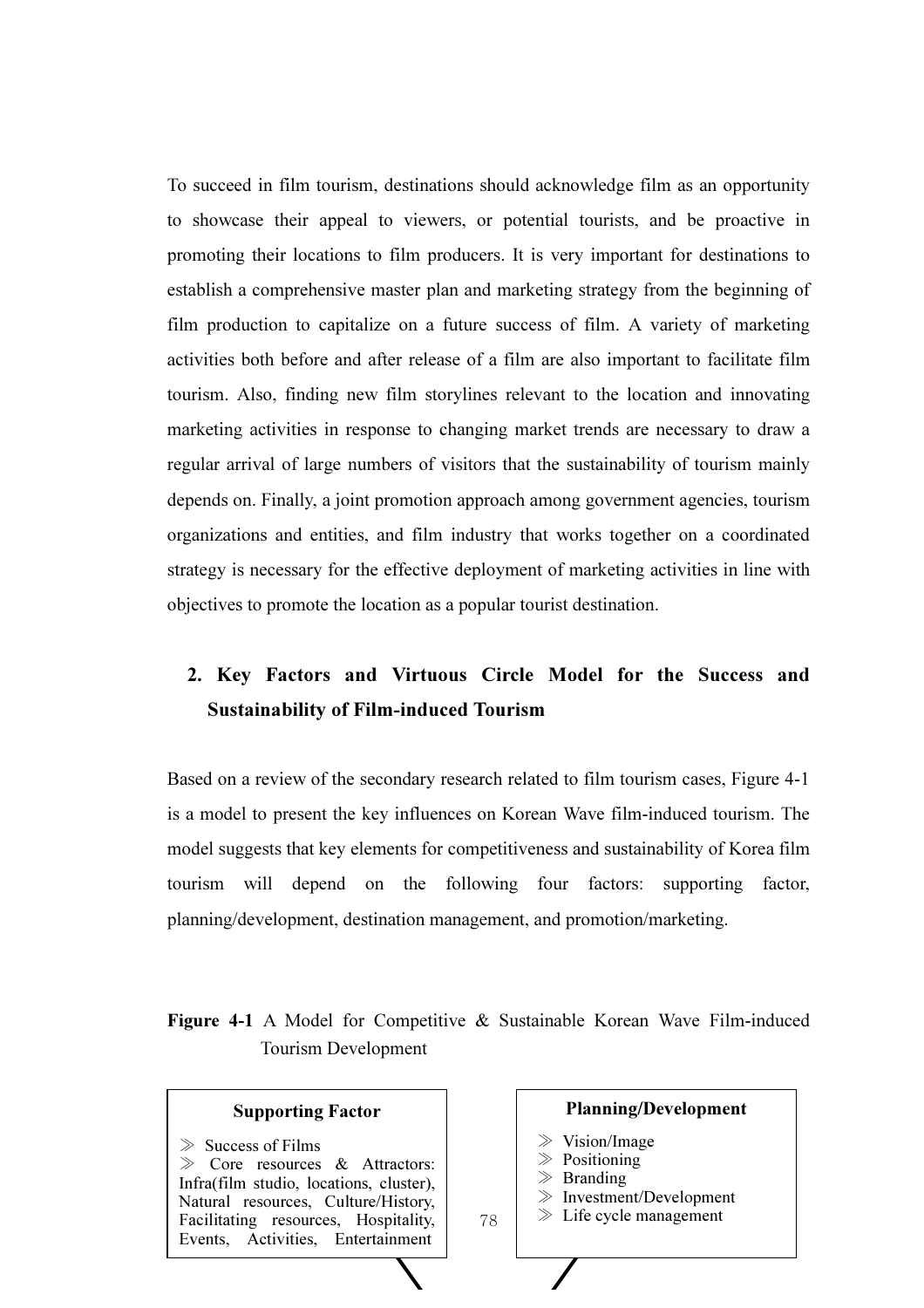To succeed in film tourism, destinations should acknowledge film as an opportunity to showcase their appeal to viewers, or potential tourists, and be proactive in promoting their locations to film producers. It is very important for destinations to establish a comprehensive master plan and marketing strategy from the beginning of film production to capitalize on a future success of film. A variety of marketing activities both before and after release of a film are also important to facilitate film tourism. Also, finding new film storylines relevant to the location and innovating marketing activities in response to changing market trends are necessary to draw a regular arrival of large numbers of visitors that the sustainability of tourism mainly depends on. Finally, a joint promotion approach among government agencies, tourism organizations and entities, and film industry that works together on a coordinated strategy is necessary for the effective deployment of marketing activities in line with objectives to promote the location as a popular tourist destination.

## 2. Key Factors and Virtuous Circle Model for the Success and Sustainability of Film-induced Tourism

Based on a review of the secondary research related to film tourism cases, Figure 4-1 is a model to present the key influences on Korean Wave film-induced tourism. The model suggests that key elements for competitiveness and sustainability of Korea film tourism will depend on the following four factors: supporting factor, planning/development, destination management, and promotion/marketing.

**Figure 4-1** A Model for Competitive & Sustainable Korean Wave Film-induced Tourism Development

**Supporting Factor**

- ≫ Success of Films
- ≫ Core resources & Attractors: Infra(film studio, locations, cluster), Natural resources, Culture/History, Facilitating resources, Hospitality, Events, Activities, Entertainment

**Planning/Development**

- ≫ Vision/Image
- ≫ Positioning
- ≫ Branding
- ≫ Investment/Development
- ≫ Life cycle management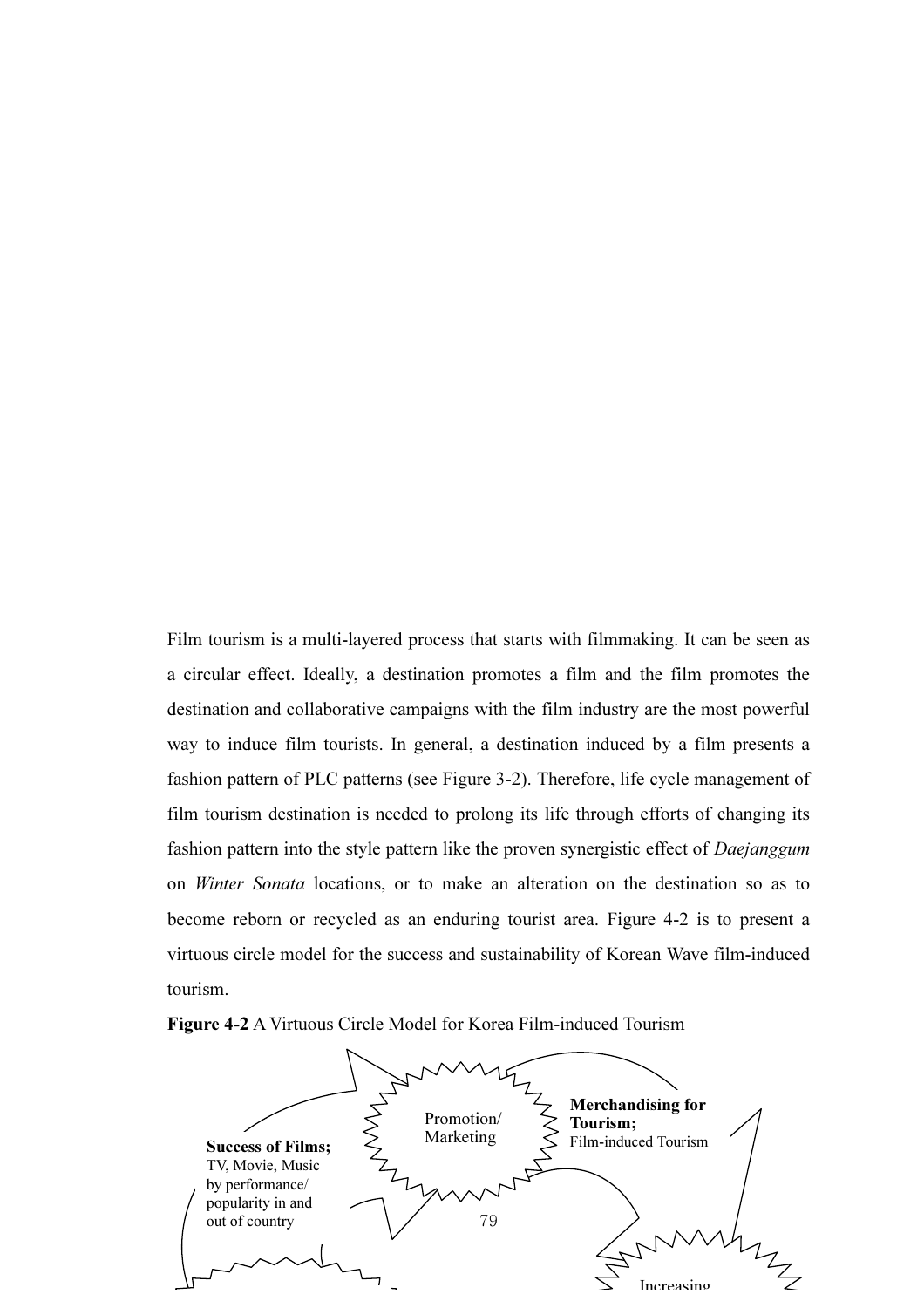Film tourism is a multi-layered process that starts with filmmaking. It can be seen as a circular effect. Ideally, a destination promotes a film and the film promotes the destination and collaborative campaigns with the film industry are the most powerful way to induce film tourists. In general, a destination induced by a film presents a fashion pattern of PLC patterns (see Figure 3-2). Therefore, life cycle management of film tourism destination is needed to prolong its life through efforts of changing its fashion pattern into the style pattern like the proven synergistic effect of *Daejanggum* on *Winter Sonata* locations, or to make an alteration on the destination so as to become reborn or recycled as an enduring tourist area. Figure 4-2 is to present a virtuous circle model for the success and sustainability of Korean Wave film-induced tourism.

**Figure 4-2** A Virtuous Circle Model for Korea Film-induced Tourism

Promotion/ Marketing

**Merchandising for Tourism;** Film-induced Tourism

**Success of Films;** TV, Movie, Music by performance/ popularity in and out of country

Increasing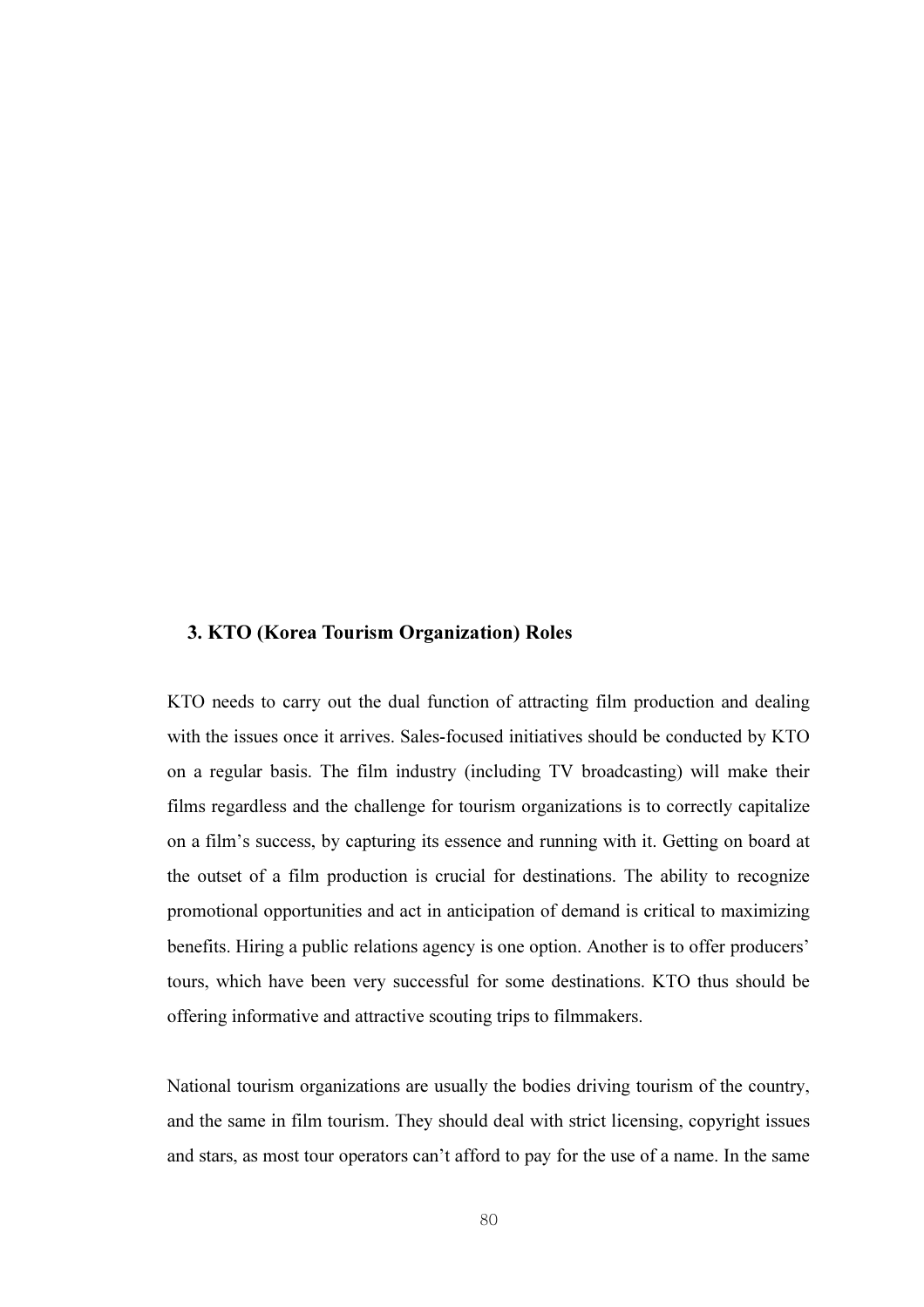### 3. KTO (Korea Tourism Organization) Roles

KTO needs to carry out the dual function of attracting film production and dealing with the issues once it arrives. Sales-focused initiatives should be conducted by KTO on a regular basis. The film industry (including TV broadcasting) will make their films regardless and the challenge for tourism organizations is to correctly capitalize on a film's success, by capturing its essence and running with it. Getting on board at the outset of a film production is crucial for destinations. The ability to recognize promotional opportunities and act in anticipation of demand is critical to maximizing benefits. Hiring a public relations agency is one option. Another is to offer producers' tours, which have been very successful for some destinations. KTO thus should be offering informative and attractive scouting trips to filmmakers.

National tourism organizations are usually the bodies driving tourism of the country, and the same in film tourism. They should deal with strict licensing, copyright issues and stars, as most tour operators can't afford to pay for the use of a name. In the same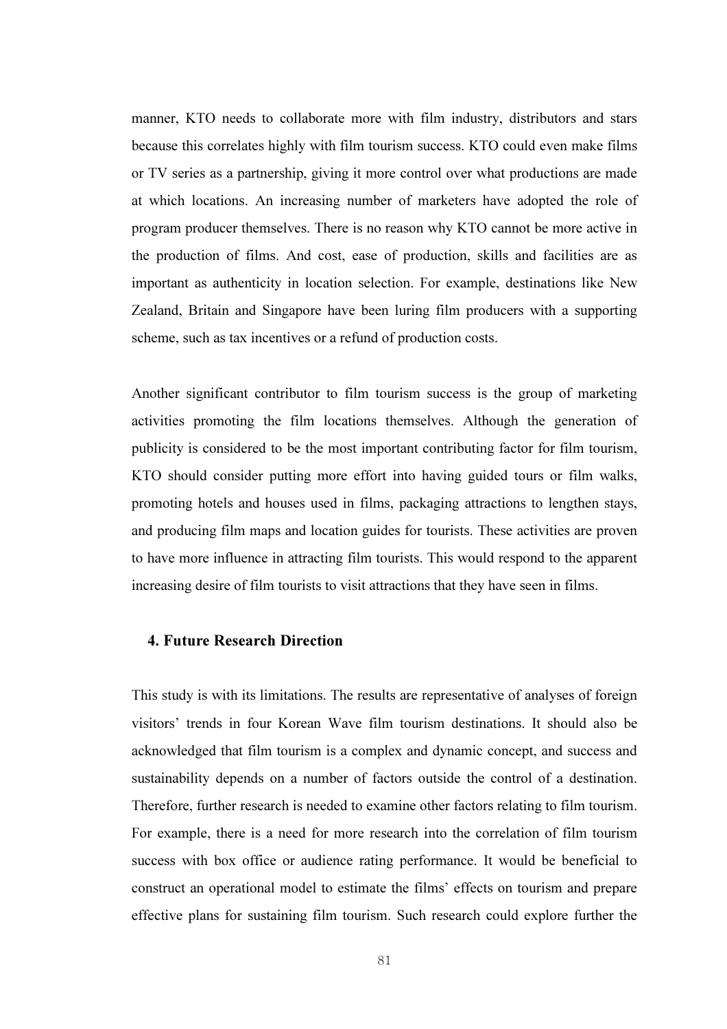manner, KTO needs to collaborate more with film industry, distributors and stars because this correlates highly with film tourism success. KTO could even make films or TV series as a partnership, giving it more control over what productions are made at which locations. An increasing number of marketers have adopted the role of program producer themselves. There is no reason why KTO cannot be more active in the production of films. And cost, ease of production, skills and facilities are as important as authenticity in location selection. For example, destinations like New Zealand, Britain and Singapore have been luring film producers with a supporting scheme, such as tax incentives or a refund of production costs.

Another significant contributor to film tourism success is the group of marketing activities promoting the film locations themselves. Although the generation of publicity is considered to be the most important contributing factor for film tourism, KTO should consider putting more effort into having guided tours or film walks, promoting hotels and houses used in films, packaging attractions to lengthen stays, and producing film maps and location guides for tourists. These activities are proven to have more influence in attracting film tourists. This would respond to the apparent increasing desire of film tourists to visit attractions that they have seen in films.

### 4. Future Research Direction

This study is with its limitations. The results are representative of analyses of foreign visitors' trends in four Korean Wave film tourism destinations. It should also be acknowledged that film tourism is a complex and dynamic concept, and success and sustainability depends on a number of factors outside the control of a destination. Therefore, further research is needed to examine other factors relating to film tourism. For example, there is a need for more research into the correlation of film tourism success with box office or audience rating performance. It would be beneficial to construct an operational model to estimate the films' effects on tourism and prepare effective plans for sustaining film tourism. Such research could explore further the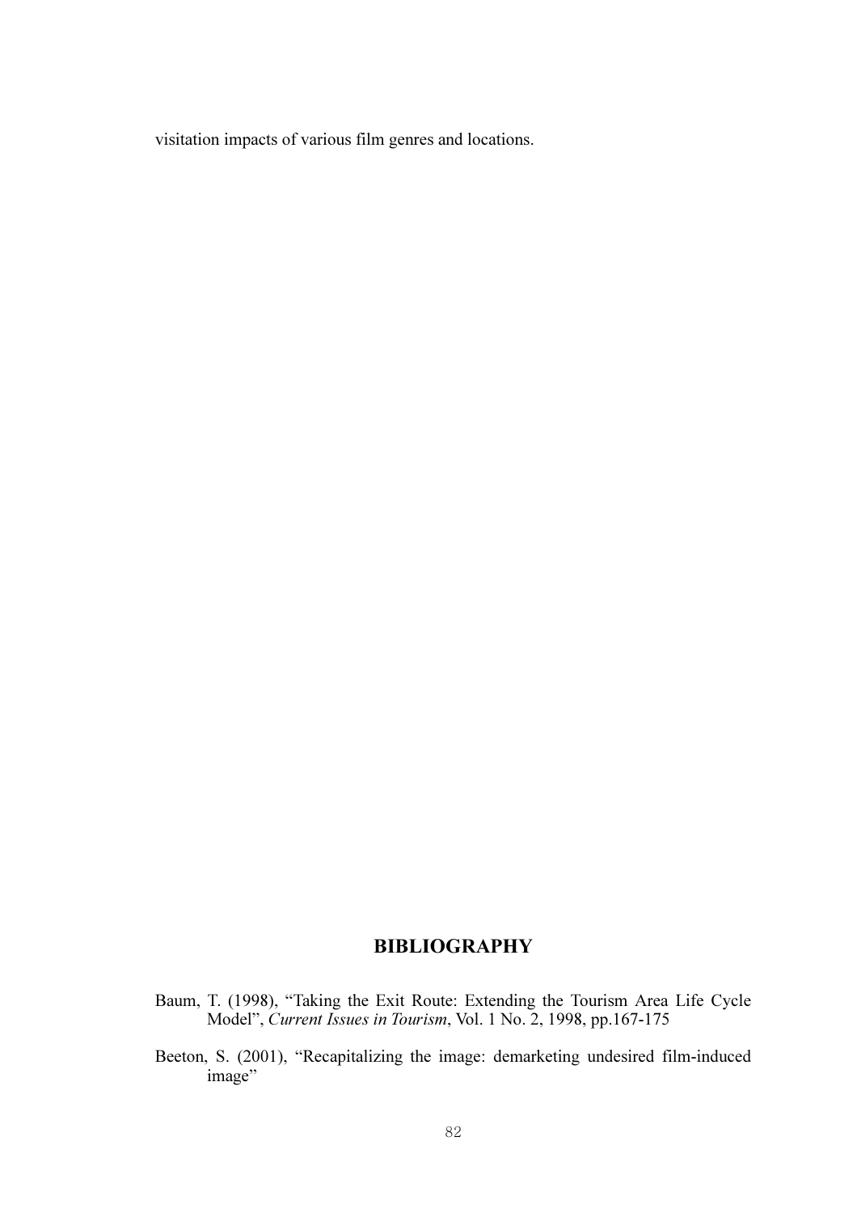visitation impacts of various film genres and locations.

## BIBLIOGRAPHY

Baum, T. (1998), "Taking the Exit Route: Extending the Tourism Area Life Cycle Model", *Current Issues in Tourism*, Vol. 1 No. 2, 1998, pp.167-175

Beeton, S. (2001), "Recapitalizing the image: demarketing undesired film-induced image"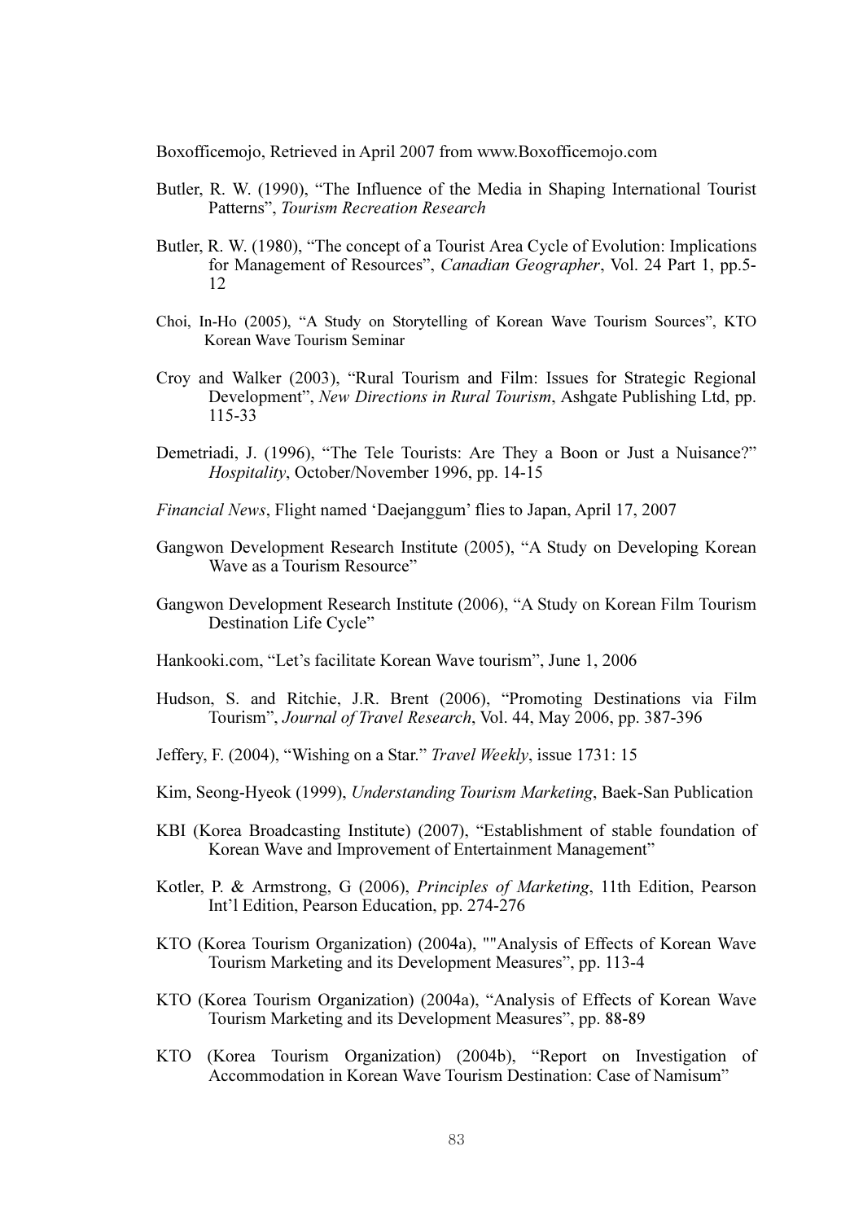Boxofficemojo, Retrieved in April 2007 from www.Boxofficemojo.com

Butler, R. W. (1990), "The Influence of the Media in Shaping International Tourist Patterns", *Tourism Recreation Research*

Butler, R. W. (1980), "The concept of a Tourist Area Cycle of Evolution: Implications for Management of Resources", *Canadian Geographer*, Vol. 24 Part 1, pp.5-12

Choi, In-Ho (2005), "A Study on Storytelling of Korean Wave Tourism Sources", KTO Korean Wave Tourism Seminar

Croy and Walker (2003), "Rural Tourism and Film: Issues for Strategic Regional Development", *New Directions in Rural Tourism*, Ashgate Publishing Ltd, pp. 115-33

Demetriadi, J. (1996), "The Tele Tourists: Are They a Boon or Just a Nuisance?" *Hospitality*, October/November 1996, pp. 14-15

*Financial News*, Flight named 'Daejanggum' flies to Japan, April 17, 2007

Gangwon Development Research Institute (2005), "A Study on Developing Korean Wave as a Tourism Resource"

Gangwon Development Research Institute (2006), "A Study on Korean Film Tourism Destination Life Cycle"

Hankooki.com, "Let's facilitate Korean Wave tourism", June 1, 2006

Hudson, S. and Ritchie, J.R. Brent (2006), "Promoting Destinations via Film Tourism", *Journal of Travel Research*, Vol. 44, May 2006, pp. 387-396

Jeffery, F. (2004), "Wishing on a Star." *Travel Weekly*, issue 1731: 15

Kim, Seong-Hyeok (1999), *Understanding Tourism Marketing*, Baek-San Publication

KBI (Korea Broadcasting Institute) (2007), "Establishment of stable foundation of Korean Wave and Improvement of Entertainment Management"

Kotler, P. & Armstrong, G (2006), *Principles of Marketing*, 11th Edition, Pearson Int'l Edition, Pearson Education, pp. 274-276

KTO (Korea Tourism Organization) (2004a), ""Analysis of Effects of Korean Wave Tourism Marketing and its Development Measures", pp. 113-4

KTO (Korea Tourism Organization) (2004a), "Analysis of Effects of Korean Wave Tourism Marketing and its Development Measures", pp. 88-89

KTO (Korea Tourism Organization) (2004b), "Report on Investigation of Accommodation in Korean Wave Tourism Destination: Case of Namisum"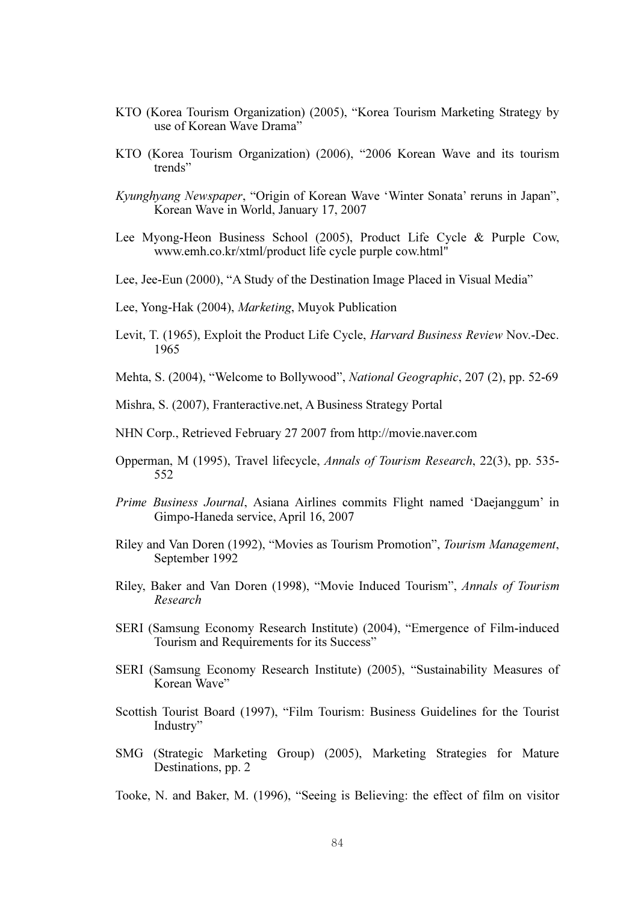KTO (Korea Tourism Organization) (2005), "Korea Tourism Marketing Strategy by use of Korean Wave Drama"

KTO (Korea Tourism Organization) (2006), "2006 Korean Wave and its tourism trends"

*Kyunghyang Newspaper*, "Origin of Korean Wave 'Winter Sonata' reruns in Japan", Korean Wave in World, January 17, 2007

Lee Myong-Heon Business School (2005), Product Life Cycle & Purple Cow, www.emh.co.kr/xtml/product life cycle purple cow.html"

Lee, Jee-Eun (2000), "A Study of the Destination Image Placed in Visual Media"

Lee, Yong-Hak (2004), *Marketing*, Muyok Publication

Levit, T. (1965), Exploit the Product Life Cycle, *Harvard Business Review* Nov.-Dec. 1965

Mehta, S. (2004), "Welcome to Bollywood", *National Geographic*, 207 (2), pp. 52-69

Mishra, S. (2007), Franteractive.net, A Business Strategy Portal

NHN Corp., Retrieved February 27 2007 from http://movie.naver.com

Opperman, M (1995), Travel lifecycle, *Annals of Tourism Research*, 22(3), pp. 535-552

*Prime Business Journal*, Asiana Airlines commits Flight named 'Daejanggum' in Gimpo-Haneda service, April 16, 2007

Riley and Van Doren (1992), "Movies as Tourism Promotion", *Tourism Management*, September 1992

Riley, Baker and Van Doren (1998), "Movie Induced Tourism", *Annals of Tourism Research*

SERI (Samsung Economy Research Institute) (2004), "Emergence of Film-induced Tourism and Requirements for its Success"

SERI (Samsung Economy Research Institute) (2005), "Sustainability Measures of Korean Wave"

Scottish Tourist Board (1997), "Film Tourism: Business Guidelines for the Tourist Industry"

SMG (Strategic Marketing Group) (2005), Marketing Strategies for Mature Destinations, pp. 2

Tooke, N. and Baker, M. (1996), "Seeing is Believing: the effect of film on visitor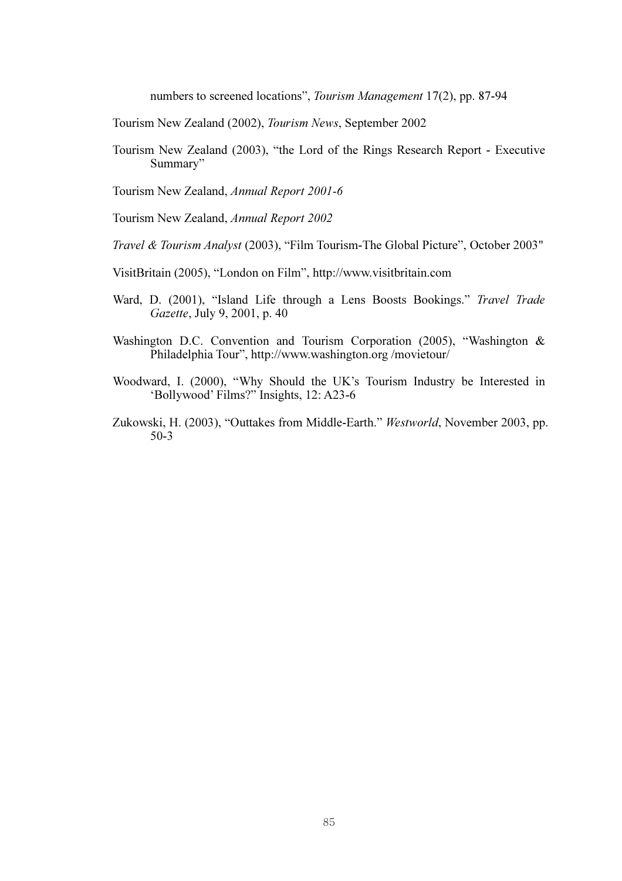numbers to screened locations", *Tourism Management* 17(2), pp. 87-94

Tourism New Zealand (2002), *Tourism News*, September 2002

Tourism New Zealand (2003), "the Lord of the Rings Research Report - Executive Summary"

Tourism New Zealand, *Annual Report 2001-6*

Tourism New Zealand, *Annual Report 2002*

*Travel & Tourism Analyst* (2003), "Film Tourism-The Global Picture", October 2003"

VisitBritain (2005), "London on Film", http://www.visitbritain.com

Ward, D. (2001), "Island Life through a Lens Boosts Bookings." *Travel Trade Gazette*, July 9, 2001, p. 40

Washington D.C. Convention and Tourism Corporation (2005), "Washington & Philadelphia Tour", http://www.washington.org /movietour/

Woodward, I. (2000), "Why Should the UK's Tourism Industry be Interested in 'Bollywood' Films?" Insights, 12: A23-6

Zukowski, H. (2003), "Outtakes from Middle-Earth." *Westworld*, November 2003, pp. 50-3